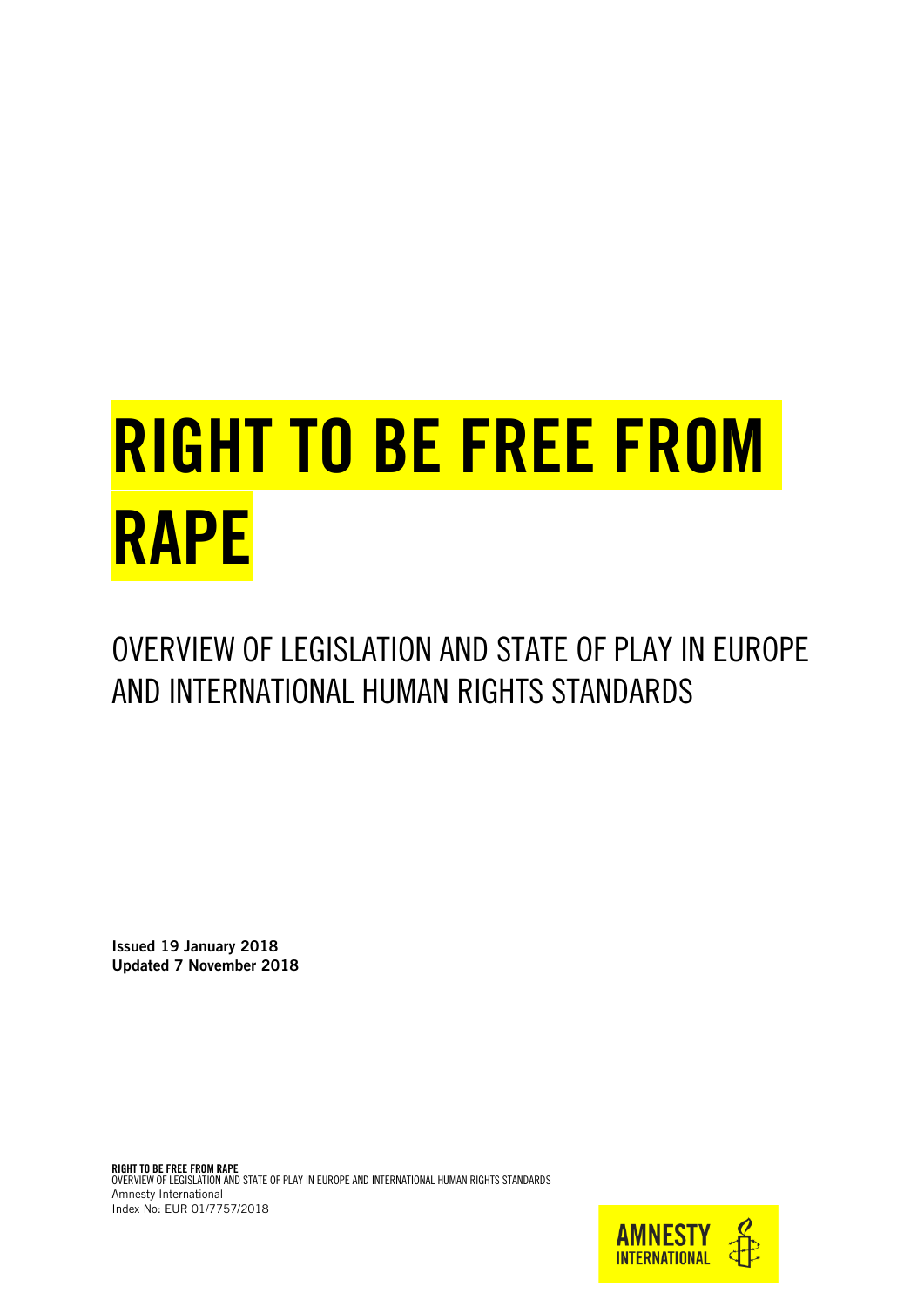# RIGHT TO BE FREE FROM RAPE

## OVERVIEW OF LEGISLATION AND STATE OF PLAY IN EUROPE AND INTERNATIONAL HUMAN RIGHTS STANDARDS

**Issued 19 January 2018**
**Updated 7 November 2018**

**RIGHT TO BE FREE FROM RAPE**
OVERVIEW OF LEGISLATION AND STATE OF PLAY IN EUROPE AND INTERNATIONAL HUMAN RIGHTS STANDARDS
Amnesty International
Index No: EUR 01/7757/2018

AMNESTY INTERNATIONAL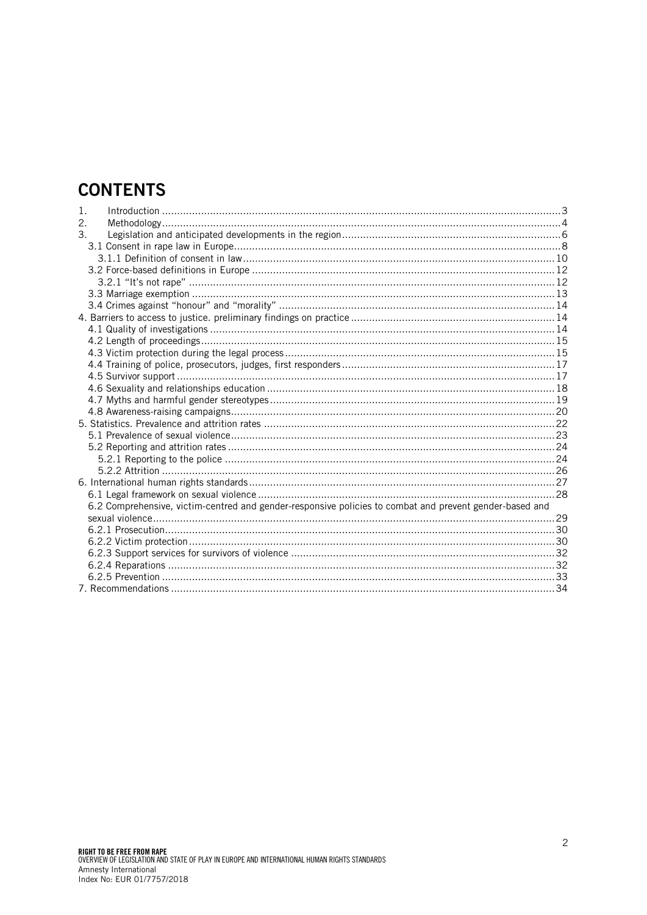# CONTENTS

1. Introduction ... 3
2. Methodology ... 4
3. Legislation and anticipated developments in the region ... 6
   - 3.1 Consent in rape law in Europe ... 8
     - 3.1.1 Definition of consent in law ... 10
   - 3.2 Force-based definitions in Europe ... 12
     - 3.2.1 "It's not rape" ... 12
   - 3.3 Marriage exemption ... 13
   - 3.4 Crimes against "honour" and "morality" ... 14
4. Barriers to access to justice. preliminary findings on practice ... 14
   - 4.1 Quality of investigations ... 14
   - 4.2 Length of proceedings ... 15
   - 4.3 Victim protection during the legal process ... 15
   - 4.4 Training of police, prosecutors, judges, first responders ... 17
   - 4.5 Survivor support ... 17
   - 4.6 Sexuality and relationships education ... 18
   - 4.7 Myths and harmful gender stereotypes ... 19
   - 4.8 Awareness-raising campaigns ... 20
5. Statistics. Prevalence and attrition rates ... 22
   - 5.1 Prevalence of sexual violence ... 23
   - 5.2 Reporting and attrition rates ... 24
     - 5.2.1 Reporting to the police ... 24
     - 5.2.2 Attrition ... 26
6. International human rights standards ... 27
   - 6.1 Legal framework on sexual violence ... 28
   - 6.2 Comprehensive, victim-centred and gender-responsive policies to combat and prevent gender-based and sexual violence ... 29
     - 6.2.1 Prosecution ... 30
     - 6.2.2 Victim protection ... 30
     - 6.2.3 Support services for survivors of violence ... 32
     - 6.2.4 Reparations ... 32
     - 6.2.5 Prevention ... 33
7. Recommendations ... 34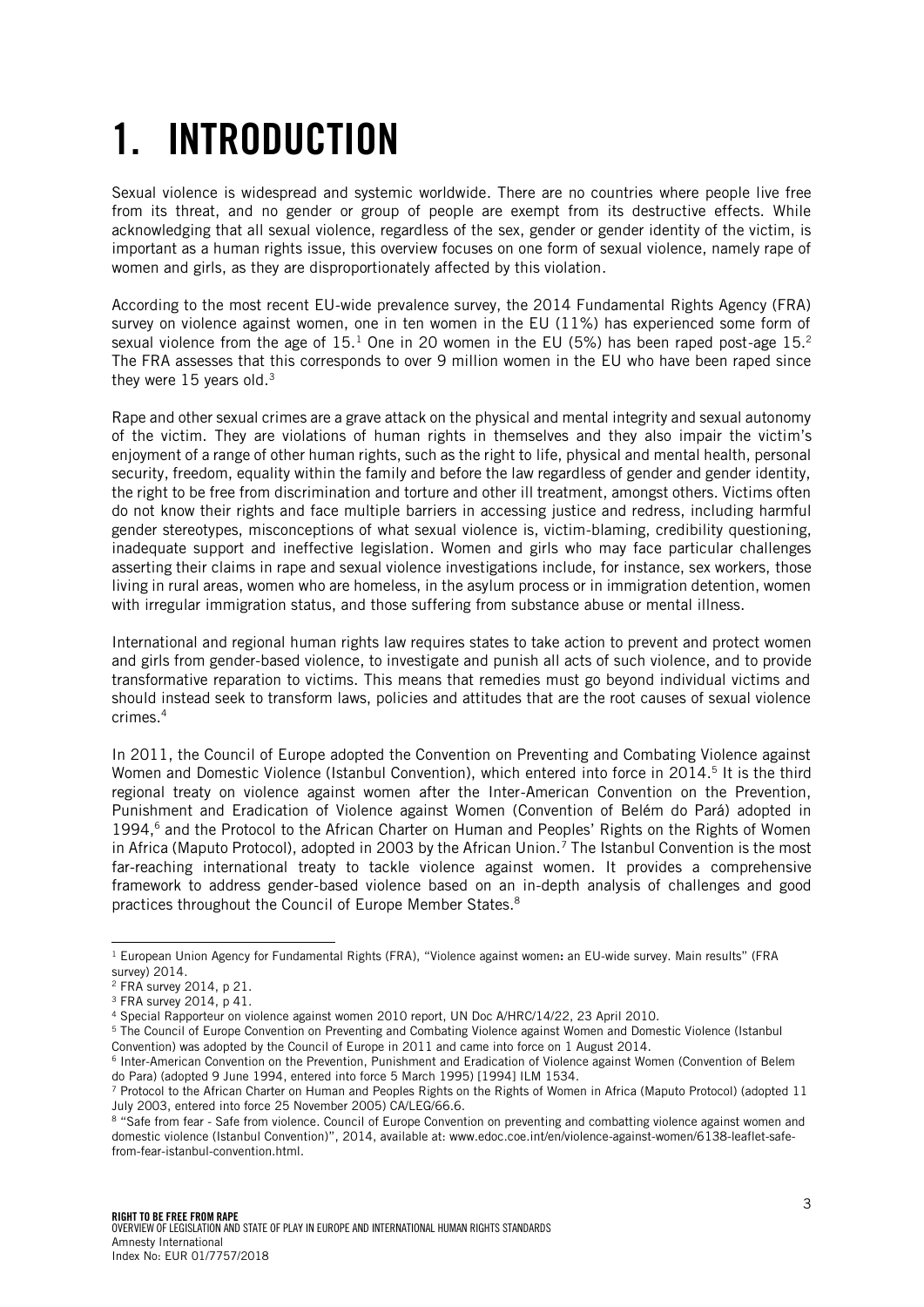# 1. INTRODUCTION

Sexual violence is widespread and systemic worldwide. There are no countries where people live free from its threat, and no gender or group of people are exempt from its destructive effects. While acknowledging that all sexual violence, regardless of the sex, gender or gender identity of the victim, is important as a human rights issue, this overview focuses on one form of sexual violence, namely rape of women and girls, as they are disproportionately affected by this violation.

According to the most recent EU-wide prevalence survey, the 2014 Fundamental Rights Agency (FRA) survey on violence against women, one in ten women in the EU (11%) has experienced some form of sexual violence from the age of 15.[1] One in 20 women in the EU (5%) has been raped post-age 15.[2] The FRA assesses that this corresponds to over 9 million women in the EU who have been raped since they were 15 years old.[3]

Rape and other sexual crimes are a grave attack on the physical and mental integrity and sexual autonomy of the victim. They are violations of human rights in themselves and they also impair the victim's enjoyment of a range of other human rights, such as the right to life, physical and mental health, personal security, freedom, equality within the family and before the law regardless of gender and gender identity, the right to be free from discrimination and torture and other ill treatment, amongst others. Victims often do not know their rights and face multiple barriers in accessing justice and redress, including harmful gender stereotypes, misconceptions of what sexual violence is, victim-blaming, credibility questioning, inadequate support and ineffective legislation. Women and girls who may face particular challenges asserting their claims in rape and sexual violence investigations include, for instance, sex workers, those living in rural areas, women who are homeless, in the asylum process or in immigration detention, women with irregular immigration status, and those suffering from substance abuse or mental illness.

International and regional human rights law requires states to take action to prevent and protect women and girls from gender-based violence, to investigate and punish all acts of such violence, and to provide transformative reparation to victims. This means that remedies must go beyond individual victims and should instead seek to transform laws, policies and attitudes that are the root causes of sexual violence crimes.[4]

In 2011, the Council of Europe adopted the Convention on Preventing and Combating Violence against Women and Domestic Violence (Istanbul Convention), which entered into force in 2014.[5] It is the third regional treaty on violence against women after the Inter-American Convention on the Prevention, Punishment and Eradication of Violence against Women (Convention of Belém do Pará) adopted in 1994,[6] and the Protocol to the African Charter on Human and Peoples' Rights on the Rights of Women in Africa (Maputo Protocol), adopted in 2003 by the African Union.[7] The Istanbul Convention is the most far-reaching international treaty to tackle violence against women. It provides a comprehensive framework to address gender-based violence based on an in-depth analysis of challenges and good practices throughout the Council of Europe Member States.[8]

---

[1] European Union Agency for Fundamental Rights (FRA), "Violence against women: an EU-wide survey. Main results" (FRA survey) 2014.

[2] FRA survey 2014, p 21.

[3] FRA survey 2014, p 41.

[4] Special Rapporteur on violence against women 2010 report, UN Doc A/HRC/14/22, 23 April 2010.

[5] The Council of Europe Convention on Preventing and Combating Violence against Women and Domestic Violence (Istanbul Convention) was adopted by the Council of Europe in 2011 and came into force on 1 August 2014.

[6] Inter-American Convention on the Prevention, Punishment and Eradication of Violence against Women (Convention of Belem do Para) (adopted 9 June 1994, entered into force 5 March 1995) [1994] ILM 1534.

[7] Protocol to the African Charter on Human and Peoples Rights on the Rights of Women in Africa (Maputo Protocol) (adopted 11 July 2003, entered into force 25 November 2005) CA/LEG/66.6.

[8] "Safe from fear - Safe from violence. Council of Europe Convention on preventing and combatting violence against women and domestic violence (Istanbul Convention)", 2014, available at: www.edoc.coe.int/en/violence-against-women/6138-leaflet-safe-from-fear-istanbul-convention.html.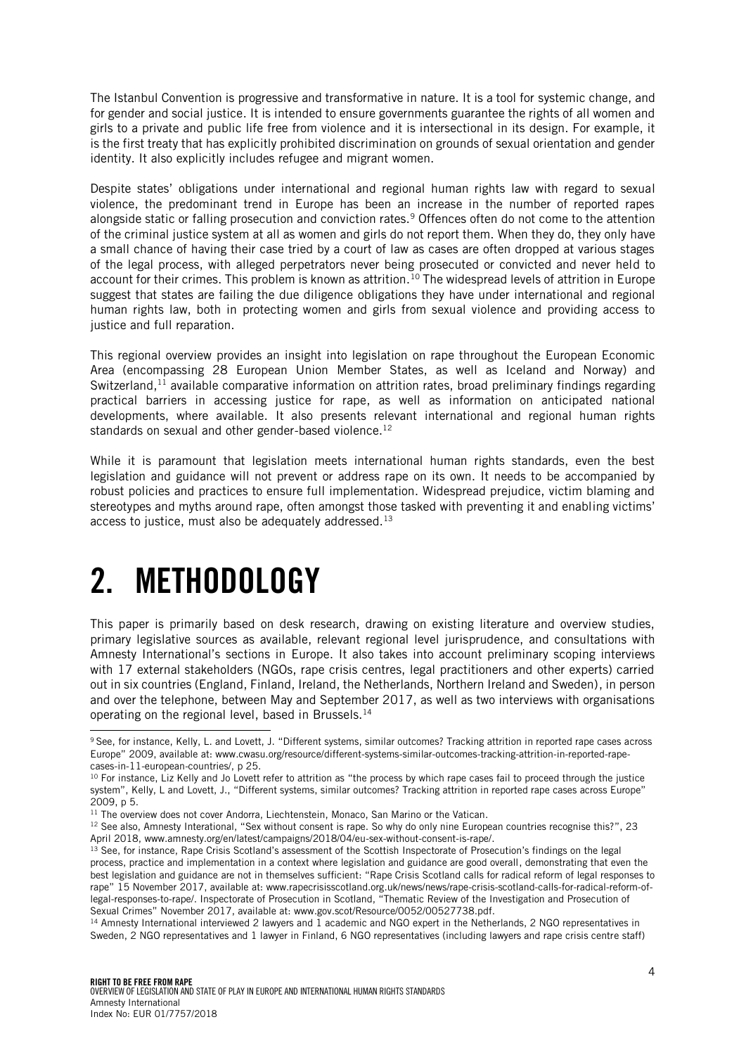The Istanbul Convention is progressive and transformative in nature. It is a tool for systemic change, and for gender and social justice. It is intended to ensure governments guarantee the rights of all women and girls to a private and public life free from violence and it is intersectional in its design. For example, it is the first treaty that has explicitly prohibited discrimination on grounds of sexual orientation and gender identity. It also explicitly includes refugee and migrant women.

Despite states' obligations under international and regional human rights law with regard to sexual violence, the predominant trend in Europe has been an increase in the number of reported rapes alongside static or falling prosecution and conviction rates.[9] Offences often do not come to the attention of the criminal justice system at all as women and girls do not report them. When they do, they only have a small chance of having their case tried by a court of law as cases are often dropped at various stages of the legal process, with alleged perpetrators never being prosecuted or convicted and never held to account for their crimes. This problem is known as attrition.[10] The widespread levels of attrition in Europe suggest that states are failing the due diligence obligations they have under international and regional human rights law, both in protecting women and girls from sexual violence and providing access to justice and full reparation.

This regional overview provides an insight into legislation on rape throughout the European Economic Area (encompassing 28 European Union Member States, as well as Iceland and Norway) and Switzerland,[11] available comparative information on attrition rates, broad preliminary findings regarding practical barriers in accessing justice for rape, as well as information on anticipated national developments, where available. It also presents relevant international and regional human rights standards on sexual and other gender-based violence.[12]

While it is paramount that legislation meets international human rights standards, even the best legislation and guidance will not prevent or address rape on its own. It needs to be accompanied by robust policies and practices to ensure full implementation. Widespread prejudice, victim blaming and stereotypes and myths around rape, often amongst those tasked with preventing it and enabling victims' access to justice, must also be adequately addressed.[13]

# 2. METHODOLOGY

This paper is primarily based on desk research, drawing on existing literature and overview studies, primary legislative sources as available, relevant regional level jurisprudence, and consultations with Amnesty International's sections in Europe. It also takes into account preliminary scoping interviews with 17 external stakeholders (NGOs, rape crisis centres, legal practitioners and other experts) carried out in six countries (England, Finland, Ireland, the Netherlands, Northern Ireland and Sweden), in person and over the telephone, between May and September 2017, as well as two interviews with organisations operating on the regional level, based in Brussels.[14]

---

[9] See, for instance, Kelly, L. and Lovett, J. "Different systems, similar outcomes? Tracking attrition in reported rape cases across Europe" 2009, available at: www.cwasu.org/resource/different-systems-similar-outcomes-tracking-attrition-in-reported-rape-cases-in-11-european-countries/, p 25.

[10] For instance, Liz Kelly and Jo Lovett refer to attrition as "the process by which rape cases fail to proceed through the justice system", Kelly, L and Lovett, J., "Different systems, similar outcomes? Tracking attrition in reported rape cases across Europe" 2009, p 5.

[11] The overview does not cover Andorra, Liechtenstein, Monaco, San Marino or the Vatican.

[12] See also, Amnesty Interational, "Sex without consent is rape. So why do only nine European countries recognise this?", 23 April 2018, www.amnesty.org/en/latest/campaigns/2018/04/eu-sex-without-consent-is-rape/.

[13] See, for instance, Rape Crisis Scotland's assessment of the Scottish Inspectorate of Prosecution's findings on the legal process, practice and implementation in a context where legislation and guidance are good overall, demonstrating that even the best legislation and guidance are not in themselves sufficient: "Rape Crisis Scotland calls for radical reform of legal responses to rape" 15 November 2017, available at: www.rapecrisisscotland.org.uk/news/news/rape-crisis-scotland-calls-for-radical-reform-of-legal-responses-to-rape/. Inspectorate of Prosecution in Scotland, "Thematic Review of the Investigation and Prosecution of Sexual Crimes" November 2017, available at: www.gov.scot/Resource/0052/00527738.pdf.

[14] Amnesty International interviewed 2 lawyers and 1 academic and NGO expert in the Netherlands, 2 NGO representatives in Sweden, 2 NGO representatives and 1 lawyer in Finland, 6 NGO representatives (including lawyers and rape crisis centre staff)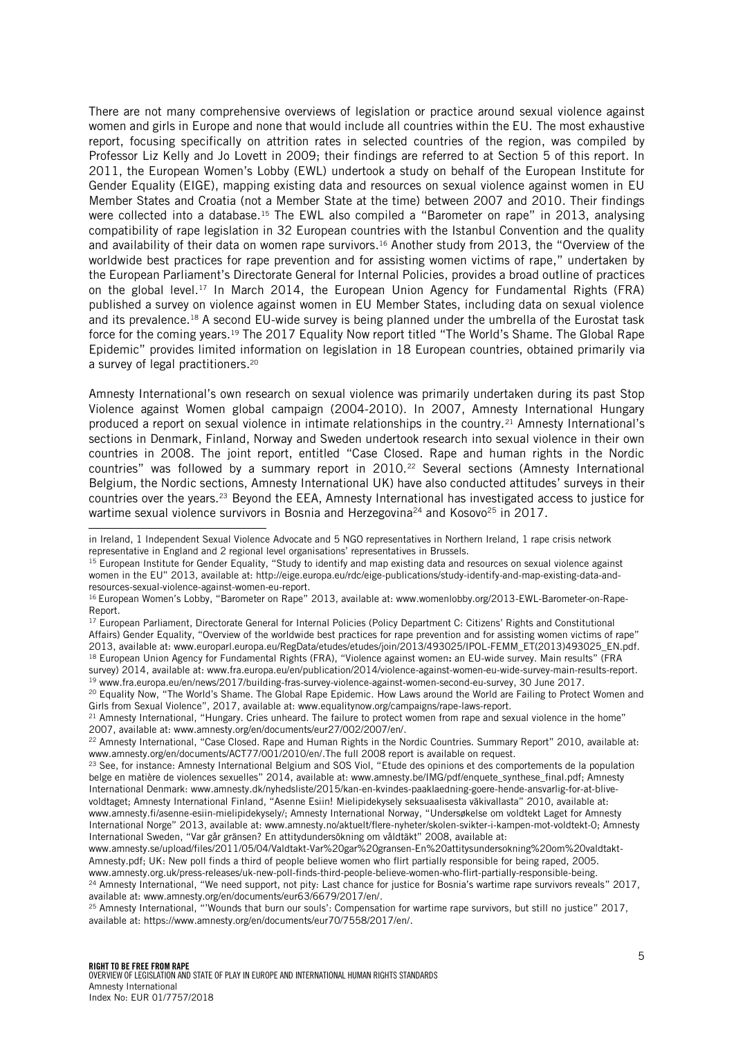There are not many comprehensive overviews of legislation or practice around sexual violence against women and girls in Europe and none that would include all countries within the EU. The most exhaustive report, focusing specifically on attrition rates in selected countries of the region, was compiled by Professor Liz Kelly and Jo Lovett in 2009; their findings are referred to at Section 5 of this report. In 2011, the European Women's Lobby (EWL) undertook a study on behalf of the European Institute for Gender Equality (EIGE), mapping existing data and resources on sexual violence against women in EU Member States and Croatia (not a Member State at the time) between 2007 and 2010. Their findings were collected into a database.[15] The EWL also compiled a "Barometer on rape" in 2013, analysing compatibility of rape legislation in 32 European countries with the Istanbul Convention and the quality and availability of their data on women rape survivors.[16] Another study from 2013, the "Overview of the worldwide best practices for rape prevention and for assisting women victims of rape," undertaken by the European Parliament's Directorate General for Internal Policies, provides a broad outline of practices on the global level.[17] In March 2014, the European Union Agency for Fundamental Rights (FRA) published a survey on violence against women in EU Member States, including data on sexual violence and its prevalence.[18] A second EU-wide survey is being planned under the umbrella of the Eurostat task force for the coming years.[19] The 2017 Equality Now report titled "The World's Shame. The Global Rape Epidemic" provides limited information on legislation in 18 European countries, obtained primarily via a survey of legal practitioners.[20]

Amnesty International's own research on sexual violence was primarily undertaken during its past Stop Violence against Women global campaign (2004-2010). In 2007, Amnesty International Hungary produced a report on sexual violence in intimate relationships in the country.[21] Amnesty International's sections in Denmark, Finland, Norway and Sweden undertook research into sexual violence in their own countries in 2008. The joint report, entitled "Case Closed. Rape and human rights in the Nordic countries" was followed by a summary report in 2010.[22] Several sections (Amnesty International Belgium, the Nordic sections, Amnesty International UK) have also conducted attitudes' surveys in their countries over the years.[23] Beyond the EEA, Amnesty International has investigated access to justice for wartime sexual violence survivors in Bosnia and Herzegovina[24] and Kosovo[25] in 2017.

---

in Ireland, 1 Independent Sexual Violence Advocate and 5 NGO representatives in Northern Ireland, 1 rape crisis network representative in England and 2 regional level organisations' representatives in Brussels.

[15] European Institute for Gender Equality, "Study to identify and map existing data and resources on sexual violence against women in the EU" 2013, available at: http://eige.europa.eu/rdc/eige-publications/study-identify-and-map-existing-data-and-resources-sexual-violence-against-women-eu-report.

[16] European Women's Lobby, "Barometer on Rape" 2013, available at: www.womenlobby.org/2013-EWL-Barometer-on-Rape-Report.

[17] European Parliament, Directorate General for Internal Policies (Policy Department C: Citizens' Rights and Constitutional Affairs) Gender Equality, "Overview of the worldwide best practices for rape prevention and for assisting women victims of rape" 2013, available at: www.europarl.europa.eu/RegData/etudes/etudes/join/2013/493025/IPOL-FEMM_ET(2013)493025_EN.pdf.

[18] European Union Agency for Fundamental Rights (FRA), "Violence against women: an EU-wide survey. Main results" (FRA survey) 2014, available at: www.fra.europa.eu/en/publication/2014/violence-against-women-eu-wide-survey-main-results-report.

[19] www.fra.europa.eu/en/news/2017/building-fras-survey-violence-against-women-second-eu-survey, 30 June 2017.

[20] Equality Now, "The World's Shame. The Global Rape Epidemic. How Laws around the World are Failing to Protect Women and Girls from Sexual Violence", 2017, available at: www.equalitynow.org/campaigns/rape-laws-report.

[21] Amnesty International, "Hungary. Cries unheard. The failure to protect women from rape and sexual violence in the home" 2007, available at: www.amnesty.org/en/documents/eur27/002/2007/en/.

[22] Amnesty International, "Case Closed. Rape and Human Rights in the Nordic Countries. Summary Report" 2010, available at: www.amnesty.org/en/documents/ACT77/001/2010/en/.The full 2008 report is available on request.

[23] See, for instance: Amnesty International Belgium and SOS Viol, "Etude des opinions et des comportements de la population belge en matière de violences sexuelles" 2014, available at: www.amnesty.be/IMG/pdf/enquete_synthese_final.pdf; Amnesty International Denmark: www.amnesty.dk/nyhedsliste/2015/kan-en-kvindes-paaklaedning-goere-hende-ansvarlig-for-at-blive-voldtaget; Amnesty International Finland, "Asenne Esiin! Mielipidekysely seksuaalisesta väkivallasta" 2010, available at: www.amnesty.fi/asenne-esiin-mielipidekysely/; Amnesty International Norway, "Undersøkelse om voldtekt Laget for Amnesty International Norge" 2013, available at: www.amnesty.no/aktuelt/flere-nyheter/skolen-svikter-i-kampen-mot-voldtekt-0; Amnesty International Sweden, "Var går gränsen? En attitydundersökning om våldtäkt" 2008, available at: www.amnesty.se/upload/files/2011/05/04/Valdtakt-Var%20gar%20gransen-En%20attitysundersokning%20om%20valdtakt-Amnesty.pdf; UK: New poll finds a third of people believe women who flirt partially responsible for being raped, 2005. www.amnesty.org.uk/press-releases/uk-new-poll-finds-third-people-believe-women-who-flirt-partially-responsible-being.

[24] Amnesty International, "We need support, not pity: Last chance for justice for Bosnia's wartime rape survivors reveals" 2017, available at: www.amnesty.org/en/documents/eur63/6679/2017/en/.

[25] Amnesty International, "'Wounds that burn our souls': Compensation for wartime rape survivors, but still no justice" 2017, available at: https://www.amnesty.org/en/documents/eur70/7558/2017/en/.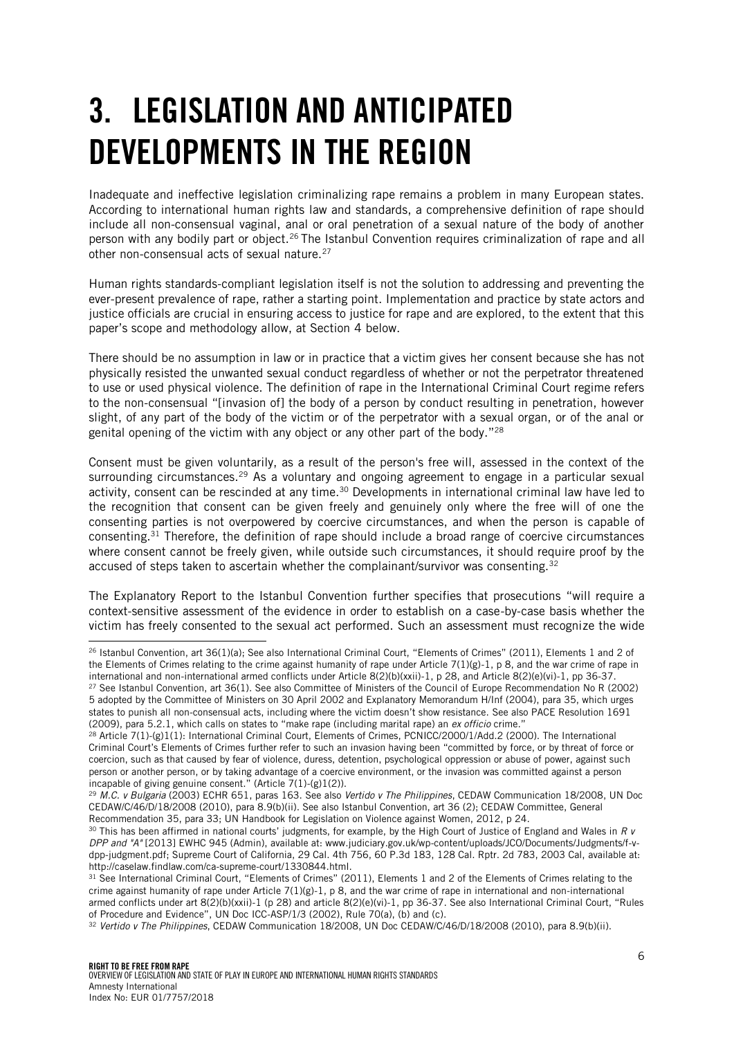# 3. LEGISLATION AND ANTICIPATED DEVELOPMENTS IN THE REGION

Inadequate and ineffective legislation criminalizing rape remains a problem in many European states. According to international human rights law and standards, a comprehensive definition of rape should include all non-consensual vaginal, anal or oral penetration of a sexual nature of the body of another person with any bodily part or object.[26] The Istanbul Convention requires criminalization of rape and all other non-consensual acts of sexual nature.[27]

Human rights standards-compliant legislation itself is not the solution to addressing and preventing the ever-present prevalence of rape, rather a starting point. Implementation and practice by state actors and justice officials are crucial in ensuring access to justice for rape and are explored, to the extent that this paper's scope and methodology allow, at Section 4 below.

There should be no assumption in law or in practice that a victim gives her consent because she has not physically resisted the unwanted sexual conduct regardless of whether or not the perpetrator threatened to use or used physical violence. The definition of rape in the International Criminal Court regime refers to the non-consensual "[invasion of] the body of a person by conduct resulting in penetration, however slight, of any part of the body of the victim or of the perpetrator with a sexual organ, or of the anal or genital opening of the victim with any object or any other part of the body."[28]

Consent must be given voluntarily, as a result of the person's free will, assessed in the context of the surrounding circumstances.[29] As a voluntary and ongoing agreement to engage in a particular sexual activity, consent can be rescinded at any time.[30] Developments in international criminal law have led to the recognition that consent can be given freely and genuinely only where the free will of one the consenting parties is not overpowered by coercive circumstances, and when the person is capable of consenting.[31] Therefore, the definition of rape should include a broad range of coercive circumstances where consent cannot be freely given, while outside such circumstances, it should require proof by the accused of steps taken to ascertain whether the complainant/survivor was consenting.[32]

The Explanatory Report to the Istanbul Convention further specifies that prosecutions "will require a context-sensitive assessment of the evidence in order to establish on a case-by-case basis whether the victim has freely consented to the sexual act performed. Such an assessment must recognize the wide

---

[26] Istanbul Convention, art 36(1)(a); See also International Criminal Court, "Elements of Crimes" (2011), Elements 1 and 2 of the Elements of Crimes relating to the crime against humanity of rape under Article 7(1)(g)-1, p 8, and the war crime of rape in international and non-international armed conflicts under Article 8(2)(b)(xxii)-1, p 28, and Article 8(2)(e)(vi)-1, pp 36-37.

[27] See Istanbul Convention, art 36(1). See also Committee of Ministers of the Council of Europe Recommendation No R (2002) 5 adopted by the Committee of Ministers on 30 April 2002 and Explanatory Memorandum H/Inf (2004), para 35, which urges states to punish all non-consensual acts, including where the victim doesn't show resistance. See also PACE Resolution 1691 (2009), para 5.2.1, which calls on states to "make rape (including marital rape) an *ex officio* crime."

[28] Article 7(1)-(g)1(1): International Criminal Court, Elements of Crimes, PCNICC/2000/1/Add.2 (2000). The International Criminal Court's Elements of Crimes further refer to such an invasion having been "committed by force, or by threat of force or coercion, such as that caused by fear of violence, duress, detention, psychological oppression or abuse of power, against such person or another person, or by taking advantage of a coercive environment, or the invasion was committed against a person incapable of giving genuine consent." (Article 7(1)-(g)1(2)).

[29] *M.C. v Bulgaria* (2003) ECHR 651, paras 163. See also *Vertido v The Philippines*, CEDAW Communication 18/2008, UN Doc CEDAW/C/46/D/18/2008 (2010), para 8.9(b)(ii). See also Istanbul Convention, art 36 (2); CEDAW Committee, General Recommendation 35, para 33; UN Handbook for Legislation on Violence against Women, 2012, p 24.

[30] This has been affirmed in national courts' judgments, for example, by the High Court of Justice of England and Wales in *R v DPP and "A"* [2013] EWHC 945 (Admin), available at: www.judiciary.gov.uk/wp-content/uploads/JCO/Documents/Judgments/f-v-dpp-judgment.pdf; Supreme Court of California, 29 Cal. 4th 756, 60 P.3d 183, 128 Cal. Rptr. 2d 783, 2003 Cal, available at: http://caselaw.findlaw.com/ca-supreme-court/1330844.html.

[31] See International Criminal Court, "Elements of Crimes" (2011), Elements 1 and 2 of the Elements of Crimes relating to the crime against humanity of rape under Article 7(1)(g)-1, p 8, and the war crime of rape in international and non-international armed conflicts under art 8(2)(b)(xxii)-1 (p 28) and article 8(2)(e)(vi)-1, pp 36-37. See also International Criminal Court, "Rules of Procedure and Evidence", UN Doc ICC-ASP/1/3 (2002), Rule 70(a), (b) and (c).

[32] *Vertido v The Philippines*, CEDAW Communication 18/2008, UN Doc CEDAW/C/46/D/18/2008 (2010), para 8.9(b)(ii).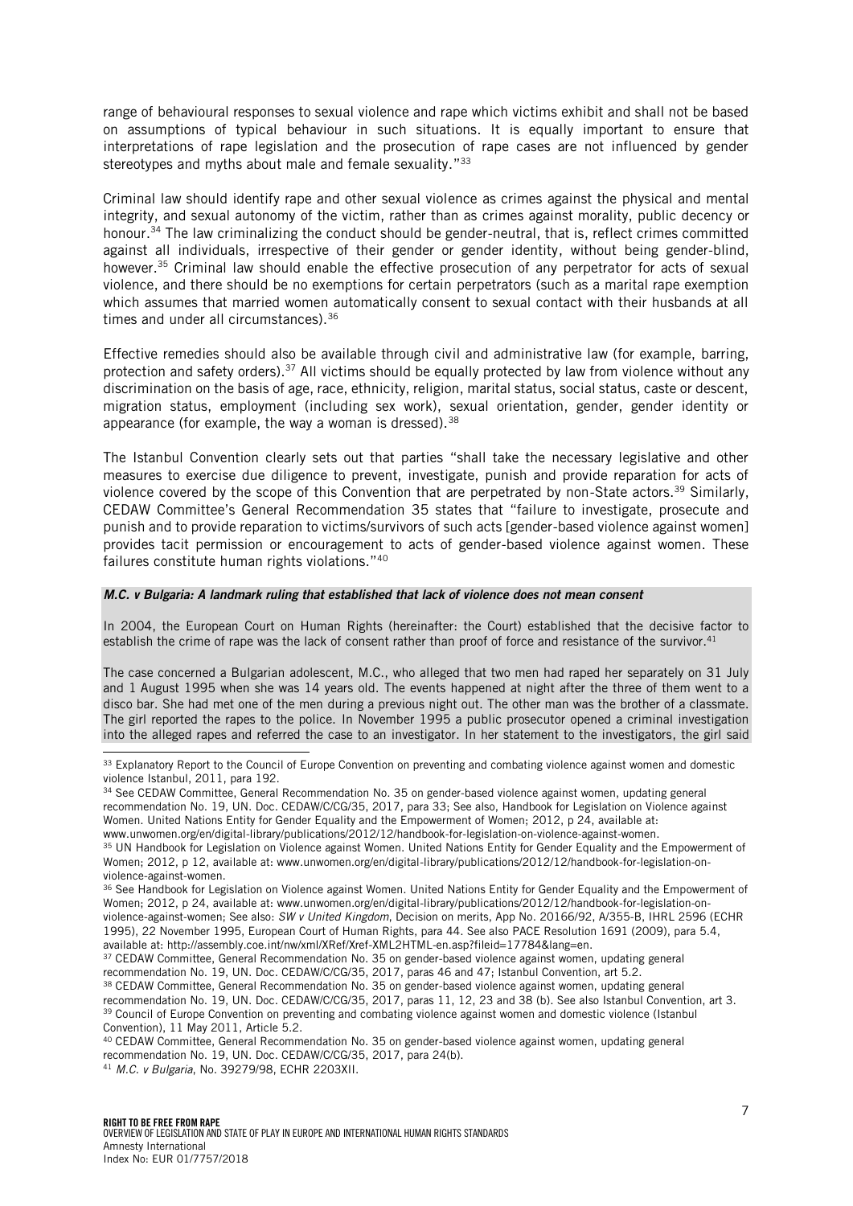range of behavioural responses to sexual violence and rape which victims exhibit and shall not be based on assumptions of typical behaviour in such situations. It is equally important to ensure that interpretations of rape legislation and the prosecution of rape cases are not influenced by gender stereotypes and myths about male and female sexuality."[33]

Criminal law should identify rape and other sexual violence as crimes against the physical and mental integrity, and sexual autonomy of the victim, rather than as crimes against morality, public decency or honour.[34] The law criminalizing the conduct should be gender-neutral, that is, reflect crimes committed against all individuals, irrespective of their gender or gender identity, without being gender-blind, however.[35] Criminal law should enable the effective prosecution of any perpetrator for acts of sexual violence, and there should be no exemptions for certain perpetrators (such as a marital rape exemption which assumes that married women automatically consent to sexual contact with their husbands at all times and under all circumstances).[36]

Effective remedies should also be available through civil and administrative law (for example, barring, protection and safety orders).[37] All victims should be equally protected by law from violence without any discrimination on the basis of age, race, ethnicity, religion, marital status, social status, caste or descent, migration status, employment (including sex work), sexual orientation, gender, gender identity or appearance (for example, the way a woman is dressed).[38]

The Istanbul Convention clearly sets out that parties "shall take the necessary legislative and other measures to exercise due diligence to prevent, investigate, punish and provide reparation for acts of violence covered by the scope of this Convention that are perpetrated by non-State actors.[39] Similarly, CEDAW Committee's General Recommendation 35 states that "failure to investigate, prosecute and punish and to provide reparation to victims/survivors of such acts [gender-based violence against women] provides tacit permission or encouragement to acts of gender-based violence against women. These failures constitute human rights violations."[40]

***M.C. v Bulgaria: A landmark ruling that established that lack of violence does not mean consent***

In 2004, the European Court on Human Rights (hereinafter: the Court) established that the decisive factor to establish the crime of rape was the lack of consent rather than proof of force and resistance of the survivor.[41]

The case concerned a Bulgarian adolescent, M.C., who alleged that two men had raped her separately on 31 July and 1 August 1995 when she was 14 years old. The events happened at night after the three of them went to a disco bar. She had met one of the men during a previous night out. The other man was the brother of a classmate. The girl reported the rapes to the police. In November 1995 a public prosecutor opened a criminal investigation into the alleged rapes and referred the case to an investigator. In her statement to the investigators, the girl said

---

[33] Explanatory Report to the Council of Europe Convention on preventing and combating violence against women and domestic violence Istanbul, 2011, para 192.

[34] See CEDAW Committee, General Recommendation No. 35 on gender-based violence against women, updating general recommendation No. 19, UN. Doc. CEDAW/C/CG/35, 2017, para 33; See also, Handbook for Legislation on Violence against Women. United Nations Entity for Gender Equality and the Empowerment of Women; 2012, p 24, available at: www.unwomen.org/en/digital-library/publications/2012/12/handbook-for-legislation-on-violence-against-women.

[35] UN Handbook for Legislation on Violence against Women. United Nations Entity for Gender Equality and the Empowerment of Women; 2012, p 12, available at: www.unwomen.org/en/digital-library/publications/2012/12/handbook-for-legislation-on-violence-against-women.

[36] See Handbook for Legislation on Violence against Women. United Nations Entity for Gender Equality and the Empowerment of Women; 2012, p 24, available at: www.unwomen.org/en/digital-library/publications/2012/12/handbook-for-legislation-on-violence-against-women; See also: *SW v United Kingdom*, Decision on merits, App No. 20166/92, A/355-B, IHRL 2596 (ECHR 1995), 22 November 1995, European Court of Human Rights, para 44. See also PACE Resolution 1691 (2009), para 5.4, available at: http://assembly.coe.int/nw/xml/XRef/Xref-XML2HTML-en.asp?fileid=17784&lang=en.

[37] CEDAW Committee, General Recommendation No. 35 on gender-based violence against women, updating general recommendation No. 19, UN. Doc. CEDAW/C/CG/35, 2017, paras 46 and 47; Istanbul Convention, art 5.2.

[38] CEDAW Committee, General Recommendation No. 35 on gender-based violence against women, updating general recommendation No. 19, UN. Doc. CEDAW/C/CG/35, 2017, paras 11, 12, 23 and 38 (b). See also Istanbul Convention, art 3.

[39] Council of Europe Convention on preventing and combating violence against women and domestic violence (Istanbul Convention), 11 May 2011, Article 5.2.

[40] CEDAW Committee, General Recommendation No. 35 on gender-based violence against women, updating general recommendation No. 19, UN. Doc. CEDAW/C/CG/35, 2017, para 24(b).

[41] *M.C. v Bulgaria*, No. 39279/98, ECHR 2203XII.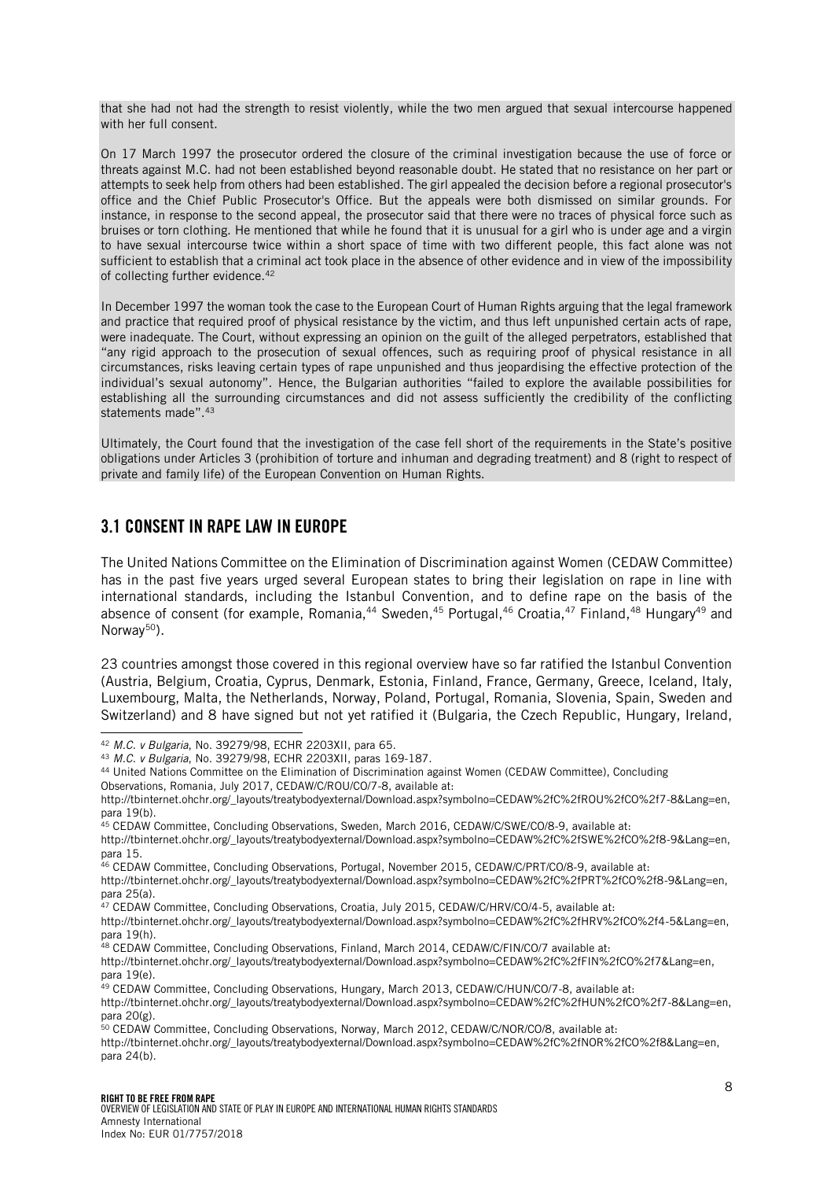that she had not had the strength to resist violently, while the two men argued that sexual intercourse happened with her full consent.

On 17 March 1997 the prosecutor ordered the closure of the criminal investigation because the use of force or threats against M.C. had not been established beyond reasonable doubt. He stated that no resistance on her part or attempts to seek help from others had been established. The girl appealed the decision before a regional prosecutor's office and the Chief Public Prosecutor's Office. But the appeals were both dismissed on similar grounds. For instance, in response to the second appeal, the prosecutor said that there were no traces of physical force such as bruises or torn clothing. He mentioned that while he found that it is unusual for a girl who is under age and a virgin to have sexual intercourse twice within a short space of time with two different people, this fact alone was not sufficient to establish that a criminal act took place in the absence of other evidence and in view of the impossibility of collecting further evidence.[42]

In December 1997 the woman took the case to the European Court of Human Rights arguing that the legal framework and practice that required proof of physical resistance by the victim, and thus left unpunished certain acts of rape, were inadequate. The Court, without expressing an opinion on the guilt of the alleged perpetrators, established that "any rigid approach to the prosecution of sexual offences, such as requiring proof of physical resistance in all circumstances, risks leaving certain types of rape unpunished and thus jeopardising the effective protection of the individual's sexual autonomy". Hence, the Bulgarian authorities "failed to explore the available possibilities for establishing all the surrounding circumstances and did not assess sufficiently the credibility of the conflicting statements made".[43]

Ultimately, the Court found that the investigation of the case fell short of the requirements in the State's positive obligations under Articles 3 (prohibition of torture and inhuman and degrading treatment) and 8 (right to respect of private and family life) of the European Convention on Human Rights.

## 3.1 CONSENT IN RAPE LAW IN EUROPE

The United Nations Committee on the Elimination of Discrimination against Women (CEDAW Committee) has in the past five years urged several European states to bring their legislation on rape in line with international standards, including the Istanbul Convention, and to define rape on the basis of the absence of consent (for example, Romania,[44] Sweden,[45] Portugal,[46] Croatia,[47] Finland,[48] Hungary[49] and Norway[50]).

23 countries amongst those covered in this regional overview have so far ratified the Istanbul Convention (Austria, Belgium, Croatia, Cyprus, Denmark, Estonia, Finland, France, Germany, Greece, Iceland, Italy, Luxembourg, Malta, the Netherlands, Norway, Poland, Portugal, Romania, Slovenia, Spain, Sweden and Switzerland) and 8 have signed but not yet ratified it (Bulgaria, the Czech Republic, Hungary, Ireland,

---

[42] *M.C. v Bulgaria*, No. 39279/98, ECHR 2203XII, para 65.

[43] *M.C. v Bulgaria*, No. 39279/98, ECHR 2203XII, paras 169-187.

[44] United Nations Committee on the Elimination of Discrimination against Women (CEDAW Committee), Concluding Observations, Romania, July 2017, CEDAW/C/ROU/CO/7-8, available at: http://tbinternet.ohchr.org/_layouts/treatybodyexternal/Download.aspx?symbolno=CEDAW%2fC%2fROU%2fCO%2f7-8&Lang=en, para 19(b).

[45] CEDAW Committee, Concluding Observations, Sweden, March 2016, CEDAW/C/SWE/CO/8-9, available at: http://tbinternet.ohchr.org/_layouts/treatybodyexternal/Download.aspx?symbolno=CEDAW%2fC%2fSWE%2fCO%2f8-9&Lang=en, para 15.

[46] CEDAW Committee, Concluding Observations, Portugal, November 2015, CEDAW/C/PRT/CO/8-9, available at: http://tbinternet.ohchr.org/_layouts/treatybodyexternal/Download.aspx?symbolno=CEDAW%2fC%2fPRT%2fCO%2f8-9&Lang=en, para 25(a).

[47] CEDAW Committee, Concluding Observations, Croatia, July 2015, CEDAW/C/HRV/CO/4-5, available at: http://tbinternet.ohchr.org/_layouts/treatybodyexternal/Download.aspx?symbolno=CEDAW%2fC%2fHRV%2fCO%2f4-5&Lang=en, para 19(h).

[48] CEDAW Committee, Concluding Observations, Finland, March 2014, CEDAW/C/FIN/CO/7 available at: http://tbinternet.ohchr.org/_layouts/treatybodyexternal/Download.aspx?symbolno=CEDAW%2fC%2fFIN%2fCO%2f7&Lang=en, para 19(e).

[49] CEDAW Committee, Concluding Observations, Hungary, March 2013, CEDAW/C/HUN/CO/7-8, available at: http://tbinternet.ohchr.org/_layouts/treatybodyexternal/Download.aspx?symbolno=CEDAW%2fC%2fHUN%2fCO%2f7-8&Lang=en, para 20(g).

[50] CEDAW Committee, Concluding Observations, Norway, March 2012, CEDAW/C/NOR/CO/8, available at: http://tbinternet.ohchr.org/_layouts/treatybodyexternal/Download.aspx?symbolno=CEDAW%2fC%2fNOR%2fCO%2f8&Lang=en, para 24(b).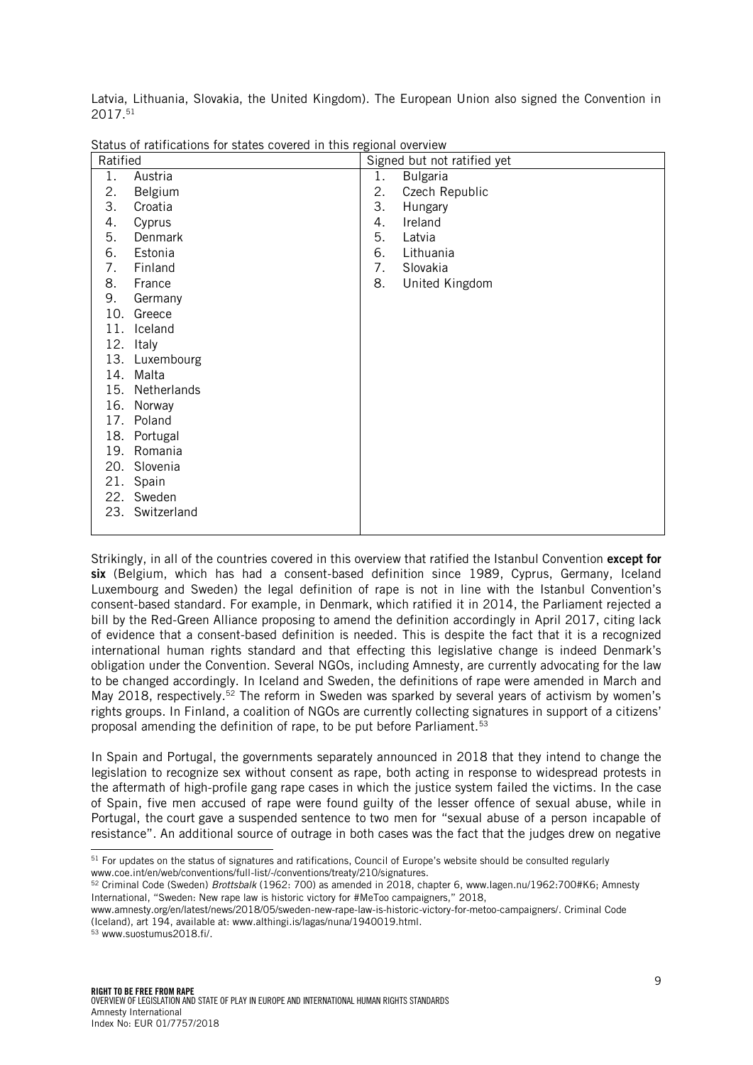Latvia, Lithuania, Slovakia, the United Kingdom). The European Union also signed the Convention in 2017.[51]

Status of ratifications for states covered in this regional overview

| Ratified | Signed but not ratified yet |
|---|---|
| 1. Austria | 1. Bulgaria |
| 2. Belgium | 2. Czech Republic |
| 3. Croatia | 3. Hungary |
| 4. Cyprus | 4. Ireland |
| 5. Denmark | 5. Latvia |
| 6. Estonia | 6. Lithuania |
| 7. Finland | 7. Slovakia |
| 8. France | 8. United Kingdom |
| 9. Germany | |
| 10. Greece | |
| 11. Iceland | |
| 12. Italy | |
| 13. Luxembourg | |
| 14. Malta | |
| 15. Netherlands | |
| 16. Norway | |
| 17. Poland | |
| 18. Portugal | |
| 19. Romania | |
| 20. Slovenia | |
| 21. Spain | |
| 22. Sweden | |
| 23. Switzerland | |

Strikingly, in all of the countries covered in this overview that ratified the Istanbul Convention **except for six** (Belgium, which has had a consent-based definition since 1989, Cyprus, Germany, Iceland Luxembourg and Sweden) the legal definition of rape is not in line with the Istanbul Convention's consent-based standard. For example, in Denmark, which ratified it in 2014, the Parliament rejected a bill by the Red-Green Alliance proposing to amend the definition accordingly in April 2017, citing lack of evidence that a consent-based definition is needed. This is despite the fact that it is a recognized international human rights standard and that effecting this legislative change is indeed Denmark's obligation under the Convention. Several NGOs, including Amnesty, are currently advocating for the law to be changed accordingly. In Iceland and Sweden, the definitions of rape were amended in March and May 2018, respectively.[52] The reform in Sweden was sparked by several years of activism by women's rights groups. In Finland, a coalition of NGOs are currently collecting signatures in support of a citizens' proposal amending the definition of rape, to be put before Parliament.[53]

In Spain and Portugal, the governments separately announced in 2018 that they intend to change the legislation to recognize sex without consent as rape, both acting in response to widespread protests in the aftermath of high-profile gang rape cases in which the justice system failed the victims. In the case of Spain, five men accused of rape were found guilty of the lesser offence of sexual abuse, while in Portugal, the court gave a suspended sentence to two men for "sexual abuse of a person incapable of resistance". An additional source of outrage in both cases was the fact that the judges drew on negative

---

[51] For updates on the status of signatures and ratifications, Council of Europe's website should be consulted regularly www.coe.int/en/web/conventions/full-list/-/conventions/treaty/210/signatures.

[52] Criminal Code (Sweden) *Brottsbalk* (1962: 700) as amended in 2018, chapter 6, www.lagen.nu/1962:700#K6; Amnesty International, "Sweden: New rape law is historic victory for #MeToo campaigners," 2018, www.amnesty.org/en/latest/news/2018/05/sweden-new-rape-law-is-historic-victory-for-metoo-campaigners/. Criminal Code (Iceland), art 194, available at: www.althingi.is/lagas/nuna/1940019.html.

[53] www.suostumus2018.fi/.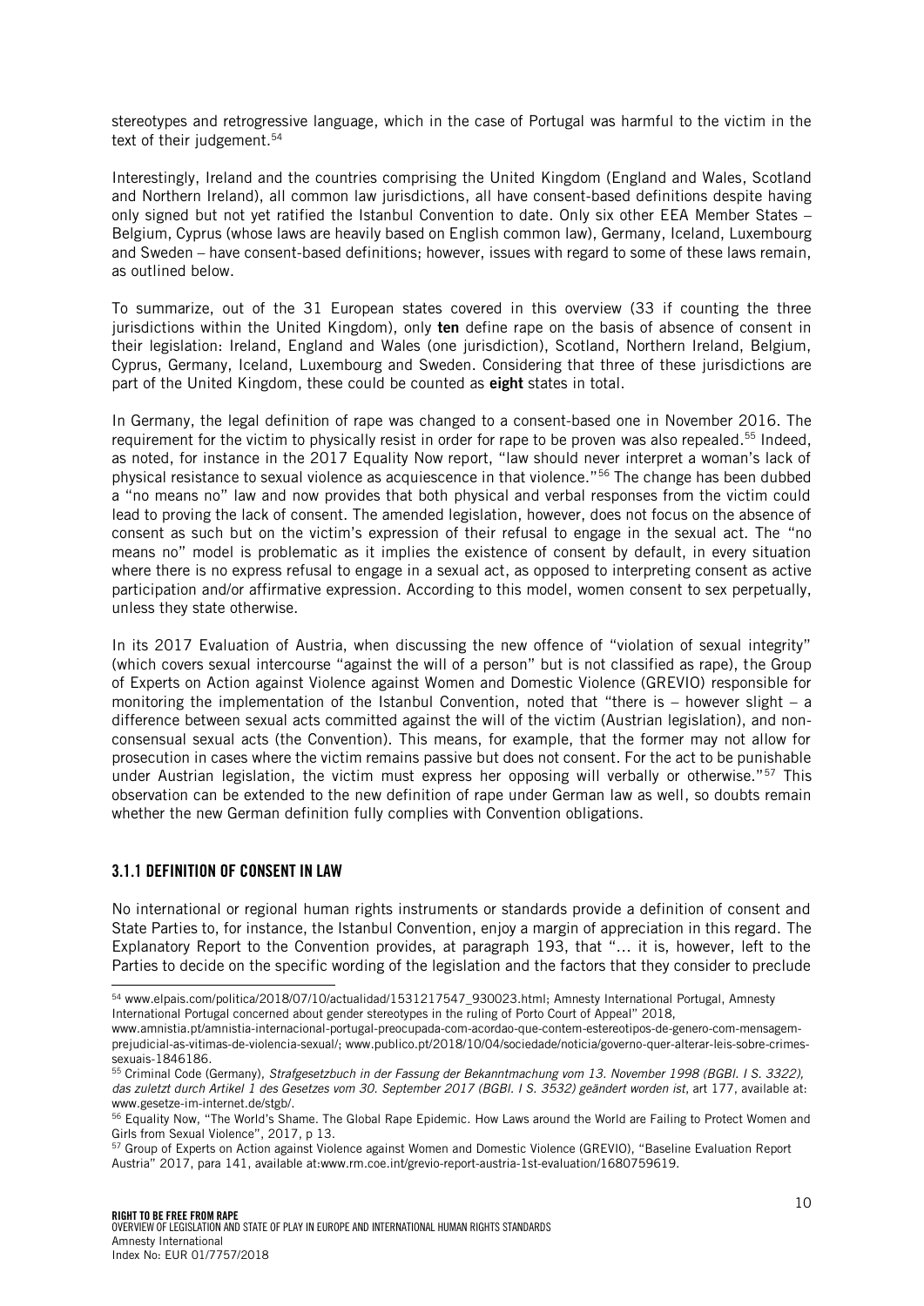stereotypes and retrogressive language, which in the case of Portugal was harmful to the victim in the text of their judgement.[54]

Interestingly, Ireland and the countries comprising the United Kingdom (England and Wales, Scotland and Northern Ireland), all common law jurisdictions, all have consent-based definitions despite having only signed but not yet ratified the Istanbul Convention to date. Only six other EEA Member States – Belgium, Cyprus (whose laws are heavily based on English common law), Germany, Iceland, Luxembourg and Sweden – have consent-based definitions; however, issues with regard to some of these laws remain, as outlined below.

To summarize, out of the 31 European states covered in this overview (33 if counting the three jurisdictions within the United Kingdom), only **ten** define rape on the basis of absence of consent in their legislation: Ireland, England and Wales (one jurisdiction), Scotland, Northern Ireland, Belgium, Cyprus, Germany, Iceland, Luxembourg and Sweden. Considering that three of these jurisdictions are part of the United Kingdom, these could be counted as **eight** states in total.

In Germany, the legal definition of rape was changed to a consent-based one in November 2016. The requirement for the victim to physically resist in order for rape to be proven was also repealed.[55] Indeed, as noted, for instance in the 2017 Equality Now report, "law should never interpret a woman's lack of physical resistance to sexual violence as acquiescence in that violence."[56] The change has been dubbed a "no means no" law and now provides that both physical and verbal responses from the victim could lead to proving the lack of consent. The amended legislation, however, does not focus on the absence of consent as such but on the victim's expression of their refusal to engage in the sexual act. The "no means no" model is problematic as it implies the existence of consent by default, in every situation where there is no express refusal to engage in a sexual act, as opposed to interpreting consent as active participation and/or affirmative expression. According to this model, women consent to sex perpetually, unless they state otherwise.

In its 2017 Evaluation of Austria, when discussing the new offence of "violation of sexual integrity" (which covers sexual intercourse "against the will of a person" but is not classified as rape), the Group of Experts on Action against Violence against Women and Domestic Violence (GREVIO) responsible for monitoring the implementation of the Istanbul Convention, noted that "there is – however slight – a difference between sexual acts committed against the will of the victim (Austrian legislation), and non-consensual sexual acts (the Convention). This means, for example, that the former may not allow for prosecution in cases where the victim remains passive but does not consent. For the act to be punishable under Austrian legislation, the victim must express her opposing will verbally or otherwise."[57] This observation can be extended to the new definition of rape under German law as well, so doubts remain whether the new German definition fully complies with Convention obligations.

### 3.1.1 DEFINITION OF CONSENT IN LAW

No international or regional human rights instruments or standards provide a definition of consent and State Parties to, for instance, the Istanbul Convention, enjoy a margin of appreciation in this regard. The Explanatory Report to the Convention provides, at paragraph 193, that "… it is, however, left to the Parties to decide on the specific wording of the legislation and the factors that they consider to preclude

---

[54] www.elpais.com/politica/2018/07/10/actualidad/1531217547_930023.html; Amnesty International Portugal, Amnesty International Portugal concerned about gender stereotypes in the ruling of Porto Court of Appeal" 2018, www.amnistia.pt/amnistia-internacional-portugal-preocupada-com-acordao-que-contem-estereotipos-de-genero-com-mensagem-prejudicial-as-vitimas-de-violencia-sexual/; www.publico.pt/2018/10/04/sociedade/noticia/governo-quer-alterar-leis-sobre-crimes-sexuais-1846186.

[55] Criminal Code (Germany), *Strafgesetzbuch in der Fassung der Bekanntmachung vom 13. November 1998 (BGBl. I S. 3322), das zuletzt durch Artikel 1 des Gesetzes vom 30. September 2017 (BGBl. I S. 3532) geändert worden ist*, art 177, available at: www.gesetze-im-internet.de/stgb/.

[56] Equality Now, "The World's Shame. The Global Rape Epidemic. How Laws around the World are Failing to Protect Women and Girls from Sexual Violence", 2017, p 13.

[57] Group of Experts on Action against Violence against Women and Domestic Violence (GREVIO), "Baseline Evaluation Report Austria" 2017, para 141, available at:www.rm.coe.int/grevio-report-austria-1st-evaluation/1680759619.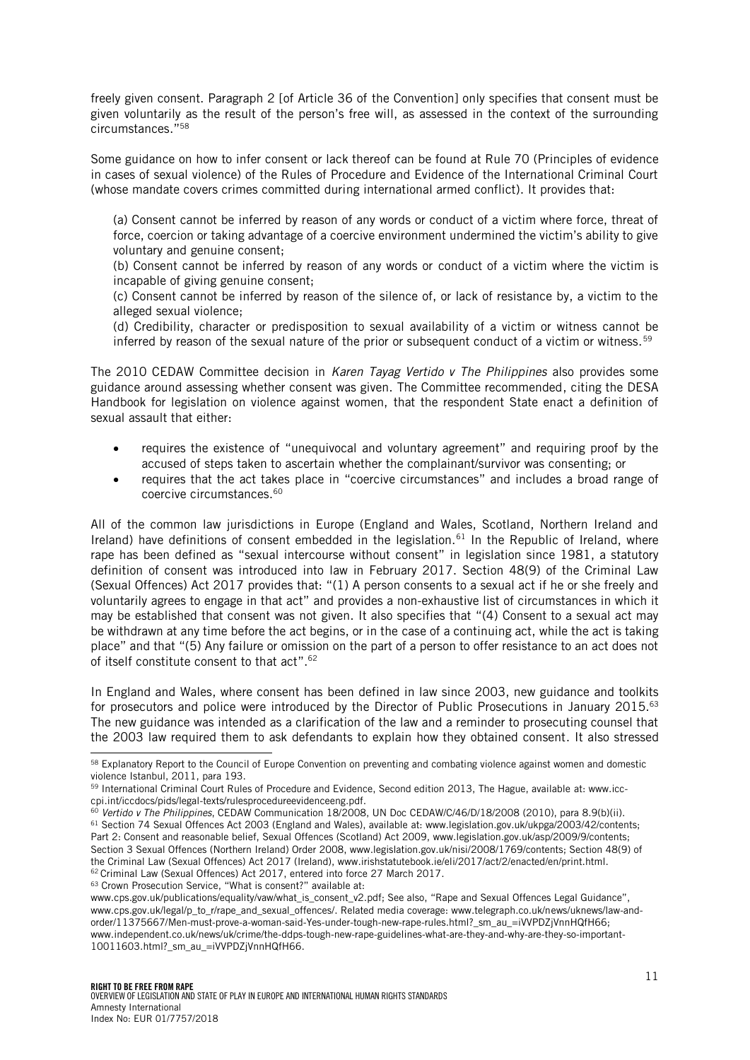freely given consent. Paragraph 2 [of Article 36 of the Convention] only specifies that consent must be given voluntarily as the result of the person's free will, as assessed in the context of the surrounding circumstances."[58]

Some guidance on how to infer consent or lack thereof can be found at Rule 70 (Principles of evidence in cases of sexual violence) of the Rules of Procedure and Evidence of the International Criminal Court (whose mandate covers crimes committed during international armed conflict). It provides that:

> (a) Consent cannot be inferred by reason of any words or conduct of a victim where force, threat of force, coercion or taking advantage of a coercive environment undermined the victim's ability to give voluntary and genuine consent;
> (b) Consent cannot be inferred by reason of any words or conduct of a victim where the victim is incapable of giving genuine consent;
> (c) Consent cannot be inferred by reason of the silence of, or lack of resistance by, a victim to the alleged sexual violence;
> (d) Credibility, character or predisposition to sexual availability of a victim or witness cannot be inferred by reason of the sexual nature of the prior or subsequent conduct of a victim or witness.[59]

The 2010 CEDAW Committee decision in *Karen Tayag Vertido v The Philippines* also provides some guidance around assessing whether consent was given. The Committee recommended, citing the DESA Handbook for legislation on violence against women, that the respondent State enact a definition of sexual assault that either:

- requires the existence of "unequivocal and voluntary agreement" and requiring proof by the accused of steps taken to ascertain whether the complainant/survivor was consenting; or
- requires that the act takes place in "coercive circumstances" and includes a broad range of coercive circumstances.[60]

All of the common law jurisdictions in Europe (England and Wales, Scotland, Northern Ireland and Ireland) have definitions of consent embedded in the legislation.[61] In the Republic of Ireland, where rape has been defined as "sexual intercourse without consent" in legislation since 1981, a statutory definition of consent was introduced into law in February 2017. Section 48(9) of the Criminal Law (Sexual Offences) Act 2017 provides that: "(1) A person consents to a sexual act if he or she freely and voluntarily agrees to engage in that act" and provides a non-exhaustive list of circumstances in which it may be established that consent was not given. It also specifies that "(4) Consent to a sexual act may be withdrawn at any time before the act begins, or in the case of a continuing act, while the act is taking place" and that "(5) Any failure or omission on the part of a person to offer resistance to an act does not of itself constitute consent to that act".[62]

In England and Wales, where consent has been defined in law since 2003, new guidance and toolkits for prosecutors and police were introduced by the Director of Public Prosecutions in January 2015.[63] The new guidance was intended as a clarification of the law and a reminder to prosecuting counsel that the 2003 law required them to ask defendants to explain how they obtained consent. It also stressed

---

[58] Explanatory Report to the Council of Europe Convention on preventing and combating violence against women and domestic violence Istanbul, 2011, para 193.

[59] International Criminal Court Rules of Procedure and Evidence, Second edition 2013, The Hague, available at: www.icc-cpi.int/iccdocs/pids/legal-texts/rulesprocedureevidenceeng.pdf.

[60] *Vertido v The Philippines*, CEDAW Communication 18/2008, UN Doc CEDAW/C/46/D/18/2008 (2010), para 8.9(b)(ii).

[61] Section 74 Sexual Offences Act 2003 (England and Wales), available at: www.legislation.gov.uk/ukpga/2003/42/contents; Part 2: Consent and reasonable belief, Sexual Offences (Scotland) Act 2009, www.legislation.gov.uk/asp/2009/9/contents; Section 3 Sexual Offences (Northern Ireland) Order 2008, www.legislation.gov.uk/nisi/2008/1769/contents; Section 48(9) of the Criminal Law (Sexual Offences) Act 2017 (Ireland), www.irishstatutebook.ie/eli/2017/act/2/enacted/en/print.html.

[62] Criminal Law (Sexual Offences) Act 2017, entered into force 27 March 2017.

[63] Crown Prosecution Service, "What is consent?" available at: www.cps.gov.uk/publications/equality/vaw/what_is_consent_v2.pdf; See also, "Rape and Sexual Offences Legal Guidance", www.cps.gov.uk/legal/p_to_r/rape_and_sexual_offences/. Related media coverage: www.telegraph.co.uk/news/uknews/law-and-order/11375667/Men-must-prove-a-woman-said-Yes-under-tough-new-rape-rules.html?_sm_au_=iVVPDZjVnnHQfH66; www.independent.co.uk/news/uk/crime/the-ddps-tough-new-rape-guidelines-what-are-they-and-why-are-they-so-important-10011603.html?_sm_au_=iVVPDZjVnnHQfH66.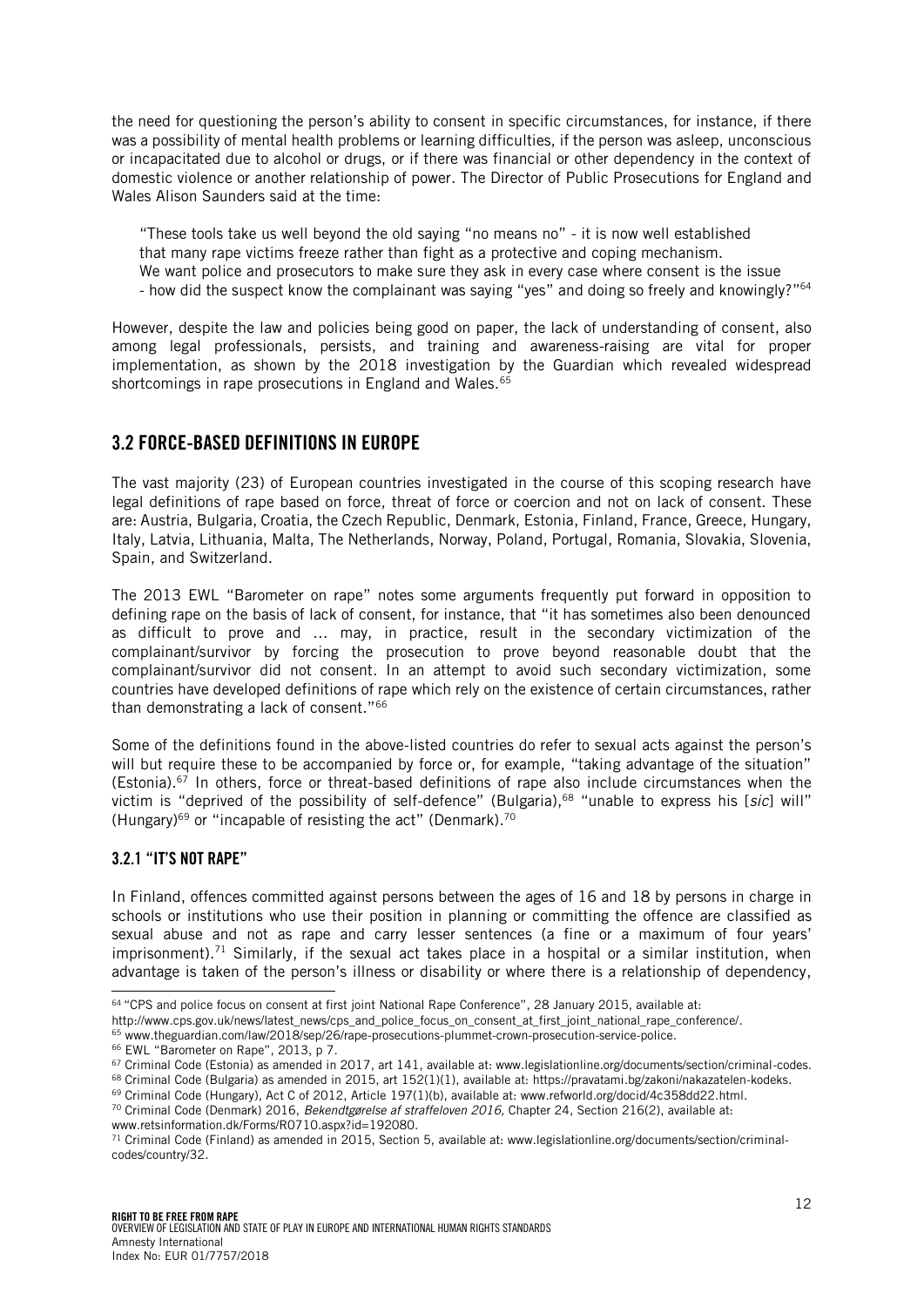the need for questioning the person's ability to consent in specific circumstances, for instance, if there was a possibility of mental health problems or learning difficulties, if the person was asleep, unconscious or incapacitated due to alcohol or drugs, or if there was financial or other dependency in the context of domestic violence or another relationship of power. The Director of Public Prosecutions for England and Wales Alison Saunders said at the time:

> "These tools take us well beyond the old saying "no means no" - it is now well established that many rape victims freeze rather than fight as a protective and coping mechanism. We want police and prosecutors to make sure they ask in every case where consent is the issue - how did the suspect know the complainant was saying "yes" and doing so freely and knowingly?"[64]

However, despite the law and policies being good on paper, the lack of understanding of consent, also among legal professionals, persists, and training and awareness-raising are vital for proper implementation, as shown by the 2018 investigation by the Guardian which revealed widespread shortcomings in rape prosecutions in England and Wales.[65]

## 3.2 FORCE-BASED DEFINITIONS IN EUROPE

The vast majority (23) of European countries investigated in the course of this scoping research have legal definitions of rape based on force, threat of force or coercion and not on lack of consent. These are: Austria, Bulgaria, Croatia, the Czech Republic, Denmark, Estonia, Finland, France, Greece, Hungary, Italy, Latvia, Lithuania, Malta, The Netherlands, Norway, Poland, Portugal, Romania, Slovakia, Slovenia, Spain, and Switzerland.

The 2013 EWL "Barometer on rape" notes some arguments frequently put forward in opposition to defining rape on the basis of lack of consent, for instance, that "it has sometimes also been denounced as difficult to prove and … may, in practice, result in the secondary victimization of the complainant/survivor by forcing the prosecution to prove beyond reasonable doubt that the complainant/survivor did not consent. In an attempt to avoid such secondary victimization, some countries have developed definitions of rape which rely on the existence of certain circumstances, rather than demonstrating a lack of consent."[66]

Some of the definitions found in the above-listed countries do refer to sexual acts against the person's will but require these to be accompanied by force or, for example, "taking advantage of the situation" (Estonia).[67] In others, force or threat-based definitions of rape also include circumstances when the victim is "deprived of the possibility of self-defence" (Bulgaria),[68] "unable to express his [*sic*] will" (Hungary)[69] or "incapable of resisting the act" (Denmark).[70]

### 3.2.1 "IT'S NOT RAPE"

In Finland, offences committed against persons between the ages of 16 and 18 by persons in charge in schools or institutions who use their position in planning or committing the offence are classified as sexual abuse and not as rape and carry lesser sentences (a fine or a maximum of four years' imprisonment).[71] Similarly, if the sexual act takes place in a hospital or a similar institution, when advantage is taken of the person's illness or disability or where there is a relationship of dependency,

---

[64] "CPS and police focus on consent at first joint National Rape Conference", 28 January 2015, available at: http://www.cps.gov.uk/news/latest_news/cps_and_police_focus_on_consent_at_first_joint_national_rape_conference/.

[65] www.theguardian.com/law/2018/sep/26/rape-prosecutions-plummet-crown-prosecution-service-police.

[66] EWL "Barometer on Rape", 2013, p 7.

[67] Criminal Code (Estonia) as amended in 2017, art 141, available at: www.legislationline.org/documents/section/criminal-codes.

[68] Criminal Code (Bulgaria) as amended in 2015, art 152(1)(1), available at: https://pravatami.bg/zakoni/nakazatelen-kodeks.

[69] Criminal Code (Hungary), Act C of 2012, Article 197(1)(b), available at: www.refworld.org/docid/4c358dd22.html.

[70] Criminal Code (Denmark) 2016, *Bekendtgørelse af straffeloven 2016,* Chapter 24, Section 216(2), available at: www.retsinformation.dk/Forms/R0710.aspx?id=192080.

[71] Criminal Code (Finland) as amended in 2015, Section 5, available at: www.legislationline.org/documents/section/criminal-codes/country/32.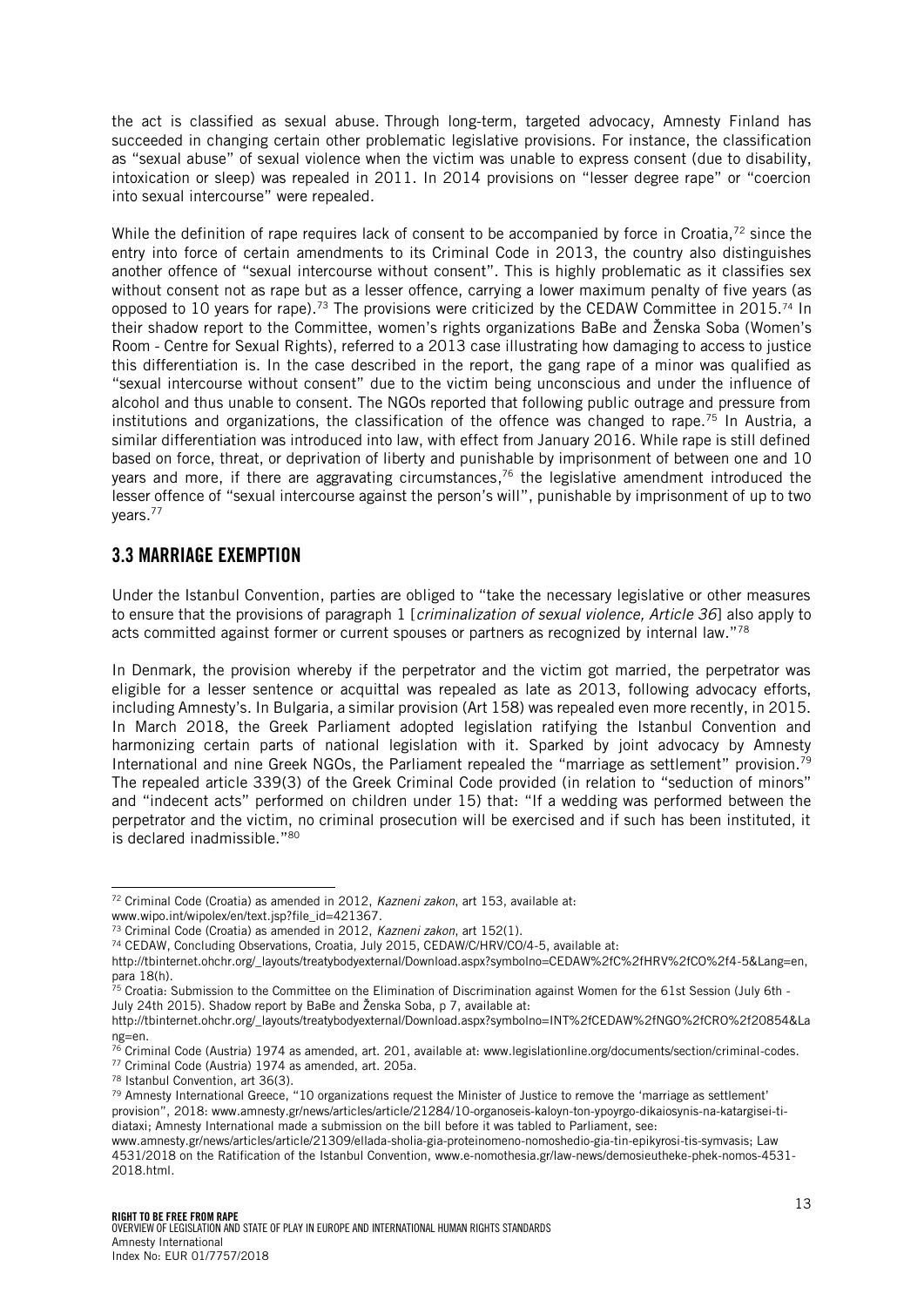the act is classified as sexual abuse. Through long-term, targeted advocacy, Amnesty Finland has succeeded in changing certain other problematic legislative provisions. For instance, the classification as "sexual abuse" of sexual violence when the victim was unable to express consent (due to disability, intoxication or sleep) was repealed in 2011. In 2014 provisions on "lesser degree rape" or "coercion into sexual intercourse" were repealed.

While the definition of rape requires lack of consent to be accompanied by force in Croatia,[72] since the entry into force of certain amendments to its Criminal Code in 2013, the country also distinguishes another offence of "sexual intercourse without consent". This is highly problematic as it classifies sex without consent not as rape but as a lesser offence, carrying a lower maximum penalty of five years (as opposed to 10 years for rape).[73] The provisions were criticized by the CEDAW Committee in 2015.[74] In their shadow report to the Committee, women's rights organizations BaBe and Ženska Soba (Women's Room - Centre for Sexual Rights), referred to a 2013 case illustrating how damaging to access to justice this differentiation is. In the case described in the report, the gang rape of a minor was qualified as "sexual intercourse without consent" due to the victim being unconscious and under the influence of alcohol and thus unable to consent. The NGOs reported that following public outrage and pressure from institutions and organizations, the classification of the offence was changed to rape.[75] In Austria, a similar differentiation was introduced into law, with effect from January 2016. While rape is still defined based on force, threat, or deprivation of liberty and punishable by imprisonment of between one and 10 years and more, if there are aggravating circumstances,[76] the legislative amendment introduced the lesser offence of "sexual intercourse against the person's will", punishable by imprisonment of up to two years.[77]

## 3.3 MARRIAGE EXEMPTION

Under the Istanbul Convention, parties are obliged to "take the necessary legislative or other measures to ensure that the provisions of paragraph 1 [*criminalization of sexual violence, Article 36*] also apply to acts committed against former or current spouses or partners as recognized by internal law."[78]

In Denmark, the provision whereby if the perpetrator and the victim got married, the perpetrator was eligible for a lesser sentence or acquittal was repealed as late as 2013, following advocacy efforts, including Amnesty's. In Bulgaria, a similar provision (Art 158) was repealed even more recently, in 2015. In March 2018, the Greek Parliament adopted legislation ratifying the Istanbul Convention and harmonizing certain parts of national legislation with it. Sparked by joint advocacy by Amnesty International and nine Greek NGOs, the Parliament repealed the "marriage as settlement" provision.[79] The repealed article 339(3) of the Greek Criminal Code provided (in relation to "seduction of minors" and "indecent acts" performed on children under 15) that: "If a wedding was performed between the perpetrator and the victim, no criminal prosecution will be exercised and if such has been instituted, it is declared inadmissible."[80]

---

[72] Criminal Code (Croatia) as amended in 2012, *Kazneni zakon*, art 153, available at: www.wipo.int/wipolex/en/text.jsp?file_id=421367.

[73] Criminal Code (Croatia) as amended in 2012, *Kazneni zakon*, art 152(1).

[74] CEDAW, Concluding Observations, Croatia, July 2015, CEDAW/C/HRV/CO/4-5, available at: http://tbinternet.ohchr.org/_layouts/treatybodyexternal/Download.aspx?symbolno=CEDAW%2fC%2fHRV%2fCO%2f4-5&Lang=en, para 18(h).

[75] Croatia: Submission to the Committee on the Elimination of Discrimination against Women for the 61st Session (July 6th - July 24th 2015). Shadow report by BaBe and Ženska Soba, p 7, available at: http://tbinternet.ohchr.org/_layouts/treatybodyexternal/Download.aspx?symbolno=INT%2fCEDAW%2fNGO%2fCRO%2f20854&Lang=en.

[76] Criminal Code (Austria) 1974 as amended, art. 201, available at: www.legislationline.org/documents/section/criminal-codes.

[77] Criminal Code (Austria) 1974 as amended, art. 205a.

[78] Istanbul Convention, art 36(3).

[79] Amnesty International Greece, "10 organizations request the Minister of Justice to remove the 'marriage as settlement' provision", 2018: www.amnesty.gr/news/articles/article/21284/10-organoseis-kaloyn-ton-ypoyrgo-dikaiosynis-na-katargisei-ti-diataxi; Amnesty International made a submission on the bill before it was tabled to Parliament, see: www.amnesty.gr/news/articles/article/21309/ellada-sholia-gia-proteinomeno-nomoshedio-gia-tin-epikyrosi-tis-symvasis; Law 4531/2018 on the Ratification of the Istanbul Convention, www.e-nomothesia.gr/law-news/demosieutheke-phek-nomos-4531-2018.html.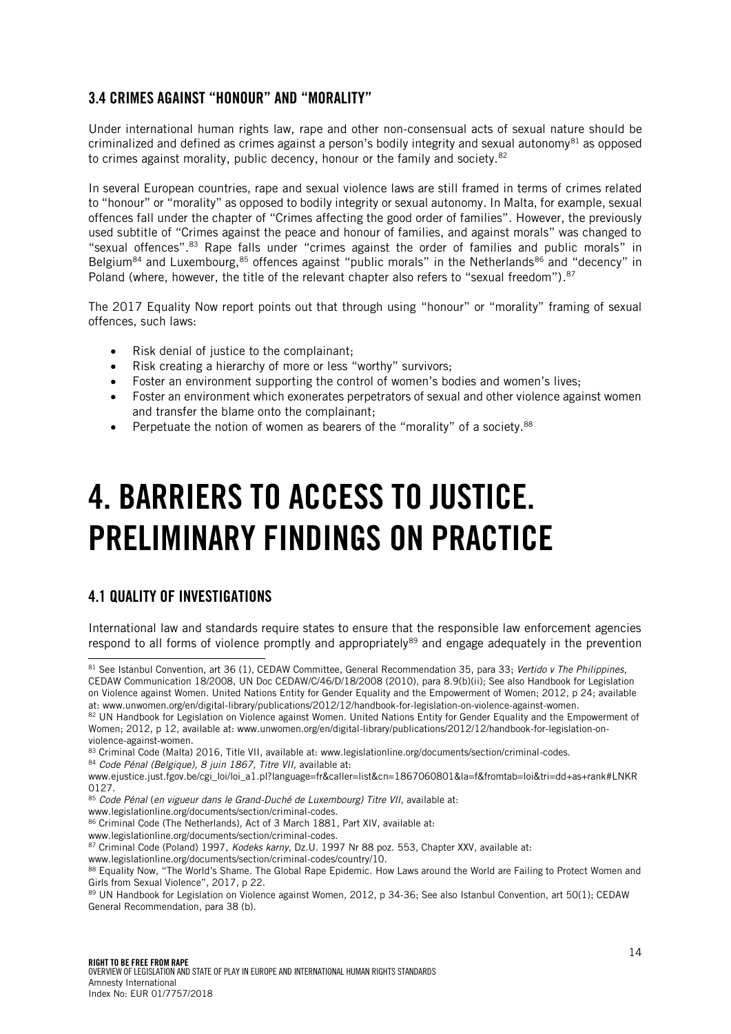### 3.4 CRIMES AGAINST "HONOUR" AND "MORALITY"

Under international human rights law, rape and other non-consensual acts of sexual nature should be criminalized and defined as crimes against a person's bodily integrity and sexual autonomy[81] as opposed to crimes against morality, public decency, honour or the family and society.[82]

In several European countries, rape and sexual violence laws are still framed in terms of crimes related to "honour" or "morality" as opposed to bodily integrity or sexual autonomy. In Malta, for example, sexual offences fall under the chapter of "Crimes affecting the good order of families". However, the previously used subtitle of "Crimes against the peace and honour of families, and against morals" was changed to "sexual offences".[83] Rape falls under "crimes against the order of families and public morals" in Belgium[84] and Luxembourg,[85] offences against "public morals" in the Netherlands[86] and "decency" in Poland (where, however, the title of the relevant chapter also refers to "sexual freedom").[87]

The 2017 Equality Now report points out that through using "honour" or "morality" framing of sexual offences, such laws:

- Risk denial of justice to the complainant;
- Risk creating a hierarchy of more or less "worthy" survivors;
- Foster an environment supporting the control of women's bodies and women's lives;
- Foster an environment which exonerates perpetrators of sexual and other violence against women and transfer the blame onto the complainant;
- Perpetuate the notion of women as bearers of the "morality" of a society.[88]

# 4. BARRIERS TO ACCESS TO JUSTICE. PRELIMINARY FINDINGS ON PRACTICE

### 4.1 QUALITY OF INVESTIGATIONS

International law and standards require states to ensure that the responsible law enforcement agencies respond to all forms of violence promptly and appropriately[89] and engage adequately in the prevention

---

[81] See Istanbul Convention, art 36 (1), CEDAW Committee, General Recommendation 35, para 33; *Vertido v The Philippines*, CEDAW Communication 18/2008, UN Doc CEDAW/C/46/D/18/2008 (2010), para 8.9(b)(ii); See also Handbook for Legislation on Violence against Women. United Nations Entity for Gender Equality and the Empowerment of Women; 2012, p 24; available at: www.unwomen.org/en/digital-library/publications/2012/12/handbook-for-legislation-on-violence-against-women.

[82] UN Handbook for Legislation on Violence against Women. United Nations Entity for Gender Equality and the Empowerment of Women; 2012, p 12, available at: www.unwomen.org/en/digital-library/publications/2012/12/handbook-for-legislation-on-violence-against-women.

[83] Criminal Code (Malta) 2016, Title VII, available at: www.legislationline.org/documents/section/criminal-codes.

[84] *Code Pénal (Belgique), 8 juin 1867, Titre VII,* available at: www.ejustice.just.fgov.be/cgi_loi/loi_a1.pl?language=fr&caller=list&cn=1867060801&la=f&fromtab=loi&tri=dd+as+rank#LNKR0127.

[85] *Code Pénal* (*en vigueur dans le Grand-Duché de Luxembourg) Titre VII,* available at: www.legislationline.org/documents/section/criminal-codes.

[86] Criminal Code (The Netherlands), Act of 3 March 1881, Part XIV, available at: www.legislationline.org/documents/section/criminal-codes.

[87] Criminal Code (Poland) 1997, *Kodeks karny*, Dz.U. 1997 Nr 88 poz. 553, Chapter XXV, available at: www.legislationline.org/documents/section/criminal-codes/country/10.

[88] Equality Now, "The World's Shame. The Global Rape Epidemic. How Laws around the World are Failing to Protect Women and Girls from Sexual Violence", 2017, p 22.

[89] UN Handbook for Legislation on Violence against Women, 2012, p 34-36; See also Istanbul Convention, art 50(1); CEDAW General Recommendation, para 38 (b).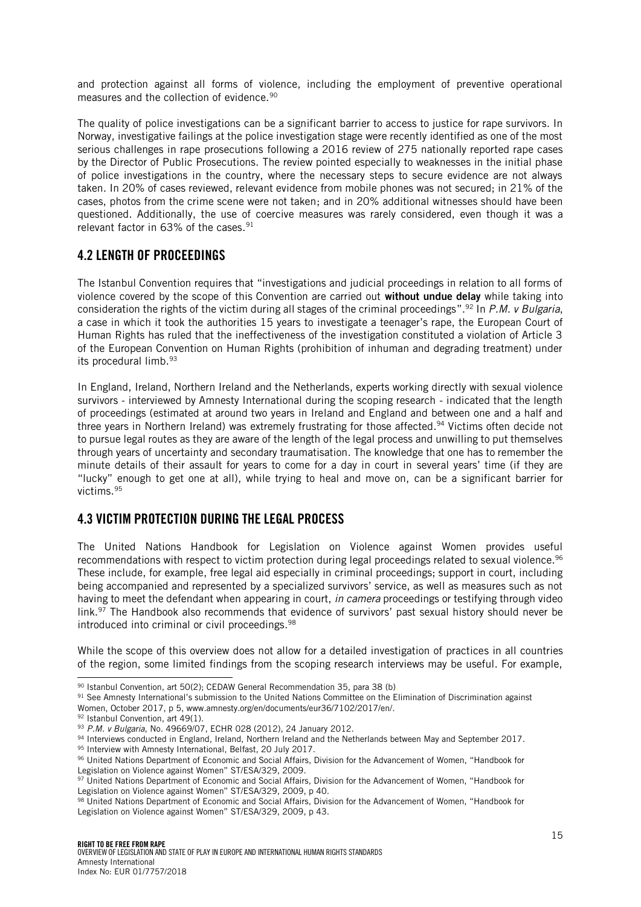and protection against all forms of violence, including the employment of preventive operational measures and the collection of evidence.[90]

The quality of police investigations can be a significant barrier to access to justice for rape survivors. In Norway, investigative failings at the police investigation stage were recently identified as one of the most serious challenges in rape prosecutions following a 2016 review of 275 nationally reported rape cases by the Director of Public Prosecutions. The review pointed especially to weaknesses in the initial phase of police investigations in the country, where the necessary steps to secure evidence are not always taken. In 20% of cases reviewed, relevant evidence from mobile phones was not secured; in 21% of the cases, photos from the crime scene were not taken; and in 20% additional witnesses should have been questioned. Additionally, the use of coercive measures was rarely considered, even though it was a relevant factor in 63% of the cases.[91]

## 4.2 LENGTH OF PROCEEDINGS

The Istanbul Convention requires that "investigations and judicial proceedings in relation to all forms of violence covered by the scope of this Convention are carried out **without undue delay** while taking into consideration the rights of the victim during all stages of the criminal proceedings".[92] In *P.M. v Bulgaria*, a case in which it took the authorities 15 years to investigate a teenager's rape, the European Court of Human Rights has ruled that the ineffectiveness of the investigation constituted a violation of Article 3 of the European Convention on Human Rights (prohibition of inhuman and degrading treatment) under its procedural limb.[93]

In England, Ireland, Northern Ireland and the Netherlands, experts working directly with sexual violence survivors - interviewed by Amnesty International during the scoping research - indicated that the length of proceedings (estimated at around two years in Ireland and England and between one and a half and three years in Northern Ireland) was extremely frustrating for those affected.[94] Victims often decide not to pursue legal routes as they are aware of the length of the legal process and unwilling to put themselves through years of uncertainty and secondary traumatisation. The knowledge that one has to remember the minute details of their assault for years to come for a day in court in several years' time (if they are "lucky" enough to get one at all), while trying to heal and move on, can be a significant barrier for victims.[95]

## 4.3 VICTIM PROTECTION DURING THE LEGAL PROCESS

The United Nations Handbook for Legislation on Violence against Women provides useful recommendations with respect to victim protection during legal proceedings related to sexual violence.[96] These include, for example, free legal aid especially in criminal proceedings; support in court, including being accompanied and represented by a specialized survivors' service, as well as measures such as not having to meet the defendant when appearing in court, *in camera* proceedings or testifying through video link.[97] The Handbook also recommends that evidence of survivors' past sexual history should never be introduced into criminal or civil proceedings.[98]

While the scope of this overview does not allow for a detailed investigation of practices in all countries of the region, some limited findings from the scoping research interviews may be useful. For example,

---

[90] Istanbul Convention, art 50(2); CEDAW General Recommendation 35, para 38 (b)

[91] See Amnesty International's submission to the United Nations Committee on the Elimination of Discrimination against Women, October 2017, p 5, www.amnesty.org/en/documents/eur36/7102/2017/en/.

[92] Istanbul Convention, art 49(1).

[93] *P.M. v Bulgaria*, No. 49669/07, ECHR 028 (2012), 24 January 2012.

[94] Interviews conducted in England, Ireland, Northern Ireland and the Netherlands between May and September 2017.

[95] Interview with Amnesty International, Belfast, 20 July 2017.

[96] United Nations Department of Economic and Social Affairs, Division for the Advancement of Women, "Handbook for Legislation on Violence against Women" ST/ESA/329, 2009.

[97] United Nations Department of Economic and Social Affairs, Division for the Advancement of Women, "Handbook for Legislation on Violence against Women" ST/ESA/329, 2009, p 40.

[98] United Nations Department of Economic and Social Affairs, Division for the Advancement of Women, "Handbook for Legislation on Violence against Women" ST/ESA/329, 2009, p 43.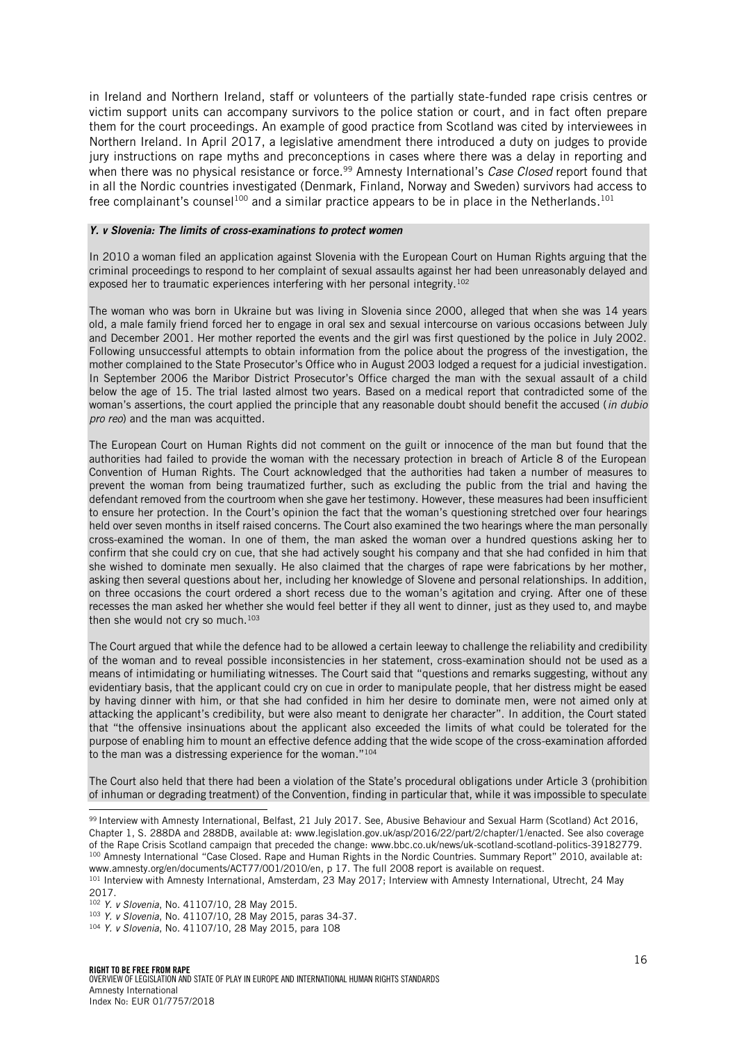in Ireland and Northern Ireland, staff or volunteers of the partially state-funded rape crisis centres or victim support units can accompany survivors to the police station or court, and in fact often prepare them for the court proceedings. An example of good practice from Scotland was cited by interviewees in Northern Ireland. In April 2017, a legislative amendment there introduced a duty on judges to provide jury instructions on rape myths and preconceptions in cases where there was a delay in reporting and when there was no physical resistance or force.[99] Amnesty International's *Case Closed* report found that in all the Nordic countries investigated (Denmark, Finland, Norway and Sweden) survivors had access to free complainant's counsel[100] and a similar practice appears to be in place in the Netherlands.[101]

***Y. v Slovenia: The limits of cross-examinations to protect women***

In 2010 a woman filed an application against Slovenia with the European Court on Human Rights arguing that the criminal proceedings to respond to her complaint of sexual assaults against her had been unreasonably delayed and exposed her to traumatic experiences interfering with her personal integrity.[102]

The woman who was born in Ukraine but was living in Slovenia since 2000, alleged that when she was 14 years old, a male family friend forced her to engage in oral sex and sexual intercourse on various occasions between July and December 2001. Her mother reported the events and the girl was first questioned by the police in July 2002. Following unsuccessful attempts to obtain information from the police about the progress of the investigation, the mother complained to the State Prosecutor's Office who in August 2003 lodged a request for a judicial investigation. In September 2006 the Maribor District Prosecutor's Office charged the man with the sexual assault of a child below the age of 15. The trial lasted almost two years. Based on a medical report that contradicted some of the woman's assertions, the court applied the principle that any reasonable doubt should benefit the accused (*in dubio pro reo*) and the man was acquitted.

The European Court on Human Rights did not comment on the guilt or innocence of the man but found that the authorities had failed to provide the woman with the necessary protection in breach of Article 8 of the European Convention of Human Rights. The Court acknowledged that the authorities had taken a number of measures to prevent the woman from being traumatized further, such as excluding the public from the trial and having the defendant removed from the courtroom when she gave her testimony. However, these measures had been insufficient to ensure her protection. In the Court's opinion the fact that the woman's questioning stretched over four hearings held over seven months in itself raised concerns. The Court also examined the two hearings where the man personally cross-examined the woman. In one of them, the man asked the woman over a hundred questions asking her to confirm that she could cry on cue, that she had actively sought his company and that she had confided in him that she wished to dominate men sexually. He also claimed that the charges of rape were fabrications by her mother, asking then several questions about her, including her knowledge of Slovene and personal relationships. In addition, on three occasions the court ordered a short recess due to the woman's agitation and crying. After one of these recesses the man asked her whether she would feel better if they all went to dinner, just as they used to, and maybe then she would not cry so much.[103]

The Court argued that while the defence had to be allowed a certain leeway to challenge the reliability and credibility of the woman and to reveal possible inconsistencies in her statement, cross-examination should not be used as a means of intimidating or humiliating witnesses. The Court said that "questions and remarks suggesting, without any evidentiary basis, that the applicant could cry on cue in order to manipulate people, that her distress might be eased by having dinner with him, or that she had confided in him her desire to dominate men, were not aimed only at attacking the applicant's credibility, but were also meant to denigrate her character". In addition, the Court stated that "the offensive insinuations about the applicant also exceeded the limits of what could be tolerated for the purpose of enabling him to mount an effective defence adding that the wide scope of the cross-examination afforded to the man was a distressing experience for the woman."[104]

The Court also held that there had been a violation of the State's procedural obligations under Article 3 (prohibition of inhuman or degrading treatment) of the Convention, finding in particular that, while it was impossible to speculate

---

[99] Interview with Amnesty International, Belfast, 21 July 2017. See, Abusive Behaviour and Sexual Harm (Scotland) Act 2016, Chapter 1, S. 288DA and 288DB, available at: www.legislation.gov.uk/asp/2016/22/part/2/chapter/1/enacted. See also coverage of the Rape Crisis Scotland campaign that preceded the change: www.bbc.co.uk/news/uk-scotland-scotland-politics-39182779.

[100] Amnesty International "Case Closed. Rape and Human Rights in the Nordic Countries. Summary Report" 2010, available at: www.amnesty.org/en/documents/ACT77/001/2010/en, p 17. The full 2008 report is available on request.

[101] Interview with Amnesty International, Amsterdam, 23 May 2017; Interview with Amnesty International, Utrecht, 24 May 2017.

[102] *Y. v Slovenia*, No. 41107/10, 28 May 2015.

[103] *Y. v Slovenia*, No. 41107/10, 28 May 2015, paras 34-37.

[104] *Y. v Slovenia*, No. 41107/10, 28 May 2015, para 108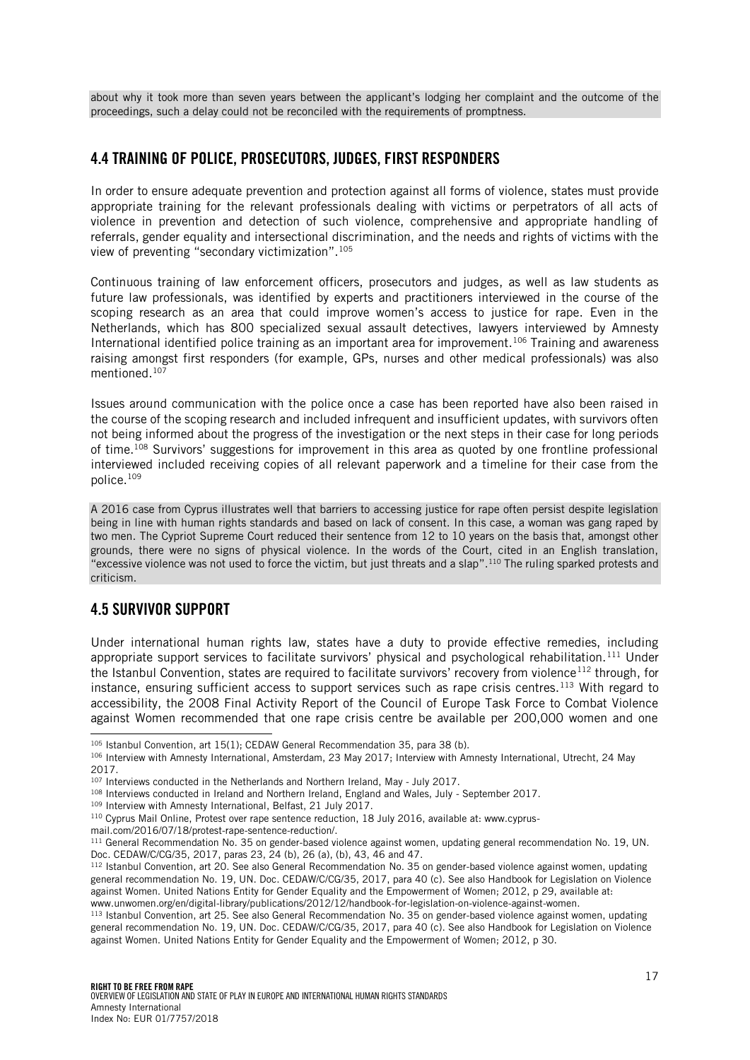about why it took more than seven years between the applicant's lodging her complaint and the outcome of the proceedings, such a delay could not be reconciled with the requirements of promptness.

## 4.4 TRAINING OF POLICE, PROSECUTORS, JUDGES, FIRST RESPONDERS

In order to ensure adequate prevention and protection against all forms of violence, states must provide appropriate training for the relevant professionals dealing with victims or perpetrators of all acts of violence in prevention and detection of such violence, comprehensive and appropriate handling of referrals, gender equality and intersectional discrimination, and the needs and rights of victims with the view of preventing "secondary victimization".[105]

Continuous training of law enforcement officers, prosecutors and judges, as well as law students as future law professionals, was identified by experts and practitioners interviewed in the course of the scoping research as an area that could improve women's access to justice for rape. Even in the Netherlands, which has 800 specialized sexual assault detectives, lawyers interviewed by Amnesty International identified police training as an important area for improvement.[106] Training and awareness raising amongst first responders (for example, GPs, nurses and other medical professionals) was also mentioned.[107]

Issues around communication with the police once a case has been reported have also been raised in the course of the scoping research and included infrequent and insufficient updates, with survivors often not being informed about the progress of the investigation or the next steps in their case for long periods of time.[108] Survivors' suggestions for improvement in this area as quoted by one frontline professional interviewed included receiving copies of all relevant paperwork and a timeline for their case from the police.[109]

A 2016 case from Cyprus illustrates well that barriers to accessing justice for rape often persist despite legislation being in line with human rights standards and based on lack of consent. In this case, a woman was gang raped by two men. The Cypriot Supreme Court reduced their sentence from 12 to 10 years on the basis that, amongst other grounds, there were no signs of physical violence. In the words of the Court, cited in an English translation, "excessive violence was not used to force the victim, but just threats and a slap".[110] The ruling sparked protests and criticism.

## 4.5 SURVIVOR SUPPORT

Under international human rights law, states have a duty to provide effective remedies, including appropriate support services to facilitate survivors' physical and psychological rehabilitation.[111] Under the Istanbul Convention, states are required to facilitate survivors' recovery from violence[112] through, for instance, ensuring sufficient access to support services such as rape crisis centres.[113] With regard to accessibility, the 2008 Final Activity Report of the Council of Europe Task Force to Combat Violence against Women recommended that one rape crisis centre be available per 200,000 women and one

---

[105] Istanbul Convention, art 15(1); CEDAW General Recommendation 35, para 38 (b).

[106] Interview with Amnesty International, Amsterdam, 23 May 2017; Interview with Amnesty International, Utrecht, 24 May 2017.

[107] Interviews conducted in the Netherlands and Northern Ireland, May - July 2017.

[108] Interviews conducted in Ireland and Northern Ireland, England and Wales, July - September 2017.

[109] Interview with Amnesty International, Belfast, 21 July 2017.

[110] Cyprus Mail Online, Protest over rape sentence reduction, 18 July 2016, available at: www.cyprus-mail.com/2016/07/18/protest-rape-sentence-reduction/.

[111] General Recommendation No. 35 on gender-based violence against women, updating general recommendation No. 19, UN. Doc. CEDAW/C/CG/35, 2017, paras 23, 24 (b), 26 (a), (b), 43, 46 and 47.

[112] Istanbul Convention, art 20. See also General Recommendation No. 35 on gender-based violence against women, updating general recommendation No. 19, UN. Doc. CEDAW/C/CG/35, 2017, para 40 (c). See also Handbook for Legislation on Violence against Women. United Nations Entity for Gender Equality and the Empowerment of Women; 2012, p 29, available at: www.unwomen.org/en/digital-library/publications/2012/12/handbook-for-legislation-on-violence-against-women.

[113] Istanbul Convention, art 25. See also General Recommendation No. 35 on gender-based violence against women, updating general recommendation No. 19, UN. Doc. CEDAW/C/CG/35, 2017, para 40 (c). See also Handbook for Legislation on Violence against Women. United Nations Entity for Gender Equality and the Empowerment of Women; 2012, p 30.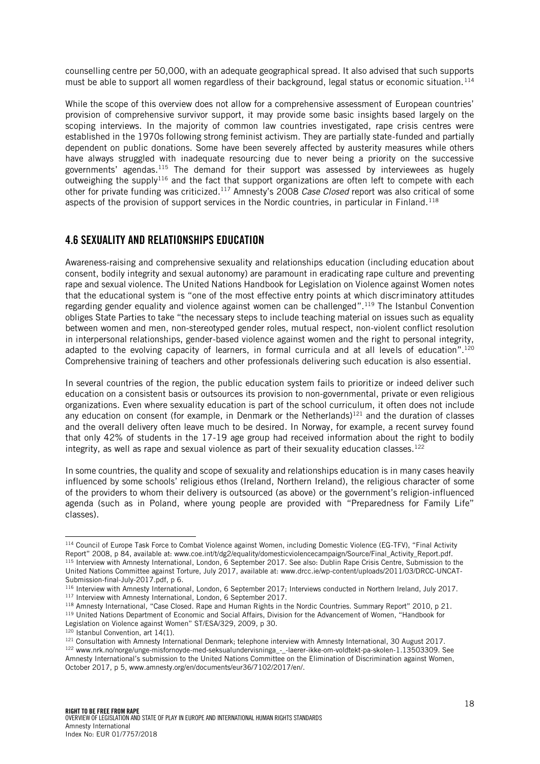counselling centre per 50,000, with an adequate geographical spread. It also advised that such supports must be able to support all women regardless of their background, legal status or economic situation.[114]

While the scope of this overview does not allow for a comprehensive assessment of European countries' provision of comprehensive survivor support, it may provide some basic insights based largely on the scoping interviews. In the majority of common law countries investigated, rape crisis centres were established in the 1970s following strong feminist activism. They are partially state-funded and partially dependent on public donations. Some have been severely affected by austerity measures while others have always struggled with inadequate resourcing due to never being a priority on the successive governments' agendas.[115] The demand for their support was assessed by interviewees as hugely outweighing the supply[116] and the fact that support organizations are often left to compete with each other for private funding was criticized.[117] Amnesty's 2008 *Case Closed* report was also critical of some aspects of the provision of support services in the Nordic countries, in particular in Finland.[118]

## 4.6 SEXUALITY AND RELATIONSHIPS EDUCATION

Awareness-raising and comprehensive sexuality and relationships education (including education about consent, bodily integrity and sexual autonomy) are paramount in eradicating rape culture and preventing rape and sexual violence. The United Nations Handbook for Legislation on Violence against Women notes that the educational system is "one of the most effective entry points at which discriminatory attitudes regarding gender equality and violence against women can be challenged".[119] The Istanbul Convention obliges State Parties to take "the necessary steps to include teaching material on issues such as equality between women and men, non-stereotyped gender roles, mutual respect, non-violent conflict resolution in interpersonal relationships, gender-based violence against women and the right to personal integrity, adapted to the evolving capacity of learners, in formal curricula and at all levels of education".[120] Comprehensive training of teachers and other professionals delivering such education is also essential.

In several countries of the region, the public education system fails to prioritize or indeed deliver such education on a consistent basis or outsources its provision to non-governmental, private or even religious organizations. Even where sexuality education is part of the school curriculum, it often does not include any education on consent (for example, in Denmark or the Netherlands)[121] and the duration of classes and the overall delivery often leave much to be desired. In Norway, for example, a recent survey found that only 42% of students in the 17-19 age group had received information about the right to bodily integrity, as well as rape and sexual violence as part of their sexuality education classes.[122]

In some countries, the quality and scope of sexuality and relationships education is in many cases heavily influenced by some schools' religious ethos (Ireland, Northern Ireland), the religious character of some of the providers to whom their delivery is outsourced (as above) or the government's religion-influenced agenda (such as in Poland, where young people are provided with "Preparedness for Family Life" classes).

---

[114] Council of Europe Task Force to Combat Violence against Women, including Domestic Violence (EG-TFV), "Final Activity Report" 2008, p 84, available at: www.coe.int/t/dg2/equality/domesticviolencecampaign/Source/Final_Activity_Report.pdf.

[115] Interview with Amnesty International, London, 6 September 2017. See also: Dublin Rape Crisis Centre, Submission to the United Nations Committee against Torture, July 2017, available at: www.drcc.ie/wp-content/uploads/2011/03/DRCC-UNCAT-Submission-final-July-2017.pdf, p 6.

[116] Interview with Amnesty International, London, 6 September 2017; Interviews conducted in Northern Ireland, July 2017.

[117] Interview with Amnesty International, London, 6 September 2017.

[118] Amnesty International, "Case Closed. Rape and Human Rights in the Nordic Countries. Summary Report" 2010, p 21.

[119] United Nations Department of Economic and Social Affairs, Division for the Advancement of Women, "Handbook for Legislation on Violence against Women" ST/ESA/329, 2009, p 30.

[120] Istanbul Convention, art 14(1).

[121] Consultation with Amnesty International Denmark; telephone interview with Amnesty International, 30 August 2017.

[122] www.nrk.no/norge/unge-misfornoyde-med-seksualundervisninga_-_-laerer-ikke-om-voldtekt-pa-skolen-1.13503309. See Amnesty International's submission to the United Nations Committee on the Elimination of Discrimination against Women, October 2017, p 5, www.amnesty.org/en/documents/eur36/7102/2017/en/.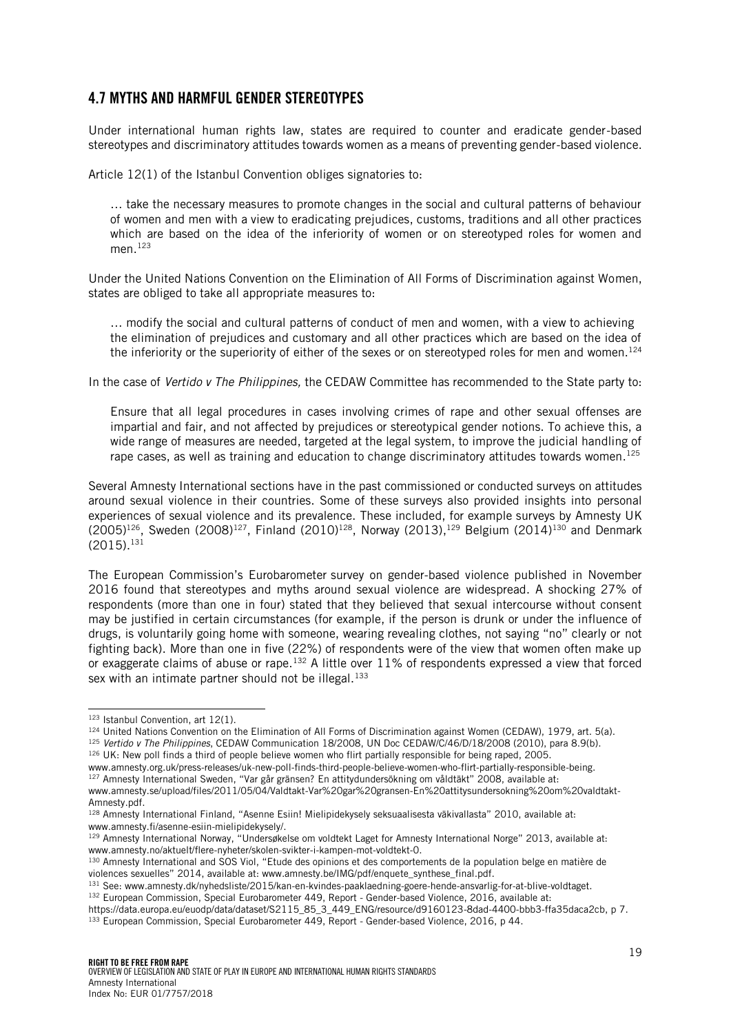## 4.7 MYTHS AND HARMFUL GENDER STEREOTYPES

Under international human rights law, states are required to counter and eradicate gender-based stereotypes and discriminatory attitudes towards women as a means of preventing gender-based violence.

Article 12(1) of the Istanbul Convention obliges signatories to:

> … take the necessary measures to promote changes in the social and cultural patterns of behaviour of women and men with a view to eradicating prejudices, customs, traditions and all other practices which are based on the idea of the inferiority of women or on stereotyped roles for women and men.[123]

Under the United Nations Convention on the Elimination of All Forms of Discrimination against Women, states are obliged to take all appropriate measures to:

> … modify the social and cultural patterns of conduct of men and women, with a view to achieving the elimination of prejudices and customary and all other practices which are based on the idea of the inferiority or the superiority of either of the sexes or on stereotyped roles for men and women.[124]

In the case of *Vertido v The Philippines,* the CEDAW Committee has recommended to the State party to:

> Ensure that all legal procedures in cases involving crimes of rape and other sexual offenses are impartial and fair, and not affected by prejudices or stereotypical gender notions. To achieve this, a wide range of measures are needed, targeted at the legal system, to improve the judicial handling of rape cases, as well as training and education to change discriminatory attitudes towards women.[125]

Several Amnesty International sections have in the past commissioned or conducted surveys on attitudes around sexual violence in their countries. Some of these surveys also provided insights into personal experiences of sexual violence and its prevalence. These included, for example surveys by Amnesty UK (2005)[126], Sweden (2008)[127], Finland (2010)[128], Norway (2013),[129] Belgium (2014)[130] and Denmark (2015).[131]

The European Commission's Eurobarometer survey on gender-based violence published in November 2016 found that stereotypes and myths around sexual violence are widespread. A shocking 27% of respondents (more than one in four) stated that they believed that sexual intercourse without consent may be justified in certain circumstances (for example, if the person is drunk or under the influence of drugs, is voluntarily going home with someone, wearing revealing clothes, not saying "no" clearly or not fighting back). More than one in five (22%) of respondents were of the view that women often make up or exaggerate claims of abuse or rape.[132] A little over 11% of respondents expressed a view that forced sex with an intimate partner should not be illegal.[133]

---

[123] Istanbul Convention, art 12(1).

[124] United Nations Convention on the Elimination of All Forms of Discrimination against Women (CEDAW), 1979, art. 5(a).

[125] *Vertido v The Philippines*, CEDAW Communication 18/2008, UN Doc CEDAW/C/46/D/18/2008 (2010), para 8.9(b).

[126] UK: New poll finds a third of people believe women who flirt partially responsible for being raped, 2005. www.amnesty.org.uk/press-releases/uk-new-poll-finds-third-people-believe-women-who-flirt-partially-responsible-being.

[127] Amnesty International Sweden, "Var går gränsen? En attitydundersökning om våldtäkt" 2008, available at: www.amnesty.se/upload/files/2011/05/04/Valdtakt-Var%20gar%20gransen-En%20attitysundersokning%20om%20valdtakt-Amnesty.pdf.

[128] Amnesty International Finland, "Asenne Esiin! Mielipidekysely seksuaalisesta väkivallasta" 2010, available at: www.amnesty.fi/asenne-esiin-mielipidekysely/.

[129] Amnesty International Norway, "Undersøkelse om voldtekt Laget for Amnesty International Norge" 2013, available at: www.amnesty.no/aktuelt/flere-nyheter/skolen-svikter-i-kampen-mot-voldtekt-0.

[130] Amnesty International and SOS Viol, "Etude des opinions et des comportements de la population belge en matière de violences sexuelles" 2014, available at: www.amnesty.be/IMG/pdf/enquete_synthese_final.pdf.

[131] See: www.amnesty.dk/nyhedsliste/2015/kan-en-kvindes-paaklaedning-goere-hende-ansvarlig-for-at-blive-voldtaget.

[132] European Commission, Special Eurobarometer 449, Report - Gender-based Violence, 2016, available at: https://data.europa.eu/euodp/data/dataset/S2115_85_3_449_ENG/resource/d9160123-8dad-4400-bbb3-ffa35daca2cb, p 7.

[133] European Commission, Special Eurobarometer 449, Report - Gender-based Violence, 2016, p 44.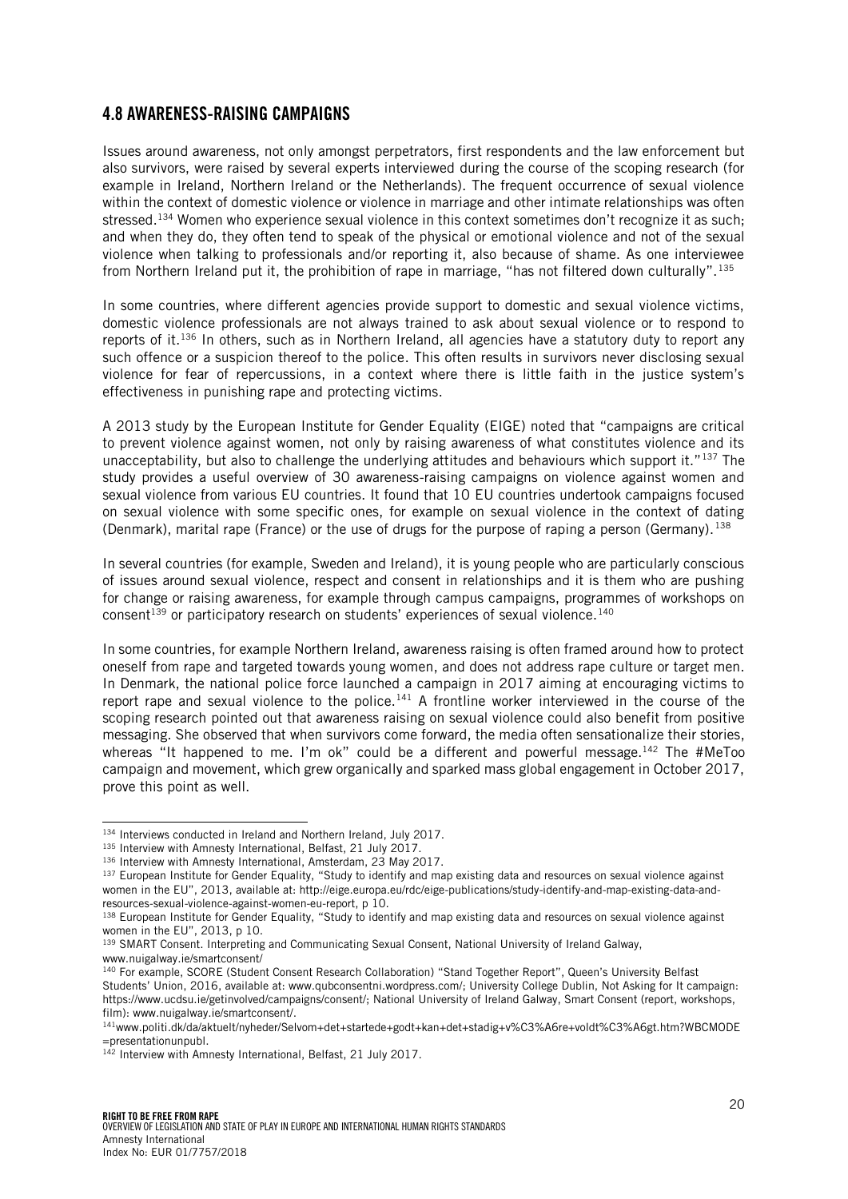## 4.8 AWARENESS-RAISING CAMPAIGNS

Issues around awareness, not only amongst perpetrators, first respondents and the law enforcement but also survivors, were raised by several experts interviewed during the course of the scoping research (for example in Ireland, Northern Ireland or the Netherlands). The frequent occurrence of sexual violence within the context of domestic violence or violence in marriage and other intimate relationships was often stressed.[134] Women who experience sexual violence in this context sometimes don't recognize it as such; and when they do, they often tend to speak of the physical or emotional violence and not of the sexual violence when talking to professionals and/or reporting it, also because of shame. As one interviewee from Northern Ireland put it, the prohibition of rape in marriage, "has not filtered down culturally".[135]

In some countries, where different agencies provide support to domestic and sexual violence victims, domestic violence professionals are not always trained to ask about sexual violence or to respond to reports of it.[136] In others, such as in Northern Ireland, all agencies have a statutory duty to report any such offence or a suspicion thereof to the police. This often results in survivors never disclosing sexual violence for fear of repercussions, in a context where there is little faith in the justice system's effectiveness in punishing rape and protecting victims.

A 2013 study by the European Institute for Gender Equality (EIGE) noted that "campaigns are critical to prevent violence against women, not only by raising awareness of what constitutes violence and its unacceptability, but also to challenge the underlying attitudes and behaviours which support it."[137] The study provides a useful overview of 30 awareness-raising campaigns on violence against women and sexual violence from various EU countries. It found that 10 EU countries undertook campaigns focused on sexual violence with some specific ones, for example on sexual violence in the context of dating (Denmark), marital rape (France) or the use of drugs for the purpose of raping a person (Germany).[138]

In several countries (for example, Sweden and Ireland), it is young people who are particularly conscious of issues around sexual violence, respect and consent in relationships and it is them who are pushing for change or raising awareness, for example through campus campaigns, programmes of workshops on consent[139] or participatory research on students' experiences of sexual violence.[140]

In some countries, for example Northern Ireland, awareness raising is often framed around how to protect oneself from rape and targeted towards young women, and does not address rape culture or target men. In Denmark, the national police force launched a campaign in 2017 aiming at encouraging victims to report rape and sexual violence to the police.[141] A frontline worker interviewed in the course of the scoping research pointed out that awareness raising on sexual violence could also benefit from positive messaging. She observed that when survivors come forward, the media often sensationalize their stories, whereas "It happened to me. I'm ok" could be a different and powerful message.[142] The #MeToo campaign and movement, which grew organically and sparked mass global engagement in October 2017, prove this point as well.

---

[134] Interviews conducted in Ireland and Northern Ireland, July 2017.

[135] Interview with Amnesty International, Belfast, 21 July 2017.

[136] Interview with Amnesty International, Amsterdam, 23 May 2017.

[137] European Institute for Gender Equality, "Study to identify and map existing data and resources on sexual violence against women in the EU", 2013, available at: http://eige.europa.eu/rdc/eige-publications/study-identify-and-map-existing-data-and-resources-sexual-violence-against-women-eu-report, p 10.

[138] European Institute for Gender Equality, "Study to identify and map existing data and resources on sexual violence against women in the EU", 2013, p 10.

[139] SMART Consent. Interpreting and Communicating Sexual Consent, National University of Ireland Galway, www.nuigalway.ie/smartconsent/

[140] For example, SCORE (Student Consent Research Collaboration) "Stand Together Report", Queen's University Belfast Students' Union, 2016, available at: www.qubconsentni.wordpress.com/; University College Dublin, Not Asking for It campaign: https://www.ucdsu.ie/getinvolved/campaigns/consent/; National University of Ireland Galway, Smart Consent (report, workshops, film): www.nuigalway.ie/smartconsent/.

[141] www.politi.dk/da/aktuelt/nyheder/Selvom+det+startede+godt+kan+det+stadig+v%C3%A6re+voldt%C3%A6gt.htm?WBCMODE=presentationunpubl.

[142] Interview with Amnesty International, Belfast, 21 July 2017.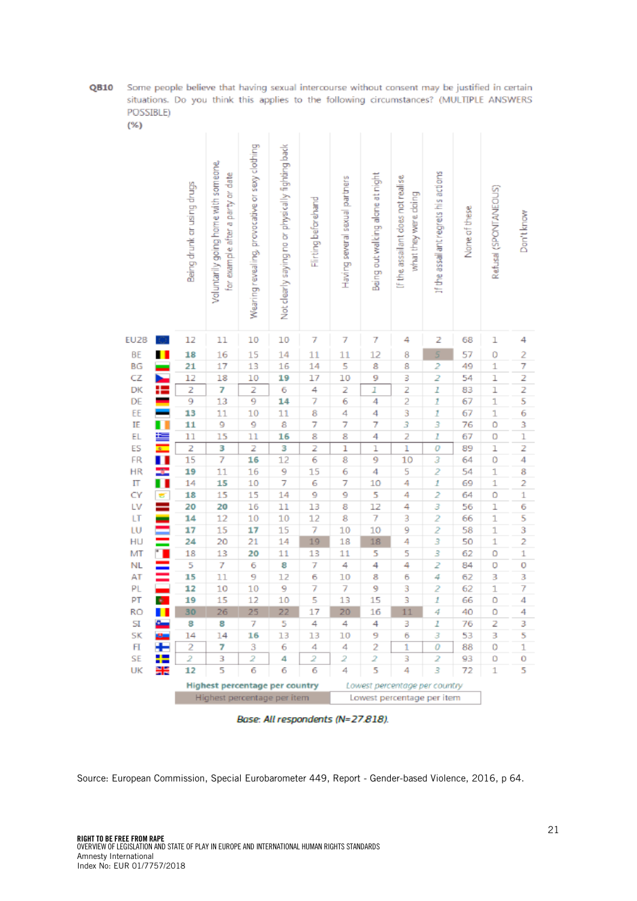**QB10** Some people believe that having sexual intercourse without consent may be justified in certain situations. Do you think this applies to the following circumstances? (MULTIPLE ANSWERS POSSIBLE)

(%)

| | Being drunk or using drugs | Voluntarily going home with someone, for example after a party or date | Wearing revealing, provocative or sexy clothing | Not clearly saying no or physically fighting back | Flirting beforehand | Having several sexual partners | Being out walking alone at night | If the assailant does not realise what they were doing | If the assailant regrets his actions | None of these | Refusal (SPONTANEOUS) | Don't know |
|---|---|---|---|---|---|---|---|---|---|---|---|---|
| EU28 | 12 | 11 | 10 | 10 | 7 | 7 | 7 | 4 | 2 | 68 | 1 | 4 |
| BE | 18 | 16 | 15 | 14 | 11 | 11 | 12 | 8 | 5 | 57 | 0 | 2 |
| BG | 21 | 17 | 13 | 16 | 14 | 5 | 8 | 8 | 2 | 49 | 1 | 7 |
| CZ | 12 | 18 | 10 | 19 | 17 | 10 | 9 | 3 | 2 | 54 | 1 | 2 |
| DK | 2 | 7 | 2 | 6 | 4 | 2 | 1 | 2 | 1 | 83 | 1 | 2 |
| DE | 9 | 13 | 9 | 14 | 7 | 6 | 4 | 2 | 1 | 67 | 1 | 5 |
| EE | 13 | 11 | 10 | 11 | 8 | 4 | 4 | 3 | 1 | 67 | 1 | 6 |
| IE | 11 | 9 | 9 | 8 | 7 | 7 | 7 | 3 | 3 | 76 | 0 | 3 |
| EL | 11 | 15 | 11 | 16 | 8 | 8 | 4 | 2 | 1 | 67 | 0 | 1 |
| ES | 2 | 3 | 2 | 3 | 2 | 1 | 1 | 1 | 0 | 89 | 1 | 2 |
| FR | 15 | 7 | 16 | 12 | 6 | 8 | 9 | 10 | 3 | 64 | 0 | 4 |
| HR | 19 | 11 | 16 | 9 | 15 | 6 | 4 | 5 | 2 | 54 | 1 | 8 |
| IT | 14 | 15 | 10 | 7 | 6 | 7 | 10 | 4 | 1 | 69 | 1 | 2 |
| CY | 18 | 15 | 15 | 14 | 9 | 9 | 5 | 4 | 2 | 64 | 0 | 1 |
| LV | 20 | 20 | 16 | 11 | 13 | 8 | 12 | 4 | 3 | 56 | 1 | 6 |
| LT | 14 | 12 | 10 | 10 | 12 | 8 | 7 | 3 | 2 | 66 | 1 | 5 |
| LU | 17 | 15 | 17 | 15 | 7 | 10 | 10 | 9 | 2 | 58 | 1 | 3 |
| HU | 24 | 20 | 21 | 14 | 19 | 18 | 18 | 4 | 3 | 50 | 1 | 2 |
| MT | 18 | 13 | 20 | 11 | 13 | 11 | 5 | 5 | 3 | 62 | 0 | 1 |
| NL | 5 | 7 | 6 | 8 | 7 | 4 | 4 | 4 | 2 | 84 | 0 | 0 |
| AT | 15 | 11 | 9 | 12 | 6 | 10 | 8 | 6 | 4 | 62 | 0 | 3 |
| PL | 12 | 10 | 10 | 9 | 7 | 7 | 9 | 3 | 2 | 62 | 1 | 7 |
| PT | 19 | 15 | 12 | 10 | 5 | 13 | 15 | 3 | 1 | 66 | 0 | 4 |
| RO | 30 | 26 | 25 | 22 | 17 | 20 | 16 | 11 | 4 | 40 | 0 | 4 |
| SI | 8 | 8 | 7 | 5 | 4 | 4 | 4 | 3 | 1 | 76 | 2 | 3 |
| SK | 14 | 14 | 16 | 13 | 13 | 10 | 9 | 6 | 3 | 53 | 3 | 5 |
| FI | 2 | 7 | 3 | 6 | 4 | 4 | 2 | 1 | 0 | 88 | 0 | 1 |
| SE | 2 | 3 | 2 | 4 | 2 | 2 | 2 | 3 | 2 | 93 | 0 | 0 |
| UK | 12 | 5 | 6 | 6 | 6 | 4 | 5 | 4 | 3 | 72 | 1 | 5 |

**Highest percentage per country** — *Lowest percentage per country*

Highest percentage per item — Lowest percentage per item

*Base: All respondents (N=27.818).*

Source: European Commission, Special Eurobarometer 449, Report - Gender-based Violence, 2016, p 64.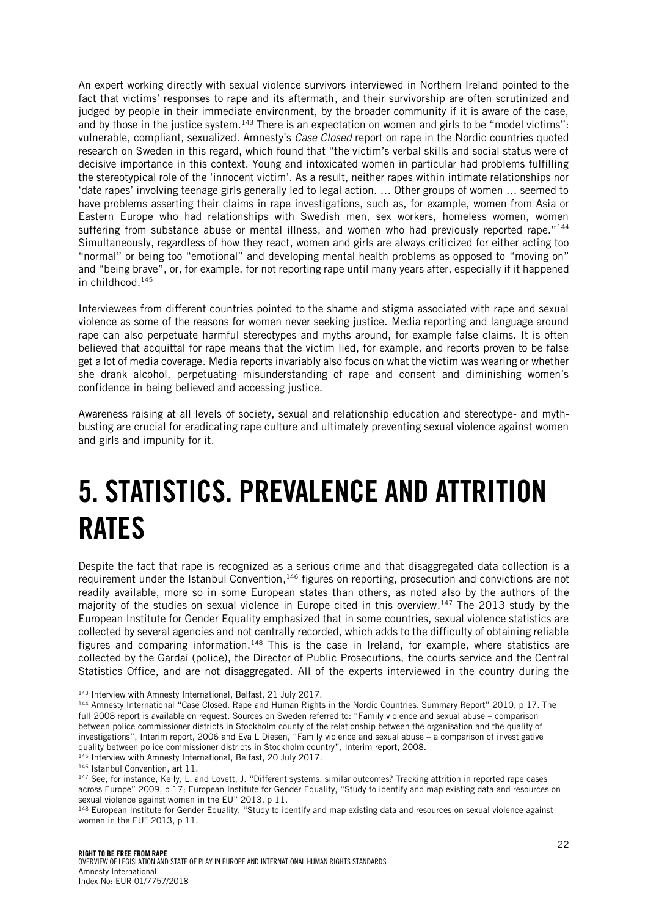An expert working directly with sexual violence survivors interviewed in Northern Ireland pointed to the fact that victims' responses to rape and its aftermath, and their survivorship are often scrutinized and judged by people in their immediate environment, by the broader community if it is aware of the case, and by those in the justice system.[143] There is an expectation on women and girls to be "model victims": vulnerable, compliant, sexualized. Amnesty's *Case Closed* report on rape in the Nordic countries quoted research on Sweden in this regard, which found that "the victim's verbal skills and social status were of decisive importance in this context. Young and intoxicated women in particular had problems fulfilling the stereotypical role of the 'innocent victim'. As a result, neither rapes within intimate relationships nor 'date rapes' involving teenage girls generally led to legal action. … Other groups of women … seemed to have problems asserting their claims in rape investigations, such as, for example, women from Asia or Eastern Europe who had relationships with Swedish men, sex workers, homeless women, women suffering from substance abuse or mental illness, and women who had previously reported rape."[144] Simultaneously, regardless of how they react, women and girls are always criticized for either acting too "normal" or being too "emotional" and developing mental health problems as opposed to "moving on" and "being brave", or, for example, for not reporting rape until many years after, especially if it happened in childhood.[145]

Interviewees from different countries pointed to the shame and stigma associated with rape and sexual violence as some of the reasons for women never seeking justice. Media reporting and language around rape can also perpetuate harmful stereotypes and myths around, for example false claims. It is often believed that acquittal for rape means that the victim lied, for example, and reports proven to be false get a lot of media coverage. Media reports invariably also focus on what the victim was wearing or whether she drank alcohol, perpetuating misunderstanding of rape and consent and diminishing women's confidence in being believed and accessing justice.

Awareness raising at all levels of society, sexual and relationship education and stereotype- and myth-busting are crucial for eradicating rape culture and ultimately preventing sexual violence against women and girls and impunity for it.

# 5. STATISTICS. PREVALENCE AND ATTRITION RATES

Despite the fact that rape is recognized as a serious crime and that disaggregated data collection is a requirement under the Istanbul Convention,[146] figures on reporting, prosecution and convictions are not readily available, more so in some European states than others, as noted also by the authors of the majority of the studies on sexual violence in Europe cited in this overview.[147] The 2013 study by the European Institute for Gender Equality emphasized that in some countries, sexual violence statistics are collected by several agencies and not centrally recorded, which adds to the difficulty of obtaining reliable figures and comparing information.[148] This is the case in Ireland, for example, where statistics are collected by the Gardaí (police), the Director of Public Prosecutions, the courts service and the Central Statistics Office, and are not disaggregated. All of the experts interviewed in the country during the

---

[143] Interview with Amnesty International, Belfast, 21 July 2017.

[144] Amnesty International "Case Closed. Rape and Human Rights in the Nordic Countries. Summary Report" 2010, p 17. The full 2008 report is available on request. Sources on Sweden referred to: "Family violence and sexual abuse – comparison between police commissioner districts in Stockholm county of the relationship between the organisation and the quality of investigations", Interim report, 2006 and Eva L Diesen, "Family violence and sexual abuse – a comparison of investigative quality between police commissioner districts in Stockholm country", Interim report, 2008.

[145] Interview with Amnesty International, Belfast, 20 July 2017.

[146] Istanbul Convention, art 11.

[147] See, for instance, Kelly, L. and Lovett, J. "Different systems, similar outcomes? Tracking attrition in reported rape cases across Europe" 2009, p 17; European Institute for Gender Equality, "Study to identify and map existing data and resources on sexual violence against women in the EU" 2013, p 11.

[148] European Institute for Gender Equality, "Study to identify and map existing data and resources on sexual violence against women in the EU" 2013, p 11.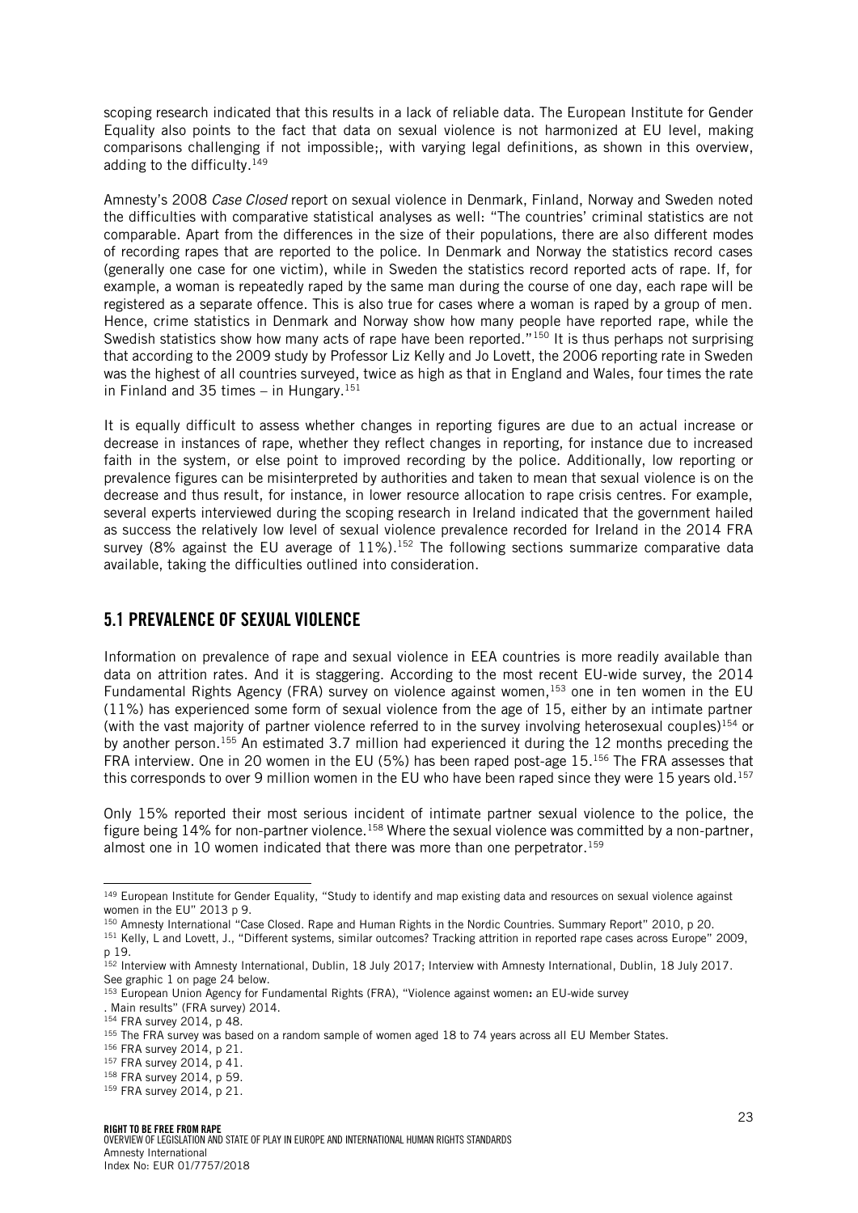scoping research indicated that this results in a lack of reliable data. The European Institute for Gender Equality also points to the fact that data on sexual violence is not harmonized at EU level, making comparisons challenging if not impossible;, with varying legal definitions, as shown in this overview, adding to the difficulty.[149]

Amnesty's 2008 *Case Closed* report on sexual violence in Denmark, Finland, Norway and Sweden noted the difficulties with comparative statistical analyses as well: "The countries' criminal statistics are not comparable. Apart from the differences in the size of their populations, there are also different modes of recording rapes that are reported to the police. In Denmark and Norway the statistics record cases (generally one case for one victim), while in Sweden the statistics record reported acts of rape. If, for example, a woman is repeatedly raped by the same man during the course of one day, each rape will be registered as a separate offence. This is also true for cases where a woman is raped by a group of men. Hence, crime statistics in Denmark and Norway show how many people have reported rape, while the Swedish statistics show how many acts of rape have been reported."[150] It is thus perhaps not surprising that according to the 2009 study by Professor Liz Kelly and Jo Lovett, the 2006 reporting rate in Sweden was the highest of all countries surveyed, twice as high as that in England and Wales, four times the rate in Finland and 35 times – in Hungary.[151]

It is equally difficult to assess whether changes in reporting figures are due to an actual increase or decrease in instances of rape, whether they reflect changes in reporting, for instance due to increased faith in the system, or else point to improved recording by the police. Additionally, low reporting or prevalence figures can be misinterpreted by authorities and taken to mean that sexual violence is on the decrease and thus result, for instance, in lower resource allocation to rape crisis centres. For example, several experts interviewed during the scoping research in Ireland indicated that the government hailed as success the relatively low level of sexual violence prevalence recorded for Ireland in the 2014 FRA survey (8% against the EU average of 11%).[152] The following sections summarize comparative data available, taking the difficulties outlined into consideration.

## 5.1 PREVALENCE OF SEXUAL VIOLENCE

Information on prevalence of rape and sexual violence in EEA countries is more readily available than data on attrition rates. And it is staggering. According to the most recent EU-wide survey, the 2014 Fundamental Rights Agency (FRA) survey on violence against women,[153] one in ten women in the EU (11%) has experienced some form of sexual violence from the age of 15, either by an intimate partner (with the vast majority of partner violence referred to in the survey involving heterosexual couples)[154] or by another person.[155] An estimated 3.7 million had experienced it during the 12 months preceding the FRA interview. One in 20 women in the EU (5%) has been raped post-age 15.[156] The FRA assesses that this corresponds to over 9 million women in the EU who have been raped since they were 15 years old.[157]

Only 15% reported their most serious incident of intimate partner sexual violence to the police, the figure being 14% for non-partner violence.[158] Where the sexual violence was committed by a non-partner, almost one in 10 women indicated that there was more than one perpetrator.[159]

---

[149] European Institute for Gender Equality, "Study to identify and map existing data and resources on sexual violence against women in the EU" 2013 p 9.

[150] Amnesty International "Case Closed. Rape and Human Rights in the Nordic Countries. Summary Report" 2010, p 20.

[151] Kelly, L and Lovett, J., "Different systems, similar outcomes? Tracking attrition in reported rape cases across Europe" 2009, p 19.

[152] Interview with Amnesty International, Dublin, 18 July 2017; Interview with Amnesty International, Dublin, 18 July 2017. See graphic 1 on page 24 below.

[153] European Union Agency for Fundamental Rights (FRA), "Violence against women: an EU-wide survey . Main results" (FRA survey) 2014.

[154] FRA survey 2014, p 48.

[155] The FRA survey was based on a random sample of women aged 18 to 74 years across all EU Member States.

[156] FRA survey 2014, p 21.

[157] FRA survey 2014, p 41.

[158] FRA survey 2014, p 59.

[159] FRA survey 2014, p 21.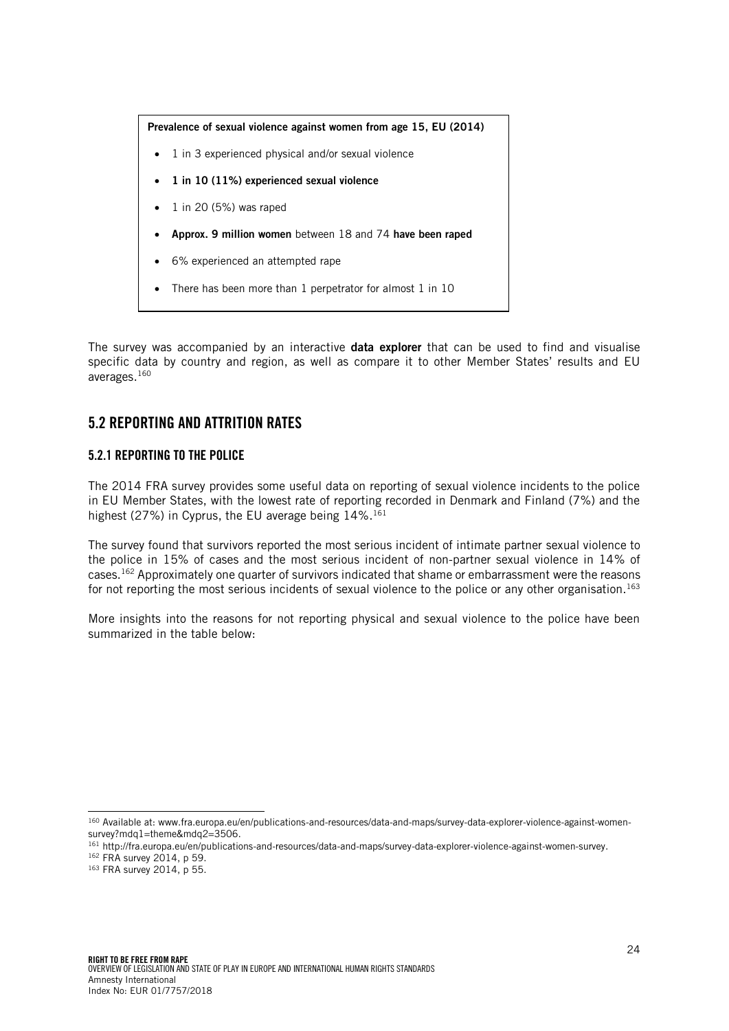**Prevalence of sexual violence against women from age 15, EU (2014)**

- 1 in 3 experienced physical and/or sexual violence
- **1 in 10 (11%) experienced sexual violence**
- 1 in 20 (5%) was raped
- **Approx. 9 million women** between 18 and 74 **have been raped**
- 6% experienced an attempted rape
- There has been more than 1 perpetrator for almost 1 in 10

The survey was accompanied by an interactive **data explorer** that can be used to find and visualise specific data by country and region, as well as compare it to other Member States' results and EU averages.[160]

## 5.2 REPORTING AND ATTRITION RATES

### 5.2.1 REPORTING TO THE POLICE

The 2014 FRA survey provides some useful data on reporting of sexual violence incidents to the police in EU Member States, with the lowest rate of reporting recorded in Denmark and Finland (7%) and the highest (27%) in Cyprus, the EU average being 14%.[161]

The survey found that survivors reported the most serious incident of intimate partner sexual violence to the police in 15% of cases and the most serious incident of non-partner sexual violence in 14% of cases.[162] Approximately one quarter of survivors indicated that shame or embarrassment were the reasons for not reporting the most serious incidents of sexual violence to the police or any other organisation.[163]

More insights into the reasons for not reporting physical and sexual violence to the police have been summarized in the table below:

---

[160] Available at: www.fra.europa.eu/en/publications-and-resources/data-and-maps/survey-data-explorer-violence-against-women-survey?mdq1=theme&mdq2=3506.

[161] http://fra.europa.eu/en/publications-and-resources/data-and-maps/survey-data-explorer-violence-against-women-survey.

[162] FRA survey 2014, p 59.

[163] FRA survey 2014, p 55.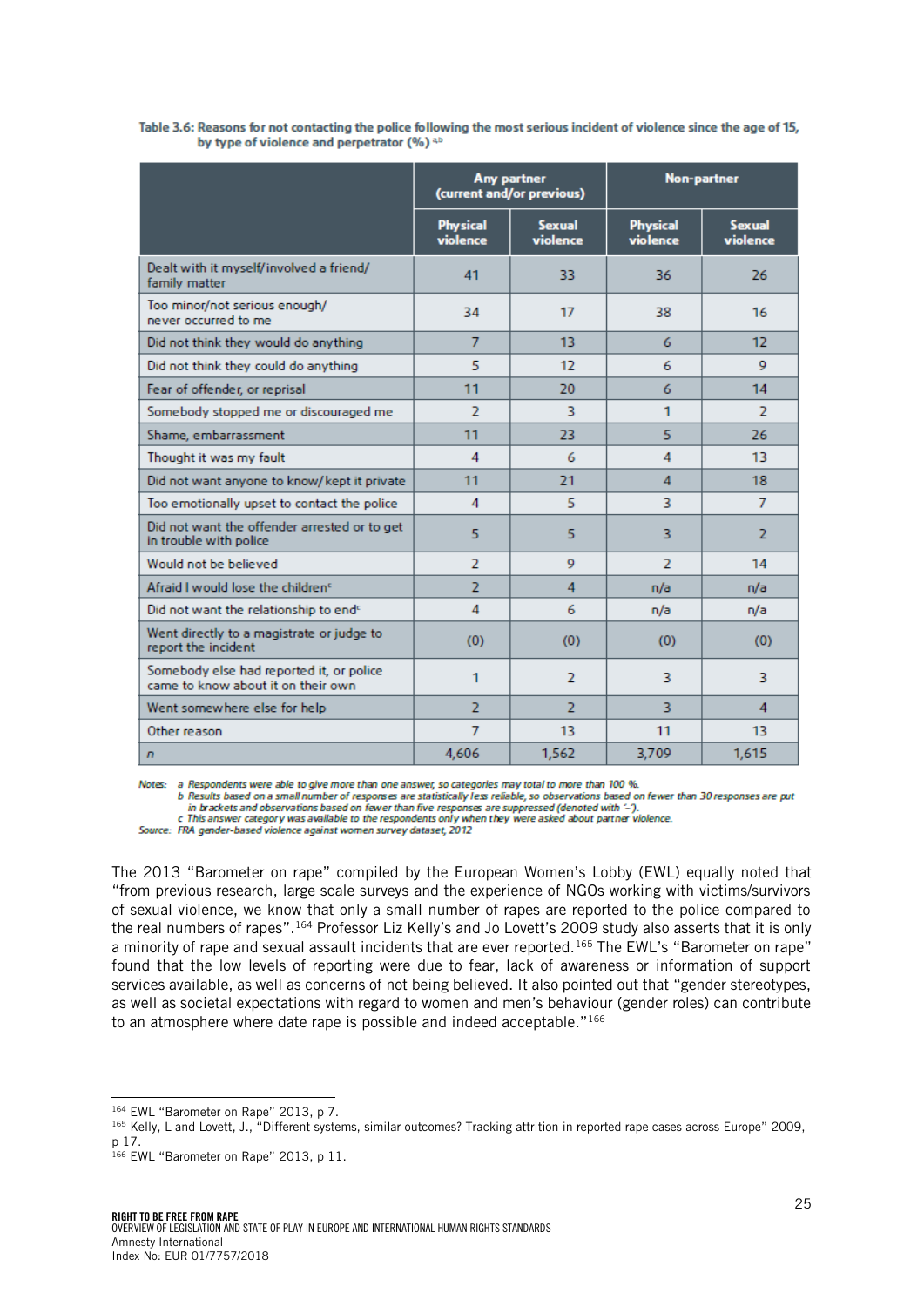**Table 3.6: Reasons for not contacting the police following the most serious incident of violence since the age of 15, by type of violence and perpetrator (%)** [a,b]

| | Any partner (current and/or previous) | | Non-partner | |
|---|---|---|---|---|
| | Physical violence | Sexual violence | Physical violence | Sexual violence |
| Dealt with it myself/involved a friend/family matter | 41 | 33 | 36 | 26 |
| Too minor/not serious enough/never occurred to me | 34 | 17 | 38 | 16 |
| Did not think they would do anything | 7 | 13 | 6 | 12 |
| Did not think they could do anything | 5 | 12 | 6 | 9 |
| Fear of offender, or reprisal | 11 | 20 | 6 | 14 |
| Somebody stopped me or discouraged me | 2 | 3 | 1 | 2 |
| Shame, embarrassment | 11 | 23 | 5 | 26 |
| Thought it was my fault | 4 | 6 | 4 | 13 |
| Did not want anyone to know/kept it private | 11 | 21 | 4 | 18 |
| Too emotionally upset to contact the police | 4 | 5 | 3 | 7 |
| Did not want the offender arrested or to get in trouble with police | 5 | 5 | 3 | 2 |
| Would not be believed | 2 | 9 | 2 | 14 |
| Afraid I would lose the children[c] | 2 | 4 | n/a | n/a |
| Did not want the relationship to end[c] | 4 | 6 | n/a | n/a |
| Went directly to a magistrate or judge to report the incident | (0) | (0) | (0) | (0) |
| Somebody else had reported it, or police came to know about it on their own | 1 | 2 | 3 | 3 |
| Went somewhere else for help | 2 | 2 | 3 | 4 |
| Other reason | 7 | 13 | 11 | 13 |
| *n* | 4,606 | 1,562 | 3,709 | 1,615 |

*Notes: a Respondents were able to give more than one answer, so categories may total to more than 100 %.*
*b Results based on a small number of responses are statistically less reliable, so observations based on fewer than 30 responses are put in brackets and observations based on fewer than five responses are suppressed (denoted with '-').*
*c This answer category was available to the respondents only when they were asked about partner violence.*
*Source: FRA gender-based violence against women survey dataset, 2012*

The 2013 "Barometer on rape" compiled by the European Women's Lobby (EWL) equally noted that "from previous research, large scale surveys and the experience of NGOs working with victims/survivors of sexual violence, we know that only a small number of rapes are reported to the police compared to the real numbers of rapes".[164] Professor Liz Kelly's and Jo Lovett's 2009 study also asserts that it is only a minority of rape and sexual assault incidents that are ever reported.[165] The EWL's "Barometer on rape" found that the low levels of reporting were due to fear, lack of awareness or information of support services available, as well as concerns of not being believed. It also pointed out that "gender stereotypes, as well as societal expectations with regard to women and men's behaviour (gender roles) can contribute to an atmosphere where date rape is possible and indeed acceptable."[166]

[164] EWL "Barometer on Rape" 2013, p 7.
[165] Kelly, L and Lovett, J., "Different systems, similar outcomes? Tracking attrition in reported rape cases across Europe" 2009, p 17.
[166] EWL "Barometer on Rape" 2013, p 11.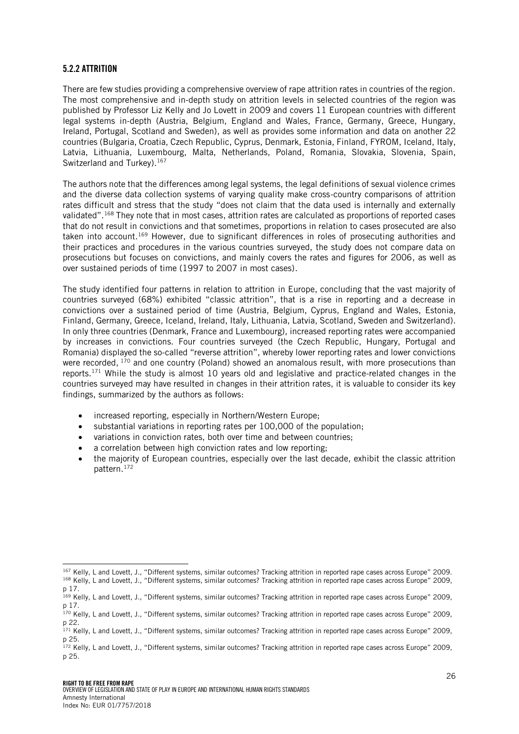### 5.2.2 ATTRITION

There are few studies providing a comprehensive overview of rape attrition rates in countries of the region. The most comprehensive and in-depth study on attrition levels in selected countries of the region was published by Professor Liz Kelly and Jo Lovett in 2009 and covers 11 European countries with different legal systems in-depth (Austria, Belgium, England and Wales, France, Germany, Greece, Hungary, Ireland, Portugal, Scotland and Sweden), as well as provides some information and data on another 22 countries (Bulgaria, Croatia, Czech Republic, Cyprus, Denmark, Estonia, Finland, FYROM, Iceland, Italy, Latvia, Lithuania, Luxembourg, Malta, Netherlands, Poland, Romania, Slovakia, Slovenia, Spain, Switzerland and Turkey).[167]

The authors note that the differences among legal systems, the legal definitions of sexual violence crimes and the diverse data collection systems of varying quality make cross-country comparisons of attrition rates difficult and stress that the study "does not claim that the data used is internally and externally validated".[168] They note that in most cases, attrition rates are calculated as proportions of reported cases that do not result in convictions and that sometimes, proportions in relation to cases prosecuted are also taken into account.[169] However, due to significant differences in roles of prosecuting authorities and their practices and procedures in the various countries surveyed, the study does not compare data on prosecutions but focuses on convictions, and mainly covers the rates and figures for 2006, as well as over sustained periods of time (1997 to 2007 in most cases).

The study identified four patterns in relation to attrition in Europe, concluding that the vast majority of countries surveyed (68%) exhibited "classic attrition", that is a rise in reporting and a decrease in convictions over a sustained period of time (Austria, Belgium, Cyprus, England and Wales, Estonia, Finland, Germany, Greece, Iceland, Ireland, Italy, Lithuania, Latvia, Scotland, Sweden and Switzerland). In only three countries (Denmark, France and Luxembourg), increased reporting rates were accompanied by increases in convictions. Four countries surveyed (the Czech Republic, Hungary, Portugal and Romania) displayed the so-called "reverse attrition", whereby lower reporting rates and lower convictions were recorded, [170] and one country (Poland) showed an anomalous result, with more prosecutions than reports.[171] While the study is almost 10 years old and legislative and practice-related changes in the countries surveyed may have resulted in changes in their attrition rates, it is valuable to consider its key findings, summarized by the authors as follows:

- increased reporting, especially in Northern/Western Europe;
- substantial variations in reporting rates per 100,000 of the population;
- variations in conviction rates, both over time and between countries;
- a correlation between high conviction rates and low reporting;
- the majority of European countries, especially over the last decade, exhibit the classic attrition pattern.[172]

---

[167] Kelly, L and Lovett, J., "Different systems, similar outcomes? Tracking attrition in reported rape cases across Europe" 2009.

[168] Kelly, L and Lovett, J., "Different systems, similar outcomes? Tracking attrition in reported rape cases across Europe" 2009, p 17.

[169] Kelly, L and Lovett, J., "Different systems, similar outcomes? Tracking attrition in reported rape cases across Europe" 2009, p 17.

[170] Kelly, L and Lovett, J., "Different systems, similar outcomes? Tracking attrition in reported rape cases across Europe" 2009, p 22.

[171] Kelly, L and Lovett, J., "Different systems, similar outcomes? Tracking attrition in reported rape cases across Europe" 2009, p 25.

[172] Kelly, L and Lovett, J., "Different systems, similar outcomes? Tracking attrition in reported rape cases across Europe" 2009, p 25.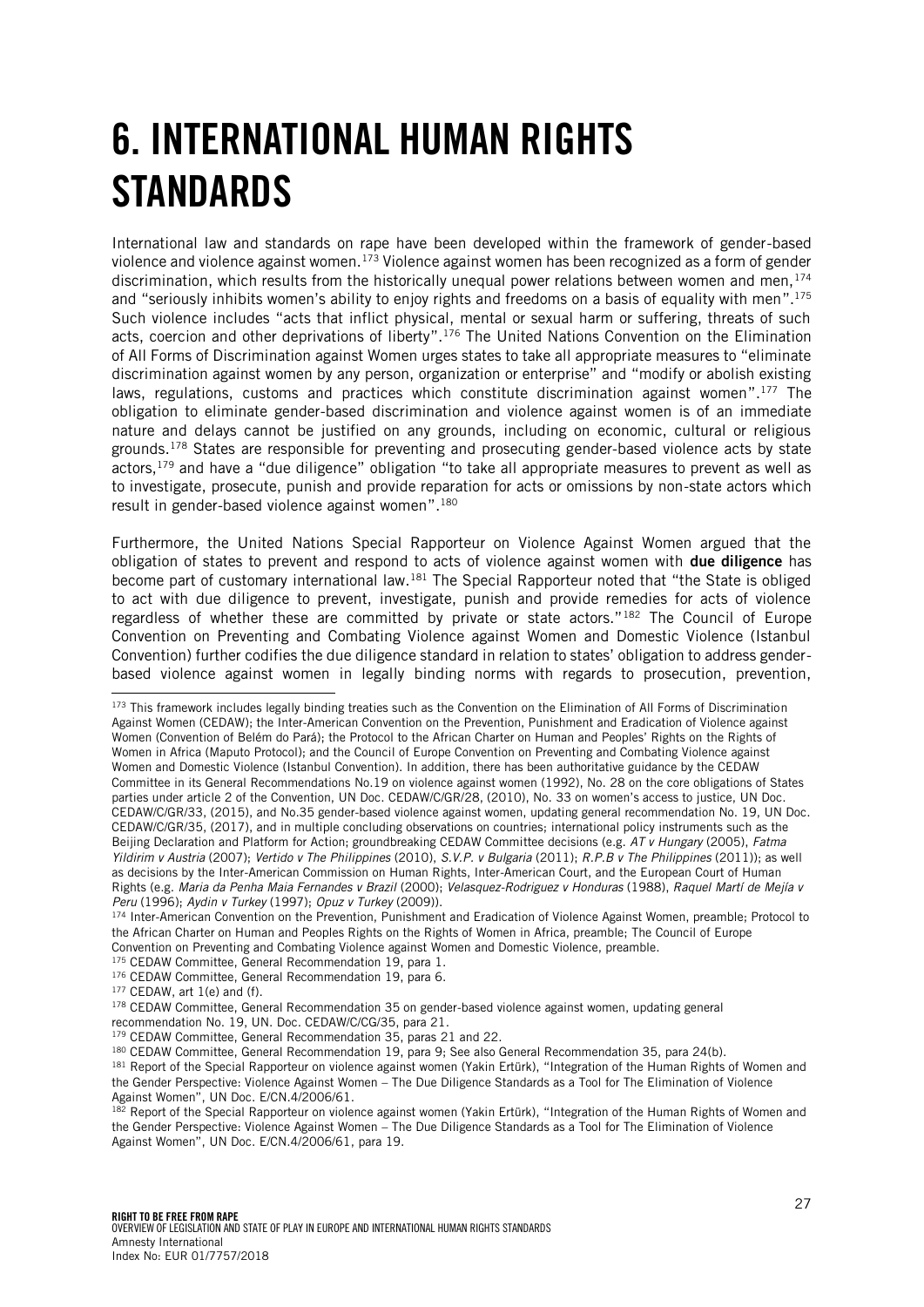# 6. INTERNATIONAL HUMAN RIGHTS STANDARDS

International law and standards on rape have been developed within the framework of gender-based violence and violence against women.[173] Violence against women has been recognized as a form of gender discrimination, which results from the historically unequal power relations between women and men,[174] and "seriously inhibits women's ability to enjoy rights and freedoms on a basis of equality with men".[175] Such violence includes "acts that inflict physical, mental or sexual harm or suffering, threats of such acts, coercion and other deprivations of liberty".[176] The United Nations Convention on the Elimination of All Forms of Discrimination against Women urges states to take all appropriate measures to "eliminate discrimination against women by any person, organization or enterprise" and "modify or abolish existing laws, regulations, customs and practices which constitute discrimination against women".[177] The obligation to eliminate gender-based discrimination and violence against women is of an immediate nature and delays cannot be justified on any grounds, including on economic, cultural or religious grounds.[178] States are responsible for preventing and prosecuting gender-based violence acts by state actors,[179] and have a "due diligence" obligation "to take all appropriate measures to prevent as well as to investigate, prosecute, punish and provide reparation for acts or omissions by non-state actors which result in gender-based violence against women".[180]

Furthermore, the United Nations Special Rapporteur on Violence Against Women argued that the obligation of states to prevent and respond to acts of violence against women with **due diligence** has become part of customary international law.[181] The Special Rapporteur noted that "the State is obliged to act with due diligence to prevent, investigate, punish and provide remedies for acts of violence regardless of whether these are committed by private or state actors."[182] The Council of Europe Convention on Preventing and Combating Violence against Women and Domestic Violence (Istanbul Convention) further codifies the due diligence standard in relation to states' obligation to address gender-based violence against women in legally binding norms with regards to prosecution, prevention,

---

[173] This framework includes legally binding treaties such as the Convention on the Elimination of All Forms of Discrimination Against Women (CEDAW); the Inter-American Convention on the Prevention, Punishment and Eradication of Violence against Women (Convention of Belém do Pará); the Protocol to the African Charter on Human and Peoples' Rights on the Rights of Women in Africa (Maputo Protocol); and the Council of Europe Convention on Preventing and Combating Violence against Women and Domestic Violence (Istanbul Convention). In addition, there has been authoritative guidance by the CEDAW Committee in its General Recommendations No.19 on violence against women (1992), No. 28 on the core obligations of States parties under article 2 of the Convention, UN Doc. CEDAW/C/GR/28, (2010), No. 33 on women's access to justice, UN Doc. CEDAW/C/GR/33, (2015), and No.35 gender-based violence against women, updating general recommendation No. 19, UN Doc. CEDAW/C/GR/35, (2017), and in multiple concluding observations on countries; international policy instruments such as the Beijing Declaration and Platform for Action; groundbreaking CEDAW Committee decisions (e.g. *AT v Hungary* (2005), *Fatma Yildirim v Austria* (2007); *Vertido v The Philippines* (2010), *S.V.P. v Bulgaria* (2011); *R.P.B v The Philippines* (2011)); as well as decisions by the Inter-American Commission on Human Rights, Inter-American Court, and the European Court of Human Rights (e.g. *Maria da Penha Maia Fernandes v Brazil* (2000); *Velasquez-Rodriguez v Honduras* (1988), *Raquel Martí de Mejía v Peru* (1996); *Aydin v Turkey* (1997); *Opuz v Turkey* (2009)).

[174] Inter-American Convention on the Prevention, Punishment and Eradication of Violence Against Women, preamble; Protocol to the African Charter on Human and Peoples Rights on the Rights of Women in Africa, preamble; The Council of Europe Convention on Preventing and Combating Violence against Women and Domestic Violence, preamble.

[175] CEDAW Committee, General Recommendation 19, para 1.

[176] CEDAW Committee, General Recommendation 19, para 6.

[177] CEDAW, art 1(e) and (f).

[178] CEDAW Committee, General Recommendation 35 on gender-based violence against women, updating general recommendation No. 19, UN. Doc. CEDAW/C/CG/35, para 21.

[179] CEDAW Committee, General Recommendation 35, paras 21 and 22.

[180] CEDAW Committee, General Recommendation 19, para 9; See also General Recommendation 35, para 24(b).

[181] Report of the Special Rapporteur on violence against women (Yakin Ertürk), "Integration of the Human Rights of Women and the Gender Perspective: Violence Against Women – The Due Diligence Standards as a Tool for The Elimination of Violence Against Women", UN Doc. E/CN.4/2006/61.

[182] Report of the Special Rapporteur on violence against women (Yakin Ertürk), "Integration of the Human Rights of Women and the Gender Perspective: Violence Against Women – The Due Diligence Standards as a Tool for The Elimination of Violence Against Women", UN Doc. E/CN.4/2006/61, para 19.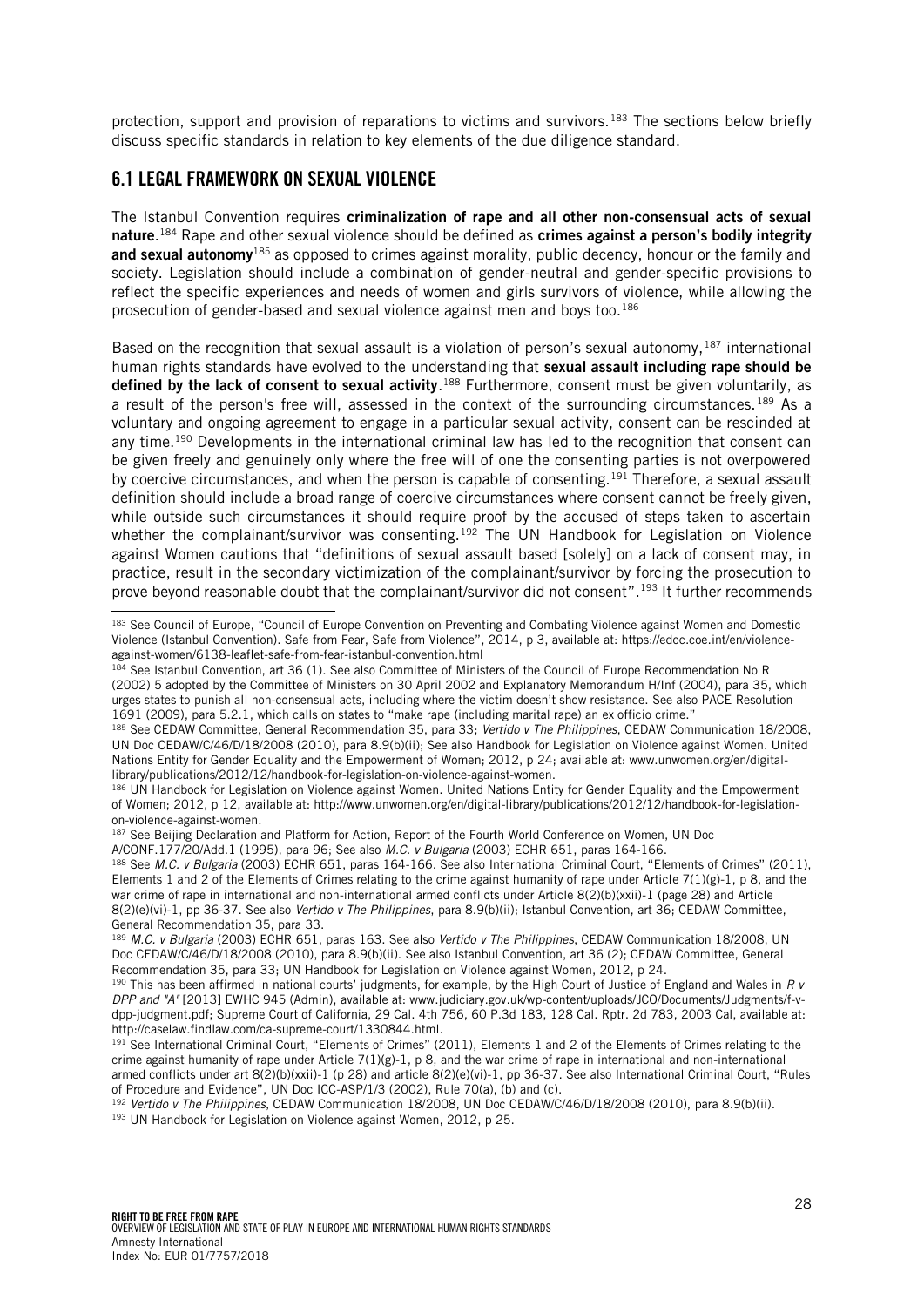protection, support and provision of reparations to victims and survivors.[183] The sections below briefly discuss specific standards in relation to key elements of the due diligence standard.

## 6.1 LEGAL FRAMEWORK ON SEXUAL VIOLENCE

The Istanbul Convention requires **criminalization of rape and all other non-consensual acts of sexual nature**.[184] Rape and other sexual violence should be defined as **crimes against a person's bodily integrity and sexual autonomy**[185] as opposed to crimes against morality, public decency, honour or the family and society. Legislation should include a combination of gender-neutral and gender-specific provisions to reflect the specific experiences and needs of women and girls survivors of violence, while allowing the prosecution of gender-based and sexual violence against men and boys too.[186]

Based on the recognition that sexual assault is a violation of person's sexual autonomy,[187] international human rights standards have evolved to the understanding that **sexual assault including rape should be defined by the lack of consent to sexual activity**.[188] Furthermore, consent must be given voluntarily, as a result of the person's free will, assessed in the context of the surrounding circumstances.[189] As a voluntary and ongoing agreement to engage in a particular sexual activity, consent can be rescinded at any time.[190] Developments in the international criminal law has led to the recognition that consent can be given freely and genuinely only where the free will of one the consenting parties is not overpowered by coercive circumstances, and when the person is capable of consenting.[191] Therefore, a sexual assault definition should include a broad range of coercive circumstances where consent cannot be freely given, while outside such circumstances it should require proof by the accused of steps taken to ascertain whether the complainant/survivor was consenting.[192] The UN Handbook for Legislation on Violence against Women cautions that "definitions of sexual assault based [solely] on a lack of consent may, in practice, result in the secondary victimization of the complainant/survivor by forcing the prosecution to prove beyond reasonable doubt that the complainant/survivor did not consent".[193] It further recommends

---

183 See Council of Europe, "Council of Europe Convention on Preventing and Combating Violence against Women and Domestic Violence (Istanbul Convention). Safe from Fear, Safe from Violence", 2014, p 3, available at: https://edoc.coe.int/en/violence-against-women/6138-leaflet-safe-from-fear-istanbul-convention.html

184 See Istanbul Convention, art 36 (1). See also Committee of Ministers of the Council of Europe Recommendation No R (2002) 5 adopted by the Committee of Ministers on 30 April 2002 and Explanatory Memorandum H/Inf (2004), para 35, which urges states to punish all non-consensual acts, including where the victim doesn't show resistance. See also PACE Resolution 1691 (2009), para 5.2.1, which calls on states to "make rape (including marital rape) an ex officio crime."

185 See CEDAW Committee, General Recommendation 35, para 33; *Vertido v The Philippines*, CEDAW Communication 18/2008, UN Doc CEDAW/C/46/D/18/2008 (2010), para 8.9(b)(ii); See also Handbook for Legislation on Violence against Women. United Nations Entity for Gender Equality and the Empowerment of Women; 2012, p 24; available at: www.unwomen.org/en/digital-library/publications/2012/12/handbook-for-legislation-on-violence-against-women.

186 UN Handbook for Legislation on Violence against Women. United Nations Entity for Gender Equality and the Empowerment of Women; 2012, p 12, available at: http://www.unwomen.org/en/digital-library/publications/2012/12/handbook-for-legislation-on-violence-against-women.

187 See Beijing Declaration and Platform for Action, Report of the Fourth World Conference on Women, UN Doc A/CONF.177/20/Add.1 (1995), para 96; See also *M.C. v Bulgaria* (2003) ECHR 651, paras 164-166.

188 See *M.C. v Bulgaria* (2003) ECHR 651, paras 164-166. See also International Criminal Court, "Elements of Crimes" (2011), Elements 1 and 2 of the Elements of Crimes relating to the crime against humanity of rape under Article 7(1)(g)-1, p 8, and the war crime of rape in international and non-international armed conflicts under Article 8(2)(b)(xxii)-1 (page 28) and Article 8(2)(e)(vi)-1, pp 36-37. See also *Vertido v The Philippines*, para 8.9(b)(ii); Istanbul Convention, art 36; CEDAW Committee, General Recommendation 35, para 33.

189 *M.C. v Bulgaria* (2003) ECHR 651, paras 163. See also *Vertido v The Philippines*, CEDAW Communication 18/2008, UN Doc CEDAW/C/46/D/18/2008 (2010), para 8.9(b)(ii). See also Istanbul Convention, art 36 (2); CEDAW Committee, General Recommendation 35, para 33; UN Handbook for Legislation on Violence against Women, 2012, p 24.

190 This has been affirmed in national courts' judgments, for example, by the High Court of Justice of England and Wales in *R v DPP and "A"* [2013] EWHC 945 (Admin), available at: www.judiciary.gov.uk/wp-content/uploads/JCO/Documents/Judgments/f-v-dpp-judgment.pdf; Supreme Court of California, 29 Cal. 4th 756, 60 P.3d 183, 128 Cal. Rptr. 2d 783, 2003 Cal, available at: http://caselaw.findlaw.com/ca-supreme-court/1330844.html.

191 See International Criminal Court, "Elements of Crimes" (2011), Elements 1 and 2 of the Elements of Crimes relating to the crime against humanity of rape under Article 7(1)(g)-1, p 8, and the war crime of rape in international and non-international armed conflicts under art 8(2)(b)(xxii)-1 (p 28) and article 8(2)(e)(vi)-1, pp 36-37. See also International Criminal Court, "Rules of Procedure and Evidence", UN Doc ICC-ASP/1/3 (2002), Rule 70(a), (b) and (c).

192 *Vertido v The Philippines*, CEDAW Communication 18/2008, UN Doc CEDAW/C/46/D/18/2008 (2010), para 8.9(b)(ii).

193 UN Handbook for Legislation on Violence against Women, 2012, p 25.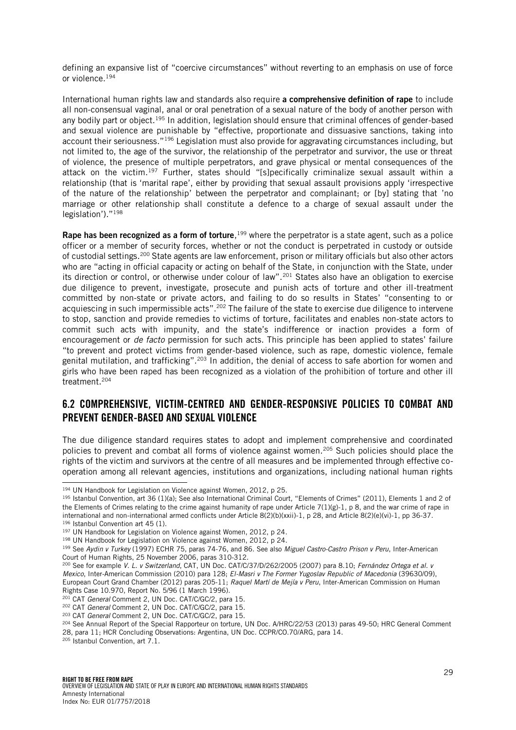defining an expansive list of "coercive circumstances" without reverting to an emphasis on use of force or violence.[194]

International human rights law and standards also require **a comprehensive definition of rape** to include all non-consensual vaginal, anal or oral penetration of a sexual nature of the body of another person with any bodily part or object.[195] In addition, legislation should ensure that criminal offences of gender-based and sexual violence are punishable by "effective, proportionate and dissuasive sanctions, taking into account their seriousness."[196] Legislation must also provide for aggravating circumstances including, but not limited to, the age of the survivor, the relationship of the perpetrator and survivor, the use or threat of violence, the presence of multiple perpetrators, and grave physical or mental consequences of the attack on the victim.[197] Further, states should "[s]pecifically criminalize sexual assault within a relationship (that is 'marital rape', either by providing that sexual assault provisions apply 'irrespective of the nature of the relationship' between the perpetrator and complainant; or [by] stating that 'no marriage or other relationship shall constitute a defence to a charge of sexual assault under the legislation')."[198]

**Rape has been recognized as a form of torture**,[199] where the perpetrator is a state agent, such as a police officer or a member of security forces, whether or not the conduct is perpetrated in custody or outside of custodial settings.[200] State agents are law enforcement, prison or military officials but also other actors who are "acting in official capacity or acting on behalf of the State, in conjunction with the State, under its direction or control, or otherwise under colour of law".[201] States also have an obligation to exercise due diligence to prevent, investigate, prosecute and punish acts of torture and other ill-treatment committed by non-state or private actors, and failing to do so results in States' "consenting to or acquiescing in such impermissible acts".[202] The failure of the state to exercise due diligence to intervene to stop, sanction and provide remedies to victims of torture, facilitates and enables non-state actors to commit such acts with impunity, and the state's indifference or inaction provides a form of encouragement or *de facto* permission for such acts. This principle has been applied to states' failure "to prevent and protect victims from gender-based violence, such as rape, domestic violence, female genital mutilation, and trafficking".[203] In addition, the denial of access to safe abortion for women and girls who have been raped has been recognized as a violation of the prohibition of torture and other ill treatment.[204]

## 6.2 COMPREHENSIVE, VICTIM-CENTRED AND GENDER-RESPONSIVE POLICIES TO COMBAT AND PREVENT GENDER-BASED AND SEXUAL VIOLENCE

The due diligence standard requires states to adopt and implement comprehensive and coordinated policies to prevent and combat all forms of violence against women.[205] Such policies should place the rights of the victim and survivors at the centre of all measures and be implemented through effective co-operation among all relevant agencies, institutions and organizations, including national human rights

---

[194] UN Handbook for Legislation on Violence against Women, 2012, p 25.

[195] Istanbul Convention, art 36 (1)(a); See also International Criminal Court, "Elements of Crimes" (2011), Elements 1 and 2 of the Elements of Crimes relating to the crime against humanity of rape under Article 7(1)(g)-1, p 8, and the war crime of rape in international and non-international armed conflicts under Article 8(2)(b)(xxii)-1, p 28, and Article 8(2)(e)(vi)-1, pp 36-37.

[196] Istanbul Convention art 45 (1).

[197] UN Handbook for Legislation on Violence against Women, 2012, p 24.

[198] UN Handbook for Legislation on Violence against Women, 2012, p 24.

[199] See *Aydin v Turkey* (1997) ECHR 75, paras 74-76, and 86. See also *Miguel Castro-Castro Prison v Peru*, Inter-American Court of Human Rights, 25 November 2006, paras 310-312.

[200] See for example *V. L. v Switzerland*, CAT, UN Doc. CAT/C/37/D/262/2005 (2007) para 8.10; *Fernández Ortega et al. v Mexico*, Inter-American Commission (2010) para 128; *El-Masri v The Former Yugoslav Republic of Macedonia* (39630/09), European Court Grand Chamber (2012) paras 205-11; *Raquel Martí de Mejía v Peru*, Inter-American Commission on Human Rights Case 10.970, Report No. 5/96 (1 March 1996).

[201] CAT *General* Comment 2, UN Doc. CAT/C/GC/2, para 15.

[202] CAT *General* Comment 2, UN Doc. CAT/C/GC/2, para 15.

[203] CAT *General* Comment 2, UN Doc. CAT/C/GC/2, para 15.

[204] See Annual Report of the Special Rapporteur on torture, UN Doc. A/HRC/22/53 (2013) paras 49-50; HRC General Comment 28, para 11; HCR Concluding Observations: Argentina, UN Doc. CCPR/CO.70/ARG, para 14.

[205] Istanbul Convention, art 7.1.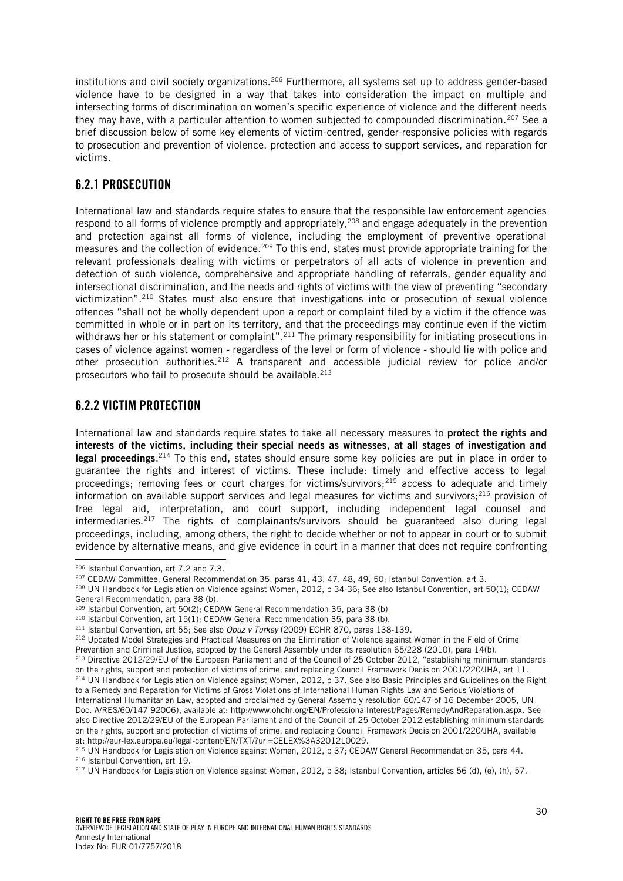institutions and civil society organizations.[206] Furthermore, all systems set up to address gender-based violence have to be designed in a way that takes into consideration the impact on multiple and intersecting forms of discrimination on women's specific experience of violence and the different needs they may have, with a particular attention to women subjected to compounded discrimination.[207] See a brief discussion below of some key elements of victim-centred, gender-responsive policies with regards to prosecution and prevention of violence, protection and access to support services, and reparation for victims.

### 6.2.1 PROSECUTION

International law and standards require states to ensure that the responsible law enforcement agencies respond to all forms of violence promptly and appropriately,[208] and engage adequately in the prevention and protection against all forms of violence, including the employment of preventive operational measures and the collection of evidence.[209] To this end, states must provide appropriate training for the relevant professionals dealing with victims or perpetrators of all acts of violence in prevention and detection of such violence, comprehensive and appropriate handling of referrals, gender equality and intersectional discrimination, and the needs and rights of victims with the view of preventing "secondary victimization".[210] States must also ensure that investigations into or prosecution of sexual violence offences "shall not be wholly dependent upon a report or complaint filed by a victim if the offence was committed in whole or in part on its territory, and that the proceedings may continue even if the victim withdraws her or his statement or complaint".[211] The primary responsibility for initiating prosecutions in cases of violence against women - regardless of the level or form of violence - should lie with police and other prosecution authorities.[212] A transparent and accessible judicial review for police and/or prosecutors who fail to prosecute should be available.[213]

### 6.2.2 VICTIM PROTECTION

International law and standards require states to take all necessary measures to **protect the rights and interests of the victims, including their special needs as witnesses, at all stages of investigation and legal proceedings**.[214] To this end, states should ensure some key policies are put in place in order to guarantee the rights and interest of victims. These include: timely and effective access to legal proceedings; removing fees or court charges for victims/survivors;[215] access to adequate and timely information on available support services and legal measures for victims and survivors;[216] provision of free legal aid, interpretation, and court support, including independent legal counsel and intermediaries.[217] The rights of complainants/survivors should be guaranteed also during legal proceedings, including, among others, the right to decide whether or not to appear in court or to submit evidence by alternative means, and give evidence in court in a manner that does not require confronting

---

[206] Istanbul Convention, art 7.2 and 7.3.

[207] CEDAW Committee, General Recommendation 35, paras 41, 43, 47, 48, 49, 50; Istanbul Convention, art 3.

[208] UN Handbook for Legislation on Violence against Women, 2012, p 34-36; See also Istanbul Convention, art 50(1); CEDAW General Recommendation, para 38 (b).

[209] Istanbul Convention, art 50(2); CEDAW General Recommendation 35, para 38 (b)

[210] Istanbul Convention, art 15(1); CEDAW General Recommendation 35, para 38 (b).

[211] Istanbul Convention, art 55; See also *Opuz v Turkey* (2009) ECHR 870, paras 138-139.

[212] Updated Model Strategies and Practical Measures on the Elimination of Violence against Women in the Field of Crime Prevention and Criminal Justice, adopted by the General Assembly under its resolution 65/228 (2010), para 14(b).

[213] Directive 2012/29/EU of the European Parliament and of the Council of 25 October 2012, "establishing minimum standards on the rights, support and protection of victims of crime, and replacing Council Framework Decision 2001/220/JHA, art 11.

[214] UN Handbook for Legislation on Violence against Women, 2012, p 37. See also Basic Principles and Guidelines on the Right to a Remedy and Reparation for Victims of Gross Violations of International Human Rights Law and Serious Violations of International Humanitarian Law, adopted and proclaimed by General Assembly resolution 60/147 of 16 December 2005, UN Doc. A/RES/60/147 92006), available at: http://www.ohchr.org/EN/ProfessionalInterest/Pages/RemedyAndReparation.aspx. See also Directive 2012/29/EU of the European Parliament and of the Council of 25 October 2012 establishing minimum standards on the rights, support and protection of victims of crime, and replacing Council Framework Decision 2001/220/JHA, available at: http://eur-lex.europa.eu/legal-content/EN/TXT/?uri=CELEX%3A32012L0029.

[215] UN Handbook for Legislation on Violence against Women, 2012, p 37; CEDAW General Recommendation 35, para 44.

[216] Istanbul Convention, art 19.

[217] UN Handbook for Legislation on Violence against Women, 2012, p 38; Istanbul Convention, articles 56 (d), (e), (h), 57.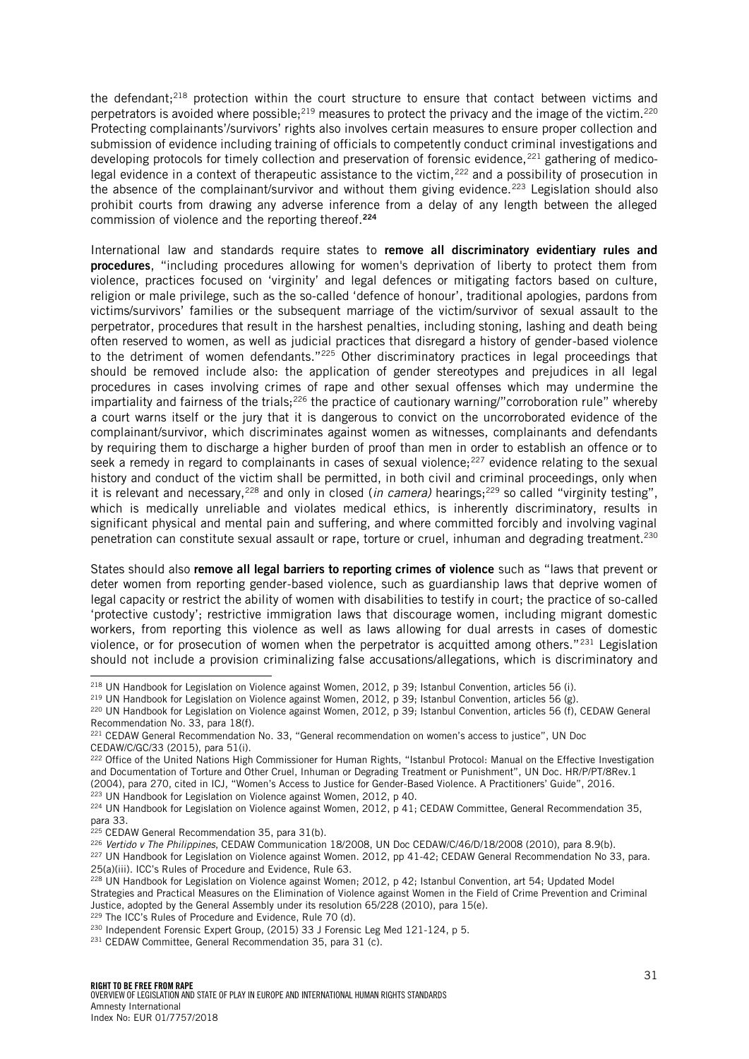the defendant;[218] protection within the court structure to ensure that contact between victims and perpetrators is avoided where possible;[219] measures to protect the privacy and the image of the victim.[220] Protecting complainants'/survivors' rights also involves certain measures to ensure proper collection and submission of evidence including training of officials to competently conduct criminal investigations and developing protocols for timely collection and preservation of forensic evidence,[221] gathering of medico-legal evidence in a context of therapeutic assistance to the victim,[222] and a possibility of prosecution in the absence of the complainant/survivor and without them giving evidence.[223] Legislation should also prohibit courts from drawing any adverse inference from a delay of any length between the alleged commission of violence and the reporting thereof.[224]

International law and standards require states to **remove all discriminatory evidentiary rules and procedures**, "including procedures allowing for women's deprivation of liberty to protect them from violence, practices focused on 'virginity' and legal defences or mitigating factors based on culture, religion or male privilege, such as the so-called 'defence of honour', traditional apologies, pardons from victims/survivors' families or the subsequent marriage of the victim/survivor of sexual assault to the perpetrator, procedures that result in the harshest penalties, including stoning, lashing and death being often reserved to women, as well as judicial practices that disregard a history of gender-based violence to the detriment of women defendants."[225] Other discriminatory practices in legal proceedings that should be removed include also: the application of gender stereotypes and prejudices in all legal procedures in cases involving crimes of rape and other sexual offenses which may undermine the impartiality and fairness of the trials;[226] the practice of cautionary warning/"corroboration rule" whereby a court warns itself or the jury that it is dangerous to convict on the uncorroborated evidence of the complainant/survivor, which discriminates against women as witnesses, complainants and defendants by requiring them to discharge a higher burden of proof than men in order to establish an offence or to seek a remedy in regard to complainants in cases of sexual violence;[227] evidence relating to the sexual history and conduct of the victim shall be permitted, in both civil and criminal proceedings, only when it is relevant and necessary,[228] and only in closed (*in camera)* hearings;[229] so called "virginity testing", which is medically unreliable and violates medical ethics, is inherently discriminatory, results in significant physical and mental pain and suffering, and where committed forcibly and involving vaginal penetration can constitute sexual assault or rape, torture or cruel, inhuman and degrading treatment.[230]

States should also **remove all legal barriers to reporting crimes of violence** such as "laws that prevent or deter women from reporting gender-based violence, such as guardianship laws that deprive women of legal capacity or restrict the ability of women with disabilities to testify in court; the practice of so-called 'protective custody'; restrictive immigration laws that discourage women, including migrant domestic workers, from reporting this violence as well as laws allowing for dual arrests in cases of domestic violence, or for prosecution of women when the perpetrator is acquitted among others."[231] Legislation should not include a provision criminalizing false accusations/allegations, which is discriminatory and

---

[218] UN Handbook for Legislation on Violence against Women, 2012, p 39; Istanbul Convention, articles 56 (i).

[219] UN Handbook for Legislation on Violence against Women, 2012, p 39; Istanbul Convention, articles 56 (g).

[220] UN Handbook for Legislation on Violence against Women, 2012, p 39; Istanbul Convention, articles 56 (f), CEDAW General Recommendation No. 33, para 18(f).

[221] CEDAW General Recommendation No. 33, "General recommendation on women's access to justice", UN Doc CEDAW/C/GC/33 (2015), para 51(i).

[222] Office of the United Nations High Commissioner for Human Rights, "Istanbul Protocol: Manual on the Effective Investigation and Documentation of Torture and Other Cruel, Inhuman or Degrading Treatment or Punishment", UN Doc. HR/P/PT/8Rev.1 (2004), para 270, cited in ICJ, "Women's Access to Justice for Gender-Based Violence. A Practitioners' Guide", 2016.

[223] UN Handbook for Legislation on Violence against Women, 2012, p 40.

[224] UN Handbook for Legislation on Violence against Women, 2012, p 41; CEDAW Committee, General Recommendation 35, para 33.

[225] CEDAW General Recommendation 35, para 31(b).

[226] *Vertido v The Philippines*, CEDAW Communication 18/2008, UN Doc CEDAW/C/46/D/18/2008 (2010), para 8.9(b).

[227] UN Handbook for Legislation on Violence against Women. 2012, pp 41-42; CEDAW General Recommendation No 33, para. 25(a)(iii). ICC's Rules of Procedure and Evidence, Rule 63.

[228] UN Handbook for Legislation on Violence against Women; 2012, p 42; Istanbul Convention, art 54; Updated Model Strategies and Practical Measures on the Elimination of Violence against Women in the Field of Crime Prevention and Criminal Justice, adopted by the General Assembly under its resolution 65/228 (2010), para 15(e).

[229] The ICC's Rules of Procedure and Evidence, Rule 70 (d).

[230] Independent Forensic Expert Group, (2015) 33 J Forensic Leg Med 121-124, p 5.

[231] CEDAW Committee, General Recommendation 35, para 31 (c).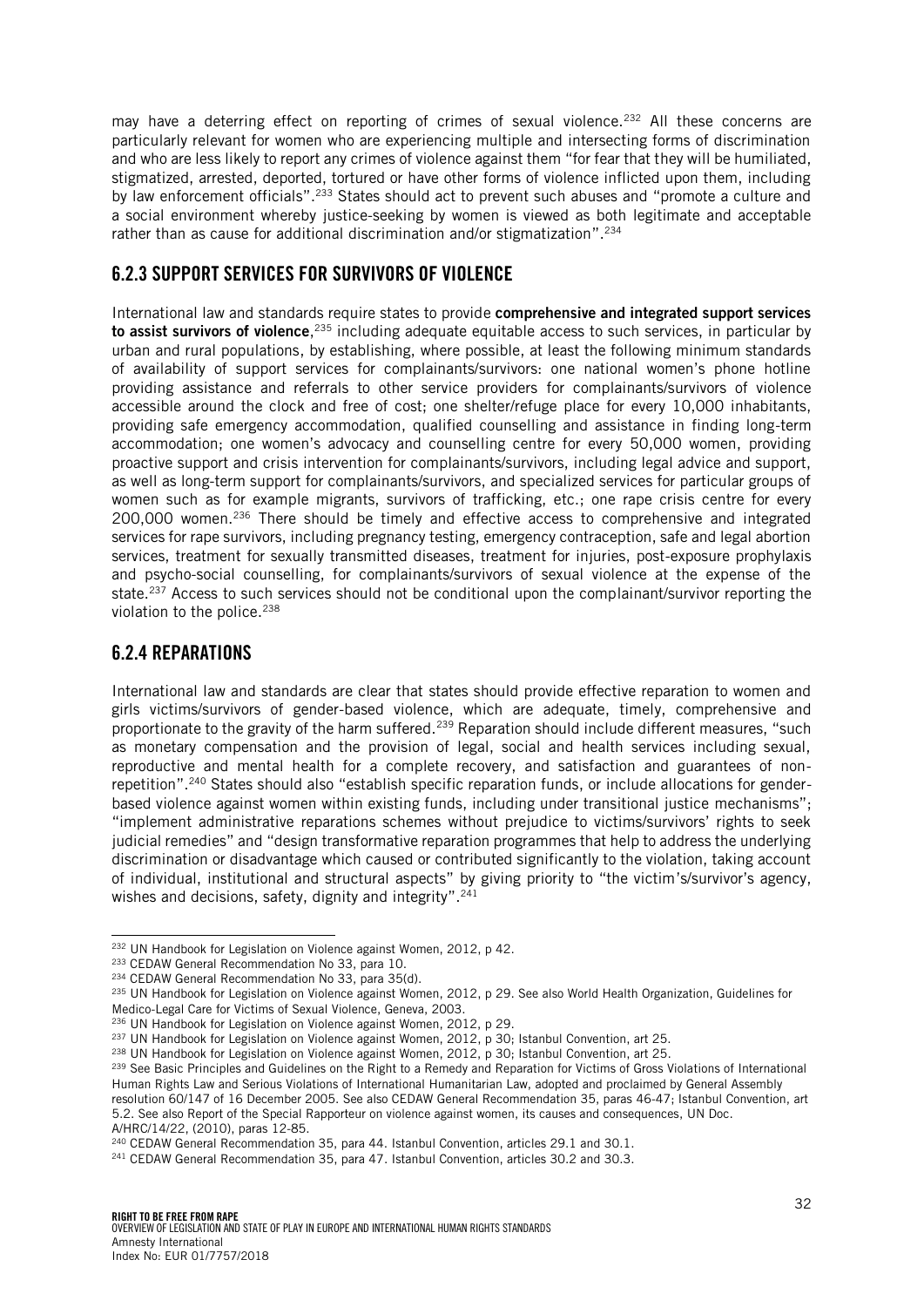may have a deterring effect on reporting of crimes of sexual violence.[232] All these concerns are particularly relevant for women who are experiencing multiple and intersecting forms of discrimination and who are less likely to report any crimes of violence against them "for fear that they will be humiliated, stigmatized, arrested, deported, tortured or have other forms of violence inflicted upon them, including by law enforcement officials".[233] States should act to prevent such abuses and "promote a culture and a social environment whereby justice-seeking by women is viewed as both legitimate and acceptable rather than as cause for additional discrimination and/or stigmatization".[234]

## 6.2.3 SUPPORT SERVICES FOR SURVIVORS OF VIOLENCE

International law and standards require states to provide **comprehensive and integrated support services to assist survivors of violence**,[235] including adequate equitable access to such services, in particular by urban and rural populations, by establishing, where possible, at least the following minimum standards of availability of support services for complainants/survivors: one national women's phone hotline providing assistance and referrals to other service providers for complainants/survivors of violence accessible around the clock and free of cost; one shelter/refuge place for every 10,000 inhabitants, providing safe emergency accommodation, qualified counselling and assistance in finding long-term accommodation; one women's advocacy and counselling centre for every 50,000 women, providing proactive support and crisis intervention for complainants/survivors, including legal advice and support, as well as long-term support for complainants/survivors, and specialized services for particular groups of women such as for example migrants, survivors of trafficking, etc.; one rape crisis centre for every 200,000 women.[236] There should be timely and effective access to comprehensive and integrated services for rape survivors, including pregnancy testing, emergency contraception, safe and legal abortion services, treatment for sexually transmitted diseases, treatment for injuries, post-exposure prophylaxis and psycho-social counselling, for complainants/survivors of sexual violence at the expense of the state.[237] Access to such services should not be conditional upon the complainant/survivor reporting the violation to the police.[238]

## 6.2.4 REPARATIONS

International law and standards are clear that states should provide effective reparation to women and girls victims/survivors of gender-based violence, which are adequate, timely, comprehensive and proportionate to the gravity of the harm suffered.[239] Reparation should include different measures, "such as monetary compensation and the provision of legal, social and health services including sexual, reproductive and mental health for a complete recovery, and satisfaction and guarantees of non-repetition".[240] States should also "establish specific reparation funds, or include allocations for gender-based violence against women within existing funds, including under transitional justice mechanisms"; "implement administrative reparations schemes without prejudice to victims/survivors' rights to seek judicial remedies" and "design transformative reparation programmes that help to address the underlying discrimination or disadvantage which caused or contributed significantly to the violation, taking account of individual, institutional and structural aspects" by giving priority to "the victim's/survivor's agency, wishes and decisions, safety, dignity and integrity".[241]

---

[232] UN Handbook for Legislation on Violence against Women, 2012, p 42.

[233] CEDAW General Recommendation No 33, para 10.

[234] CEDAW General Recommendation No 33, para 35(d).

[235] UN Handbook for Legislation on Violence against Women, 2012, p 29. See also World Health Organization, Guidelines for Medico-Legal Care for Victims of Sexual Violence, Geneva, 2003.

[236] UN Handbook for Legislation on Violence against Women, 2012, p 29.

[237] UN Handbook for Legislation on Violence against Women, 2012, p 30; Istanbul Convention, art 25.

[238] UN Handbook for Legislation on Violence against Women, 2012, p 30; Istanbul Convention, art 25.

[239] See Basic Principles and Guidelines on the Right to a Remedy and Reparation for Victims of Gross Violations of International Human Rights Law and Serious Violations of International Humanitarian Law, adopted and proclaimed by General Assembly resolution 60/147 of 16 December 2005. See also CEDAW General Recommendation 35, paras 46-47; Istanbul Convention, art 5.2. See also Report of the Special Rapporteur on violence against women, its causes and consequences, UN Doc. A/HRC/14/22, (2010), paras 12-85.

[240] CEDAW General Recommendation 35, para 44. Istanbul Convention, articles 29.1 and 30.1.

[241] CEDAW General Recommendation 35, para 47. Istanbul Convention, articles 30.2 and 30.3.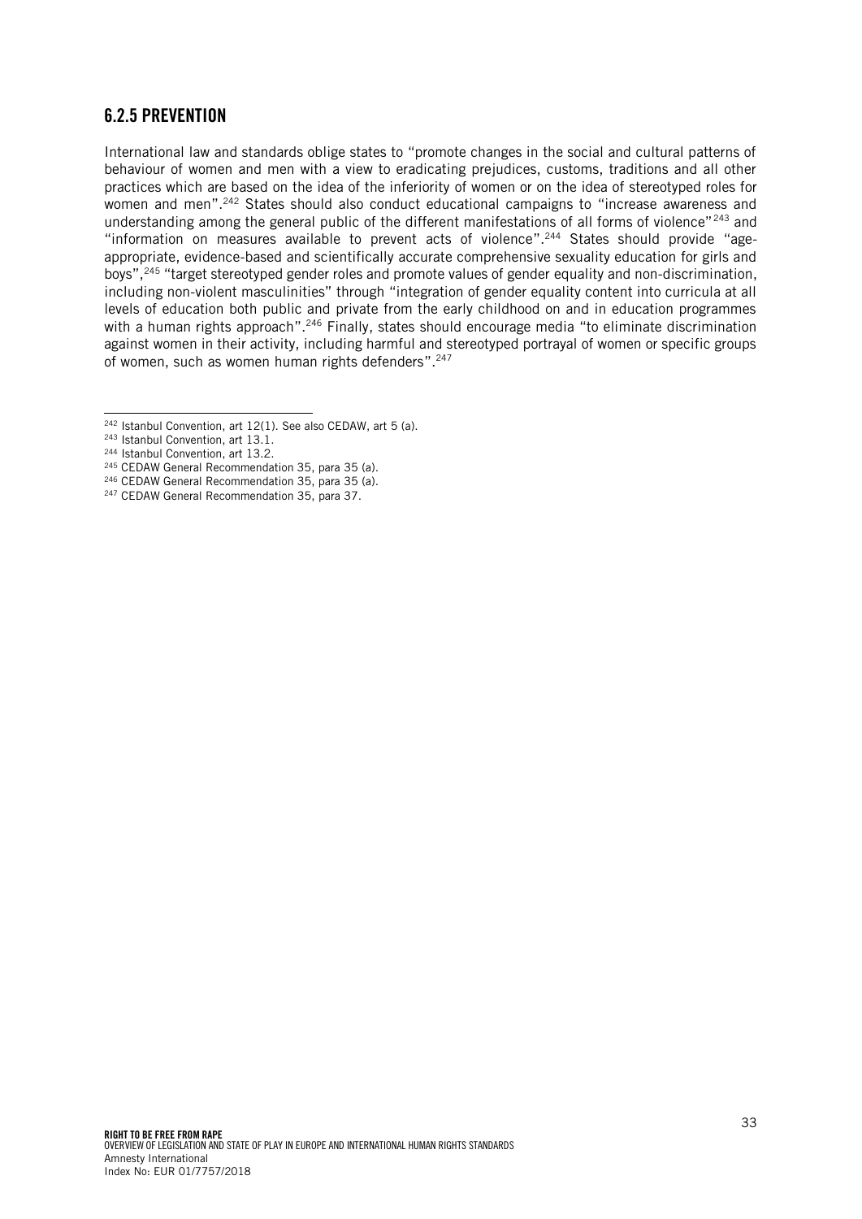## 6.2.5 PREVENTION

International law and standards oblige states to "promote changes in the social and cultural patterns of behaviour of women and men with a view to eradicating prejudices, customs, traditions and all other practices which are based on the idea of the inferiority of women or on the idea of stereotyped roles for women and men".[242] States should also conduct educational campaigns to "increase awareness and understanding among the general public of the different manifestations of all forms of violence"[243] and "information on measures available to prevent acts of violence".[244] States should provide "age-appropriate, evidence-based and scientifically accurate comprehensive sexuality education for girls and boys",[245] "target stereotyped gender roles and promote values of gender equality and non-discrimination, including non-violent masculinities" through "integration of gender equality content into curricula at all levels of education both public and private from the early childhood on and in education programmes with a human rights approach".[246] Finally, states should encourage media "to eliminate discrimination against women in their activity, including harmful and stereotyped portrayal of women or specific groups of women, such as women human rights defenders".[247]

---

[242] Istanbul Convention, art 12(1). See also CEDAW, art 5 (a).
[243] Istanbul Convention, art 13.1.
[244] Istanbul Convention, art 13.2.
[245] CEDAW General Recommendation 35, para 35 (a).
[246] CEDAW General Recommendation 35, para 35 (a).
[247] CEDAW General Recommendation 35, para 37.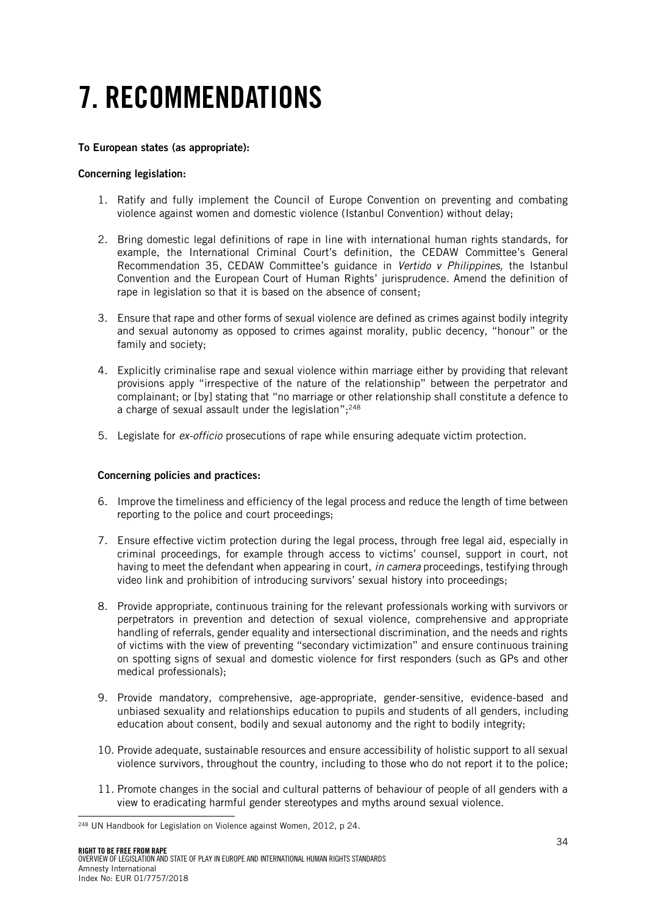# 7. RECOMMENDATIONS

**To European states (as appropriate):**

**Concerning legislation:**

1. Ratify and fully implement the Council of Europe Convention on preventing and combating violence against women and domestic violence (Istanbul Convention) without delay;

2. Bring domestic legal definitions of rape in line with international human rights standards, for example, the International Criminal Court's definition, the CEDAW Committee's General Recommendation 35, CEDAW Committee's guidance in *Vertido v Philippines,* the Istanbul Convention and the European Court of Human Rights' jurisprudence. Amend the definition of rape in legislation so that it is based on the absence of consent;

3. Ensure that rape and other forms of sexual violence are defined as crimes against bodily integrity and sexual autonomy as opposed to crimes against morality, public decency, "honour" or the family and society;

4. Explicitly criminalise rape and sexual violence within marriage either by providing that relevant provisions apply "irrespective of the nature of the relationship" between the perpetrator and complainant; or [by] stating that "no marriage or other relationship shall constitute a defence to a charge of sexual assault under the legislation";[248]

5. Legislate for *ex-officio* prosecutions of rape while ensuring adequate victim protection.

**Concerning policies and practices:**

6. Improve the timeliness and efficiency of the legal process and reduce the length of time between reporting to the police and court proceedings;

7. Ensure effective victim protection during the legal process, through free legal aid, especially in criminal proceedings, for example through access to victims' counsel, support in court, not having to meet the defendant when appearing in court, *in camera* proceedings, testifying through video link and prohibition of introducing survivors' sexual history into proceedings;

8. Provide appropriate, continuous training for the relevant professionals working with survivors or perpetrators in prevention and detection of sexual violence, comprehensive and appropriate handling of referrals, gender equality and intersectional discrimination, and the needs and rights of victims with the view of preventing "secondary victimization" and ensure continuous training on spotting signs of sexual and domestic violence for first responders (such as GPs and other medical professionals);

9. Provide mandatory, comprehensive, age-appropriate, gender-sensitive, evidence-based and unbiased sexuality and relationships education to pupils and students of all genders, including education about consent, bodily and sexual autonomy and the right to bodily integrity;

10. Provide adequate, sustainable resources and ensure accessibility of holistic support to all sexual violence survivors, throughout the country, including to those who do not report it to the police;

11. Promote changes in the social and cultural patterns of behaviour of people of all genders with a view to eradicating harmful gender stereotypes and myths around sexual violence.

---

[248] UN Handbook for Legislation on Violence against Women, 2012, p 24.